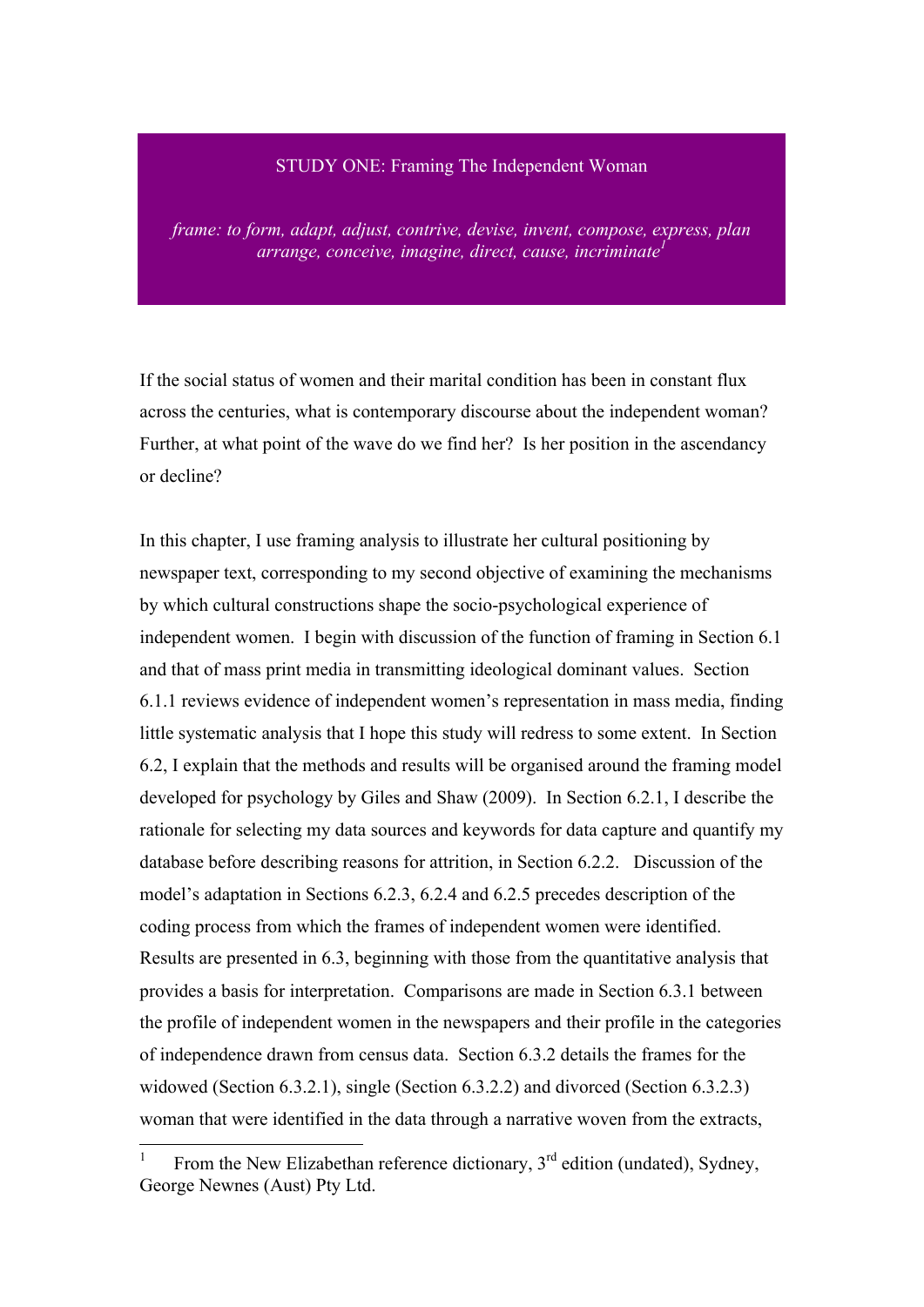# STUDY ONE: Framing The Independent Woman

*frame: to form, adapt, adjust, contrive, devise, invent, compose, express, plan arrange, conceive, imagine, direct, cause, incriminate*[1]

If the social status of women and their marital condition has been in constant flux across the centuries, what is contemporary discourse about the independent woman? Further, at what point of the wave do we find her? Is her position in the ascendancy or decline?

In this chapter, I use framing analysis to illustrate her cultural positioning by newspaper text, corresponding to my second objective of examining the mechanisms by which cultural constructions shape the socio-psychological experience of independent women. I begin with discussion of the function of framing in Section 6.1 and that of mass print media in transmitting ideological dominant values. Section 6.1.1 reviews evidence of independent women's representation in mass media, finding little systematic analysis that I hope this study will redress to some extent. In Section 6.2, I explain that the methods and results will be organised around the framing model developed for psychology by Giles and Shaw (2009). In Section 6.2.1, I describe the rationale for selecting my data sources and keywords for data capture and quantify my database before describing reasons for attrition, in Section 6.2.2. Discussion of the model's adaptation in Sections 6.2.3, 6.2.4 and 6.2.5 precedes description of the coding process from which the frames of independent women were identified. Results are presented in 6.3, beginning with those from the quantitative analysis that provides a basis for interpretation. Comparisons are made in Section 6.3.1 between the profile of independent women in the newspapers and their profile in the categories of independence drawn from census data. Section 6.3.2 details the frames for the widowed (Section 6.3.2.1), single (Section 6.3.2.2) and divorced (Section 6.3.2.3) woman that were identified in the data through a narrative woven from the extracts,

---

[1] From the New Elizabethan reference dictionary, 3rd edition (undated), Sydney, George Newnes (Aust) Pty Ltd.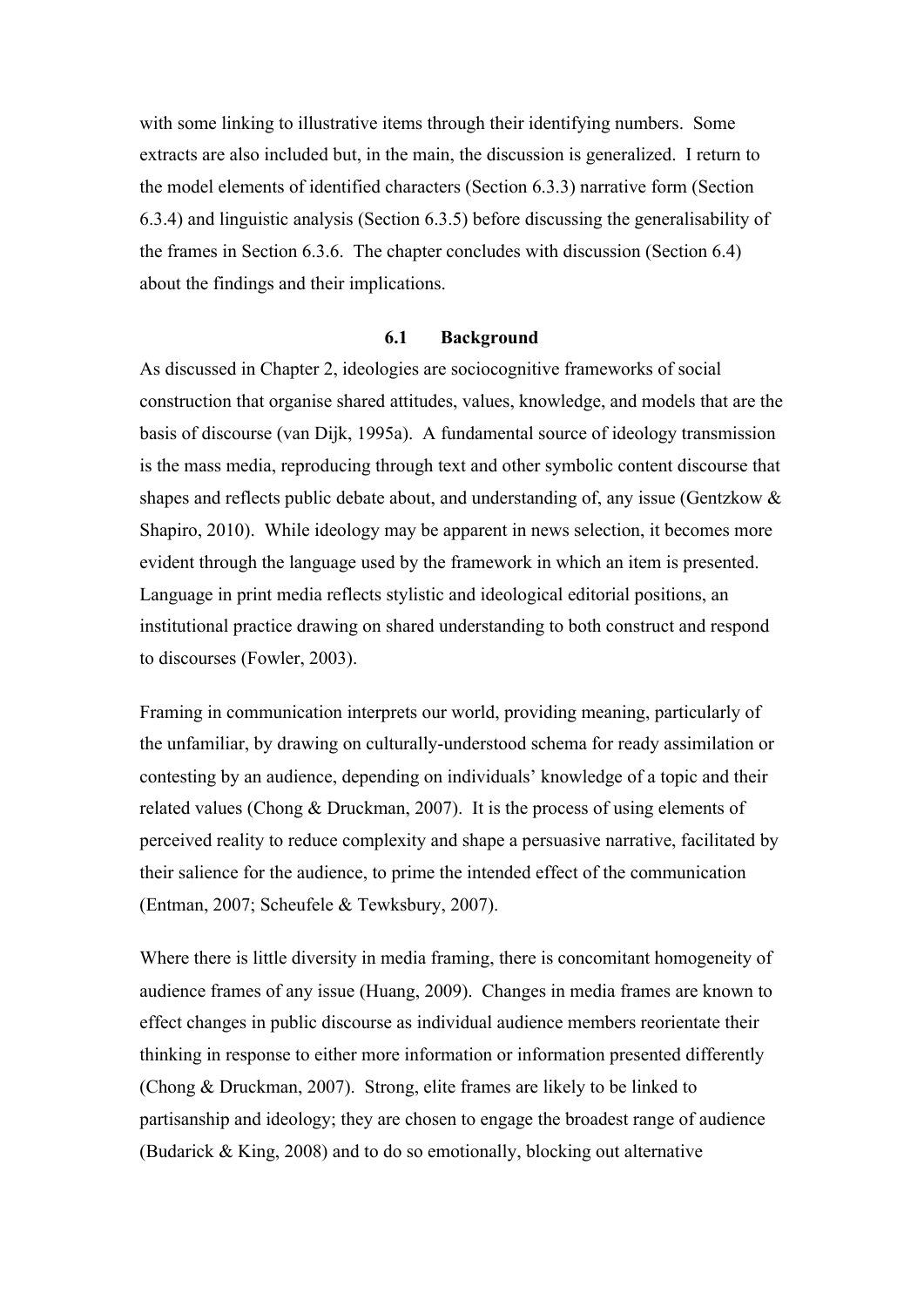with some linking to illustrative items through their identifying numbers. Some extracts are also included but, in the main, the discussion is generalized. I return to the model elements of identified characters (Section 6.3.3) narrative form (Section 6.3.4) and linguistic analysis (Section 6.3.5) before discussing the generalisability of the frames in Section 6.3.6. The chapter concludes with discussion (Section 6.4) about the findings and their implications.

## 6.1 Background

As discussed in Chapter 2, ideologies are sociocognitive frameworks of social construction that organise shared attitudes, values, knowledge, and models that are the basis of discourse (van Dijk, 1995a). A fundamental source of ideology transmission is the mass media, reproducing through text and other symbolic content discourse that shapes and reflects public debate about, and understanding of, any issue (Gentzkow & Shapiro, 2010). While ideology may be apparent in news selection, it becomes more evident through the language used by the framework in which an item is presented. Language in print media reflects stylistic and ideological editorial positions, an institutional practice drawing on shared understanding to both construct and respond to discourses (Fowler, 2003).

Framing in communication interprets our world, providing meaning, particularly of the unfamiliar, by drawing on culturally-understood schema for ready assimilation or contesting by an audience, depending on individuals' knowledge of a topic and their related values (Chong & Druckman, 2007). It is the process of using elements of perceived reality to reduce complexity and shape a persuasive narrative, facilitated by their salience for the audience, to prime the intended effect of the communication (Entman, 2007; Scheufele & Tewksbury, 2007).

Where there is little diversity in media framing, there is concomitant homogeneity of audience frames of any issue (Huang, 2009). Changes in media frames are known to effect changes in public discourse as individual audience members reorientate their thinking in response to either more information or information presented differently (Chong & Druckman, 2007). Strong, elite frames are likely to be linked to partisanship and ideology; they are chosen to engage the broadest range of audience (Budarick & King, 2008) and to do so emotionally, blocking out alternative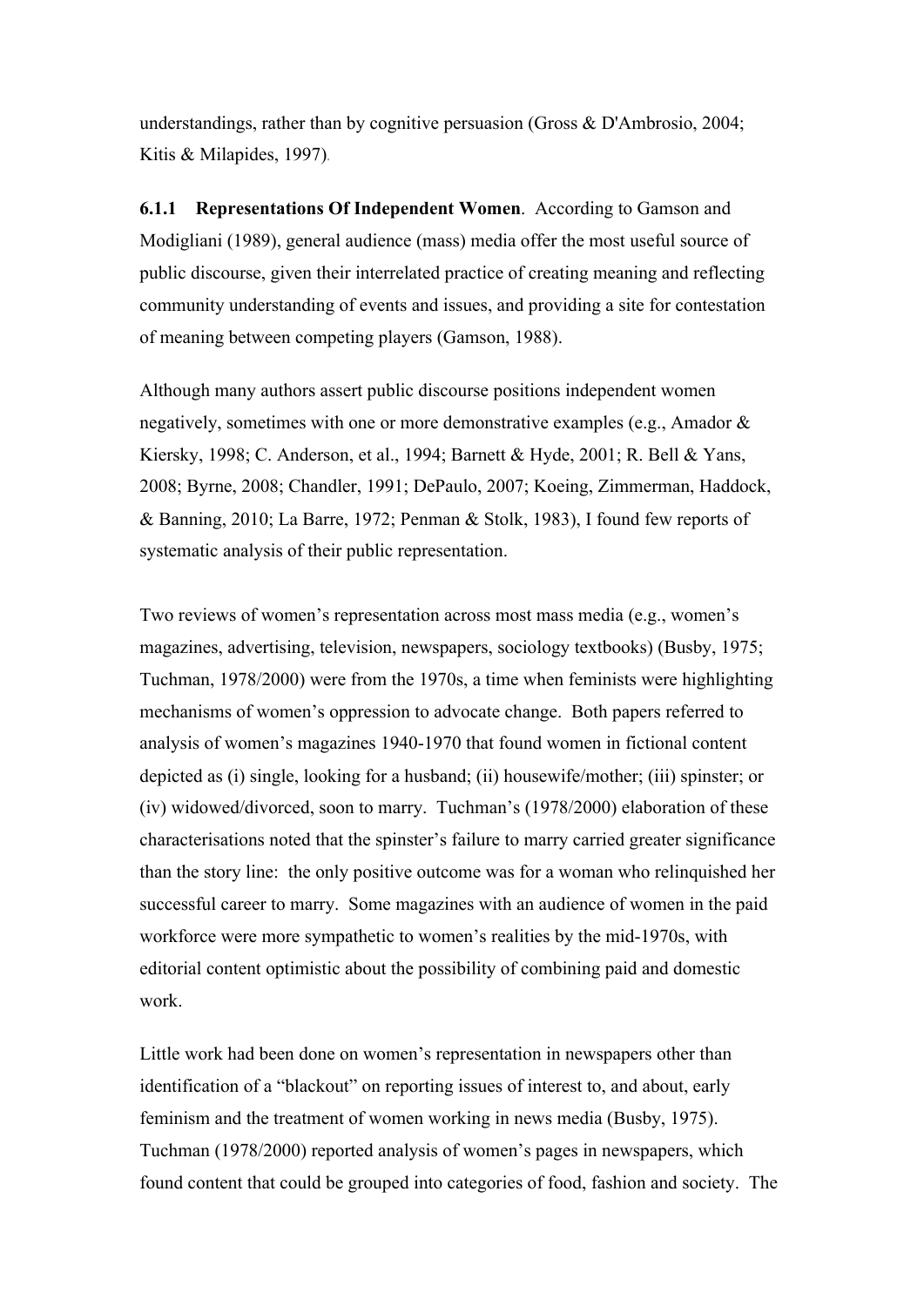understandings, rather than by cognitive persuasion (Gross & D'Ambrosio, 2004; Kitis & Milapides, 1997).

**6.1.1 Representations Of Independent Women**. According to Gamson and Modigliani (1989), general audience (mass) media offer the most useful source of public discourse, given their interrelated practice of creating meaning and reflecting community understanding of events and issues, and providing a site for contestation of meaning between competing players (Gamson, 1988).

Although many authors assert public discourse positions independent women negatively, sometimes with one or more demonstrative examples (e.g., Amador & Kiersky, 1998; C. Anderson, et al., 1994; Barnett & Hyde, 2001; R. Bell & Yans, 2008; Byrne, 2008; Chandler, 1991; DePaulo, 2007; Koeing, Zimmerman, Haddock, & Banning, 2010; La Barre, 1972; Penman & Stolk, 1983), I found few reports of systematic analysis of their public representation.

Two reviews of women's representation across most mass media (e.g., women's magazines, advertising, television, newspapers, sociology textbooks) (Busby, 1975; Tuchman, 1978/2000) were from the 1970s, a time when feminists were highlighting mechanisms of women's oppression to advocate change. Both papers referred to analysis of women's magazines 1940-1970 that found women in fictional content depicted as (i) single, looking for a husband; (ii) housewife/mother; (iii) spinster; or (iv) widowed/divorced, soon to marry. Tuchman's (1978/2000) elaboration of these characterisations noted that the spinster's failure to marry carried greater significance than the story line: the only positive outcome was for a woman who relinquished her successful career to marry. Some magazines with an audience of women in the paid workforce were more sympathetic to women's realities by the mid-1970s, with editorial content optimistic about the possibility of combining paid and domestic work.

Little work had been done on women's representation in newspapers other than identification of a "blackout" on reporting issues of interest to, and about, early feminism and the treatment of women working in news media (Busby, 1975). Tuchman (1978/2000) reported analysis of women's pages in newspapers, which found content that could be grouped into categories of food, fashion and society. The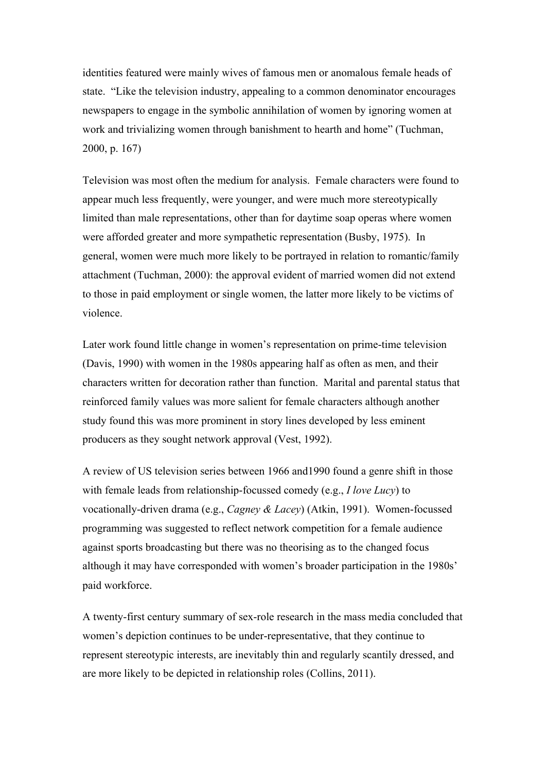identities featured were mainly wives of famous men or anomalous female heads of state. "Like the television industry, appealing to a common denominator encourages newspapers to engage in the symbolic annihilation of women by ignoring women at work and trivializing women through banishment to hearth and home" (Tuchman, 2000, p. 167)

Television was most often the medium for analysis. Female characters were found to appear much less frequently, were younger, and were much more stereotypically limited than male representations, other than for daytime soap operas where women were afforded greater and more sympathetic representation (Busby, 1975). In general, women were much more likely to be portrayed in relation to romantic/family attachment (Tuchman, 2000): the approval evident of married women did not extend to those in paid employment or single women, the latter more likely to be victims of violence.

Later work found little change in women's representation on prime-time television (Davis, 1990) with women in the 1980s appearing half as often as men, and their characters written for decoration rather than function. Marital and parental status that reinforced family values was more salient for female characters although another study found this was more prominent in story lines developed by less eminent producers as they sought network approval (Vest, 1992).

A review of US television series between 1966 and1990 found a genre shift in those with female leads from relationship-focussed comedy (e.g., *I love Lucy*) to vocationally-driven drama (e.g., *Cagney & Lacey*) (Atkin, 1991). Women-focussed programming was suggested to reflect network competition for a female audience against sports broadcasting but there was no theorising as to the changed focus although it may have corresponded with women's broader participation in the 1980s' paid workforce.

A twenty-first century summary of sex-role research in the mass media concluded that women's depiction continues to be under-representative, that they continue to represent stereotypic interests, are inevitably thin and regularly scantily dressed, and are more likely to be depicted in relationship roles (Collins, 2011).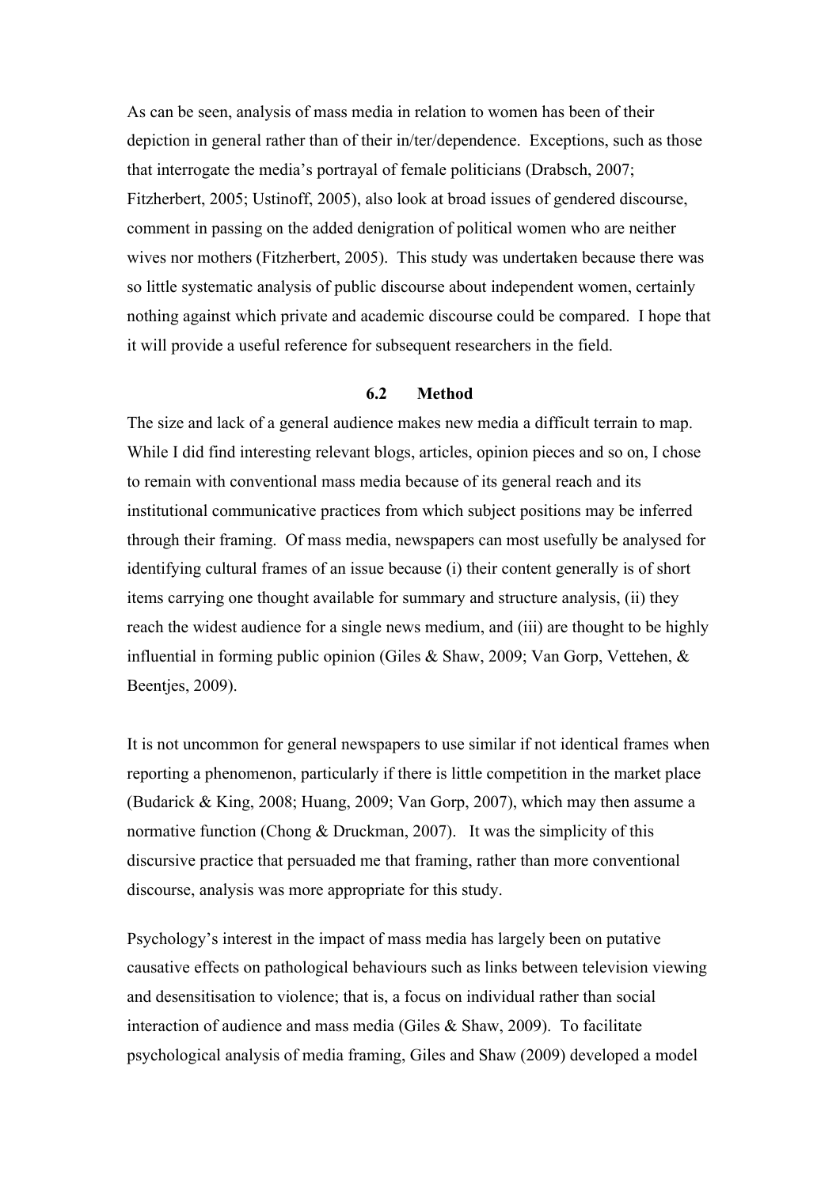As can be seen, analysis of mass media in relation to women has been of their depiction in general rather than of their in/ter/dependence. Exceptions, such as those that interrogate the media's portrayal of female politicians (Drabsch, 2007; Fitzherbert, 2005; Ustinoff, 2005), also look at broad issues of gendered discourse, comment in passing on the added denigration of political women who are neither wives nor mothers (Fitzherbert, 2005). This study was undertaken because there was so little systematic analysis of public discourse about independent women, certainly nothing against which private and academic discourse could be compared. I hope that it will provide a useful reference for subsequent researchers in the field.

### 6.2 Method

The size and lack of a general audience makes new media a difficult terrain to map. While I did find interesting relevant blogs, articles, opinion pieces and so on, I chose to remain with conventional mass media because of its general reach and its institutional communicative practices from which subject positions may be inferred through their framing. Of mass media, newspapers can most usefully be analysed for identifying cultural frames of an issue because (i) their content generally is of short items carrying one thought available for summary and structure analysis, (ii) they reach the widest audience for a single news medium, and (iii) are thought to be highly influential in forming public opinion (Giles & Shaw, 2009; Van Gorp, Vettehen, & Beentjes, 2009).

It is not uncommon for general newspapers to use similar if not identical frames when reporting a phenomenon, particularly if there is little competition in the market place (Budarick & King, 2008; Huang, 2009; Van Gorp, 2007), which may then assume a normative function (Chong & Druckman, 2007). It was the simplicity of this discursive practice that persuaded me that framing, rather than more conventional discourse, analysis was more appropriate for this study.

Psychology's interest in the impact of mass media has largely been on putative causative effects on pathological behaviours such as links between television viewing and desensitisation to violence; that is, a focus on individual rather than social interaction of audience and mass media (Giles & Shaw, 2009). To facilitate psychological analysis of media framing, Giles and Shaw (2009) developed a model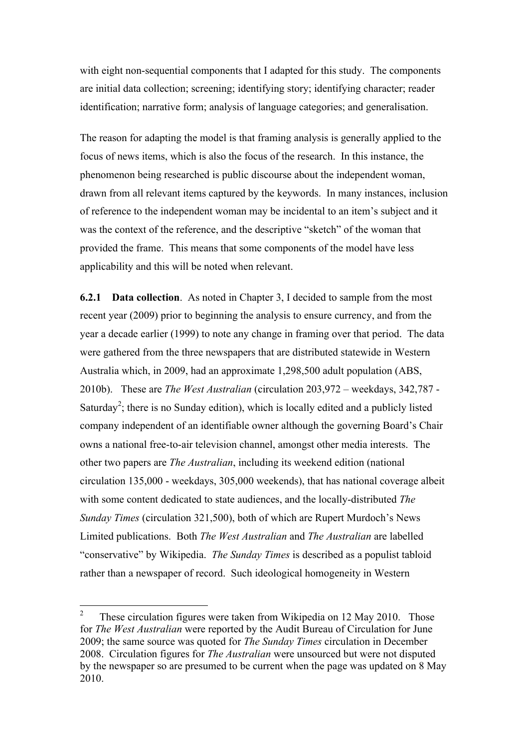with eight non-sequential components that I adapted for this study. The components are initial data collection; screening; identifying story; identifying character; reader identification; narrative form; analysis of language categories; and generalisation.

The reason for adapting the model is that framing analysis is generally applied to the focus of news items, which is also the focus of the research. In this instance, the phenomenon being researched is public discourse about the independent woman, drawn from all relevant items captured by the keywords. In many instances, inclusion of reference to the independent woman may be incidental to an item's subject and it was the context of the reference, and the descriptive "sketch" of the woman that provided the frame. This means that some components of the model have less applicability and this will be noted when relevant.

**6.2.1 Data collection**. As noted in Chapter 3, I decided to sample from the most recent year (2009) prior to beginning the analysis to ensure currency, and from the year a decade earlier (1999) to note any change in framing over that period. The data were gathered from the three newspapers that are distributed statewide in Western Australia which, in 2009, had an approximate 1,298,500 adult population (ABS, 2010b). These are *The West Australian* (circulation 203,972 – weekdays, 342,787 - Saturday[2]; there is no Sunday edition), which is locally edited and a publicly listed company independent of an identifiable owner although the governing Board's Chair owns a national free-to-air television channel, amongst other media interests. The other two papers are *The Australian*, including its weekend edition (national circulation 135,000 - weekdays, 305,000 weekends), that has national coverage albeit with some content dedicated to state audiences, and the locally-distributed *The Sunday Times* (circulation 321,500), both of which are Rupert Murdoch's News Limited publications. Both *The West Australian* and *The Australian* are labelled "conservative" by Wikipedia. *The Sunday Times* is described as a populist tabloid rather than a newspaper of record. Such ideological homogeneity in Western

---

[2] These circulation figures were taken from Wikipedia on 12 May 2010. Those for *The West Australian* were reported by the Audit Bureau of Circulation for June 2009; the same source was quoted for *The Sunday Times* circulation in December 2008. Circulation figures for *The Australian* were unsourced but were not disputed by the newspaper so are presumed to be current when the page was updated on 8 May 2010.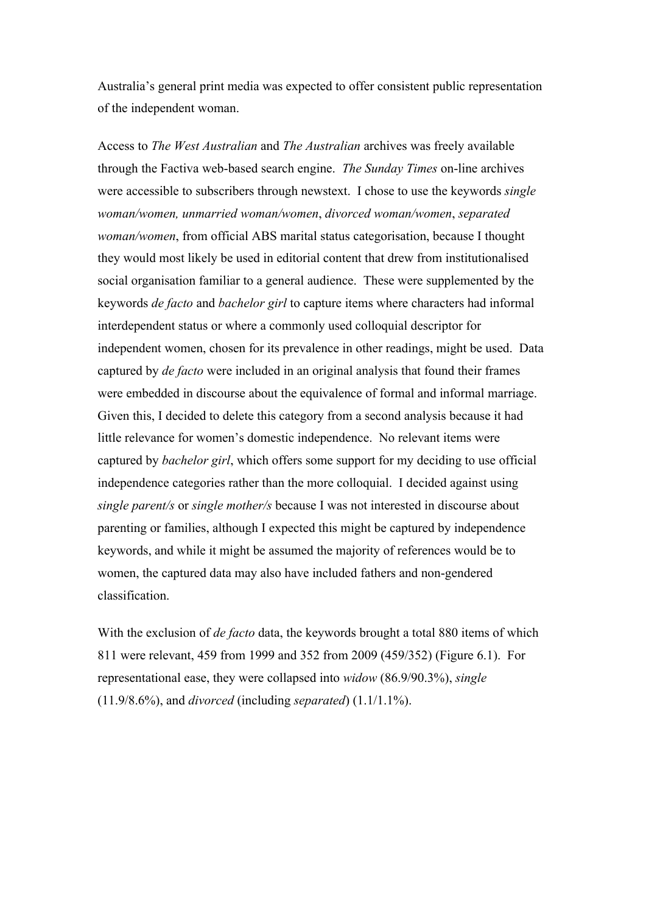Australia's general print media was expected to offer consistent public representation of the independent woman.

Access to *The West Australian* and *The Australian* archives was freely available through the Factiva web-based search engine. *The Sunday Times* on-line archives were accessible to subscribers through newstext. I chose to use the keywords *single woman/women, unmarried woman/women*, *divorced woman/women*, *separated woman/women*, from official ABS marital status categorisation, because I thought they would most likely be used in editorial content that drew from institutionalised social organisation familiar to a general audience. These were supplemented by the keywords *de facto* and *bachelor girl* to capture items where characters had informal interdependent status or where a commonly used colloquial descriptor for independent women, chosen for its prevalence in other readings, might be used. Data captured by *de facto* were included in an original analysis that found their frames were embedded in discourse about the equivalence of formal and informal marriage. Given this, I decided to delete this category from a second analysis because it had little relevance for women's domestic independence. No relevant items were captured by *bachelor girl*, which offers some support for my deciding to use official independence categories rather than the more colloquial. I decided against using *single parent/s* or *single mother/s* because I was not interested in discourse about parenting or families, although I expected this might be captured by independence keywords, and while it might be assumed the majority of references would be to women, the captured data may also have included fathers and non-gendered classification.

With the exclusion of *de facto* data, the keywords brought a total 880 items of which 811 were relevant, 459 from 1999 and 352 from 2009 (459/352) (Figure 6.1). For representational ease, they were collapsed into *widow* (86.9/90.3%), *single* (11.9/8.6%), and *divorced* (including *separated*) (1.1/1.1%).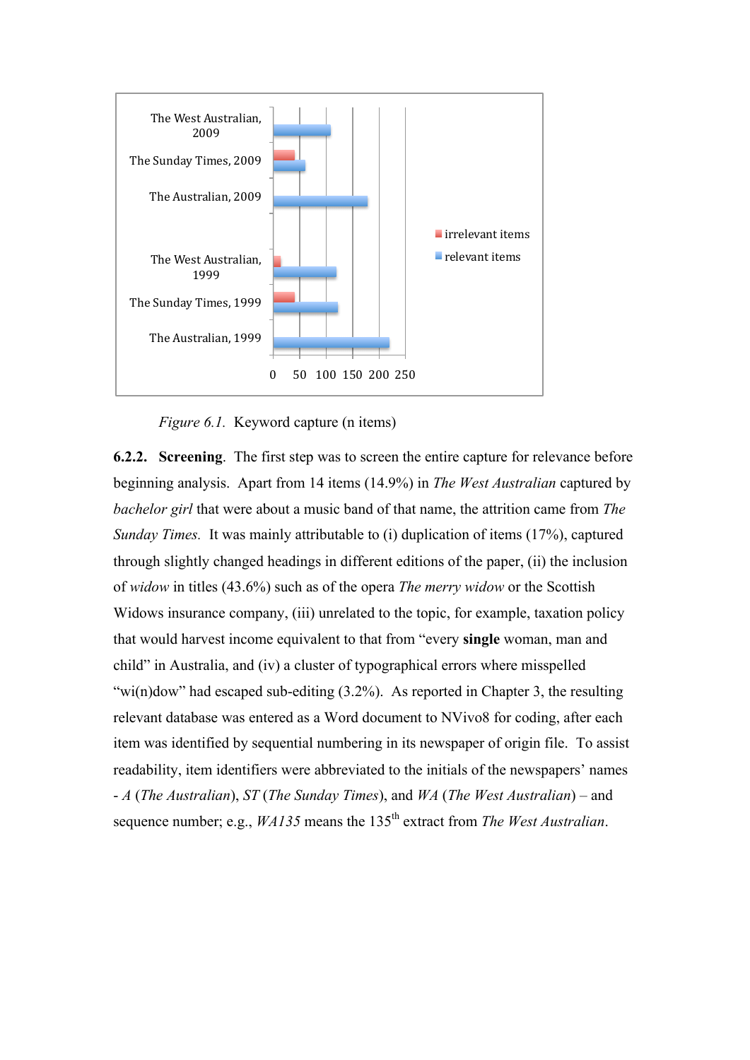*Figure 6.1.* Keyword capture (n items)

**6.2.2. Screening**. The first step was to screen the entire capture for relevance before beginning analysis. Apart from 14 items (14.9%) in *The West Australian* captured by *bachelor girl* that were about a music band of that name, the attrition came from *The Sunday Times*. It was mainly attributable to (i) duplication of items (17%), captured through slightly changed headings in different editions of the paper, (ii) the inclusion of *widow* in titles (43.6%) such as of the opera *The merry widow* or the Scottish Widows insurance company, (iii) unrelated to the topic, for example, taxation policy that would harvest income equivalent to that from "every **single** woman, man and child" in Australia, and (iv) a cluster of typographical errors where misspelled "wi(n)dow" had escaped sub-editing (3.2%). As reported in Chapter 3, the resulting relevant database was entered as a Word document to NVivo8 for coding, after each item was identified by sequential numbering in its newspaper of origin file. To assist readability, item identifiers were abbreviated to the initials of the newspapers' names - *A* (*The Australian*), *ST* (*The Sunday Times*), and *WA* (*The West Australian*) – and sequence number; e.g., *WA135* means the 135th extract from *The West Australian*.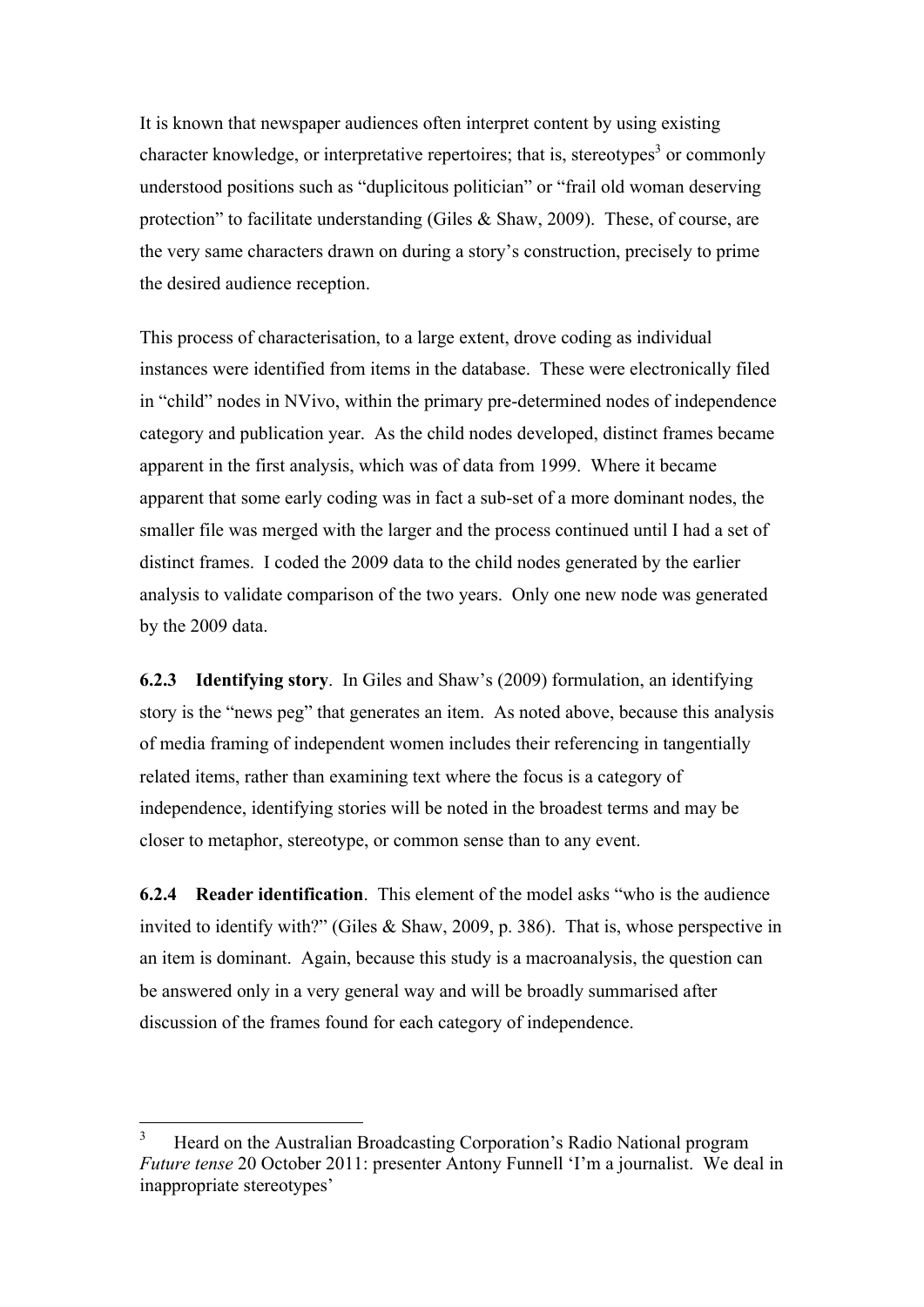It is known that newspaper audiences often interpret content by using existing character knowledge, or interpretative repertoires; that is, stereotypes[3] or commonly understood positions such as "duplicitous politician" or "frail old woman deserving protection" to facilitate understanding (Giles & Shaw, 2009). These, of course, are the very same characters drawn on during a story's construction, precisely to prime the desired audience reception.

This process of characterisation, to a large extent, drove coding as individual instances were identified from items in the database. These were electronically filed in "child" nodes in NVivo, within the primary pre-determined nodes of independence category and publication year. As the child nodes developed, distinct frames became apparent in the first analysis, which was of data from 1999. Where it became apparent that some early coding was in fact a sub-set of a more dominant nodes, the smaller file was merged with the larger and the process continued until I had a set of distinct frames. I coded the 2009 data to the child nodes generated by the earlier analysis to validate comparison of the two years. Only one new node was generated by the 2009 data.

**6.2.3 Identifying story**. In Giles and Shaw's (2009) formulation, an identifying story is the "news peg" that generates an item. As noted above, because this analysis of media framing of independent women includes their referencing in tangentially related items, rather than examining text where the focus is a category of independence, identifying stories will be noted in the broadest terms and may be closer to metaphor, stereotype, or common sense than to any event.

**6.2.4 Reader identification**. This element of the model asks "who is the audience invited to identify with?" (Giles & Shaw, 2009, p. 386). That is, whose perspective in an item is dominant. Again, because this study is a macroanalysis, the question can be answered only in a very general way and will be broadly summarised after discussion of the frames found for each category of independence.

---

[3] Heard on the Australian Broadcasting Corporation's Radio National program *Future tense* 20 October 2011: presenter Antony Funnell 'I'm a journalist. We deal in inappropriate stereotypes'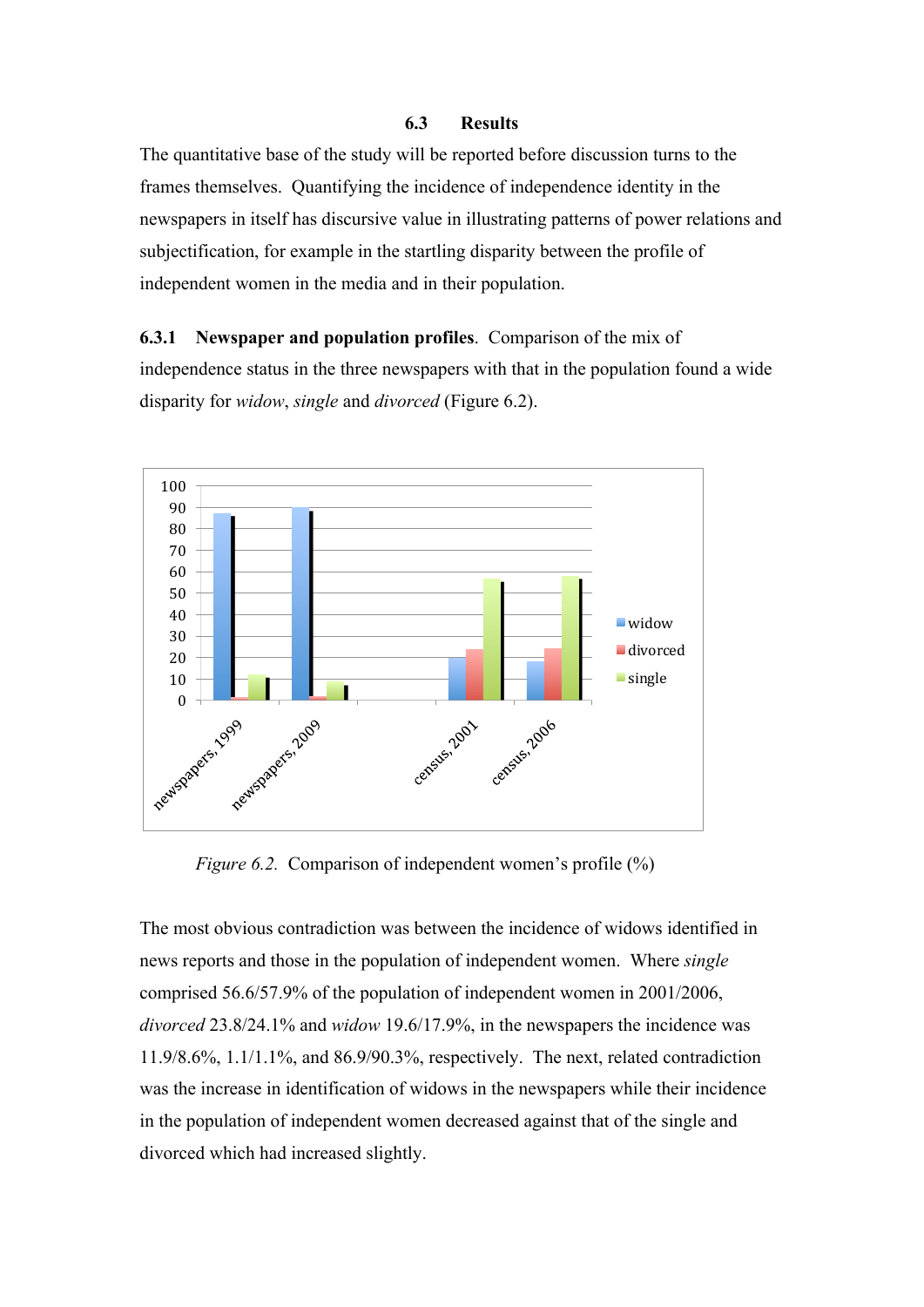### 6.3 Results

The quantitative base of the study will be reported before discussion turns to the frames themselves. Quantifying the incidence of independence identity in the newspapers in itself has discursive value in illustrating patterns of power relations and subjectification, for example in the startling disparity between the profile of independent women in the media and in their population.

**6.3.1 Newspaper and population profiles**. Comparison of the mix of independence status in the three newspapers with that in the population found a wide disparity for *widow*, *single* and *divorced* (Figure 6.2).

*Figure 6.2.* Comparison of independent women's profile (%)

The most obvious contradiction was between the incidence of widows identified in news reports and those in the population of independent women. Where *single* comprised 56.6/57.9% of the population of independent women in 2001/2006, *divorced* 23.8/24.1% and *widow* 19.6/17.9%, in the newspapers the incidence was 11.9/8.6%, 1.1/1.1%, and 86.9/90.3%, respectively. The next, related contradiction was the increase in identification of widows in the newspapers while their incidence in the population of independent women decreased against that of the single and divorced which had increased slightly.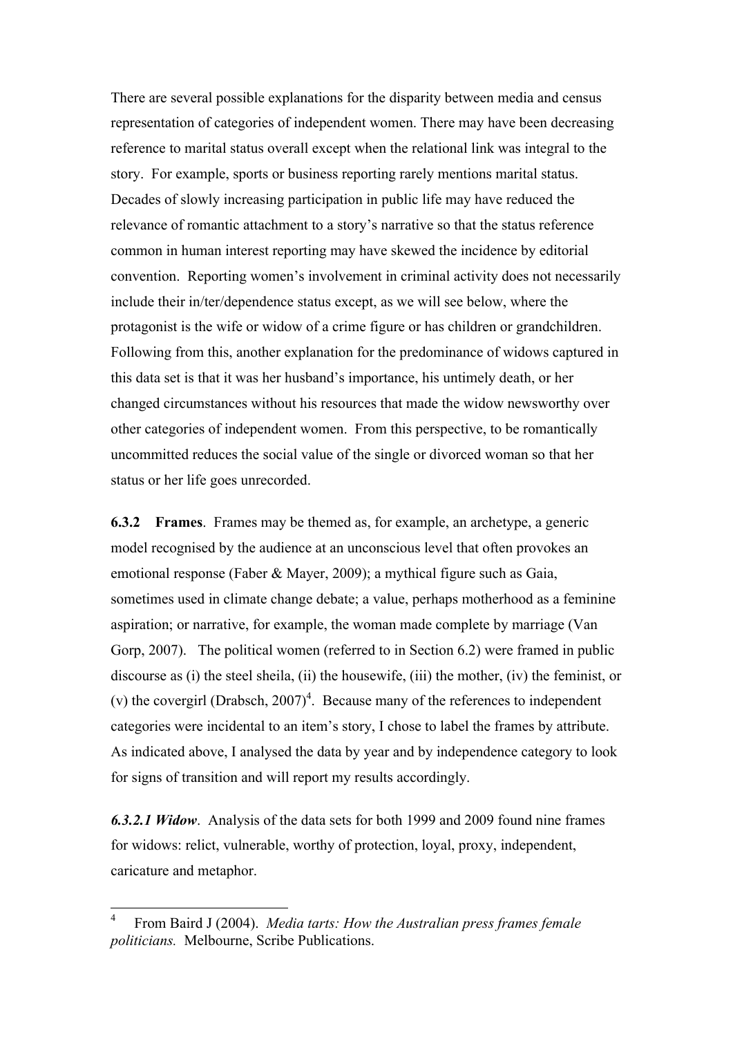There are several possible explanations for the disparity between media and census representation of categories of independent women. There may have been decreasing reference to marital status overall except when the relational link was integral to the story. For example, sports or business reporting rarely mentions marital status. Decades of slowly increasing participation in public life may have reduced the relevance of romantic attachment to a story's narrative so that the status reference common in human interest reporting may have skewed the incidence by editorial convention. Reporting women's involvement in criminal activity does not necessarily include their in/ter/dependence status except, as we will see below, where the protagonist is the wife or widow of a crime figure or has children or grandchildren. Following from this, another explanation for the predominance of widows captured in this data set is that it was her husband's importance, his untimely death, or her changed circumstances without his resources that made the widow newsworthy over other categories of independent women. From this perspective, to be romantically uncommitted reduces the social value of the single or divorced woman so that her status or her life goes unrecorded.

**6.3.2 Frames**. Frames may be themed as, for example, an archetype, a generic model recognised by the audience at an unconscious level that often provokes an emotional response (Faber & Mayer, 2009); a mythical figure such as Gaia, sometimes used in climate change debate; a value, perhaps motherhood as a feminine aspiration; or narrative, for example, the woman made complete by marriage (Van Gorp, 2007). The political women (referred to in Section 6.2) were framed in public discourse as (i) the steel sheila, (ii) the housewife, (iii) the mother, (iv) the feminist, or (v) the covergirl (Drabsch, 2007)[4]. Because many of the references to independent categories were incidental to an item's story, I chose to label the frames by attribute. As indicated above, I analysed the data by year and by independence category to look for signs of transition and will report my results accordingly.

***6.3.2.1 Widow***. Analysis of the data sets for both 1999 and 2009 found nine frames for widows: relict, vulnerable, worthy of protection, loyal, proxy, independent, caricature and metaphor.

---

[4] From Baird J (2004). *Media tarts: How the Australian press frames female politicians.* Melbourne, Scribe Publications.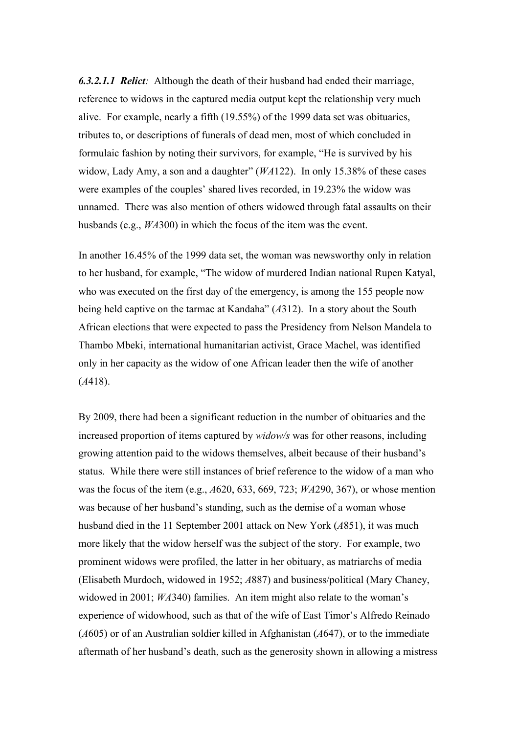***6.3.2.1.1 Relict**:* Although the death of their husband had ended their marriage, reference to widows in the captured media output kept the relationship very much alive. For example, nearly a fifth (19.55%) of the 1999 data set was obituaries, tributes to, or descriptions of funerals of dead men, most of which concluded in formulaic fashion by noting their survivors, for example, "He is survived by his widow, Lady Amy, a son and a daughter" (*WA*122). In only 15.38% of these cases were examples of the couples' shared lives recorded, in 19.23% the widow was unnamed. There was also mention of others widowed through fatal assaults on their husbands (e.g., *WA*300) in which the focus of the item was the event.

In another 16.45% of the 1999 data set, the woman was newsworthy only in relation to her husband, for example, "The widow of murdered Indian national Rupen Katyal, who was executed on the first day of the emergency, is among the 155 people now being held captive on the tarmac at Kandaha" (*A*312). In a story about the South African elections that were expected to pass the Presidency from Nelson Mandela to Thambo Mbeki, international humanitarian activist, Grace Machel, was identified only in her capacity as the widow of one African leader then the wife of another (*A*418).

By 2009, there had been a significant reduction in the number of obituaries and the increased proportion of items captured by *widow/s* was for other reasons, including growing attention paid to the widows themselves, albeit because of their husband's status. While there were still instances of brief reference to the widow of a man who was the focus of the item (e.g., *A*620, 633, 669, 723; *WA*290, 367), or whose mention was because of her husband's standing, such as the demise of a woman whose husband died in the 11 September 2001 attack on New York (*A*851), it was much more likely that the widow herself was the subject of the story. For example, two prominent widows were profiled, the latter in her obituary, as matriarchs of media (Elisabeth Murdoch, widowed in 1952; *A*887) and business/political (Mary Chaney, widowed in 2001; *WA*340) families. An item might also relate to the woman's experience of widowhood, such as that of the wife of East Timor's Alfredo Reinado (*A*605) or of an Australian soldier killed in Afghanistan (*A*647), or to the immediate aftermath of her husband's death, such as the generosity shown in allowing a mistress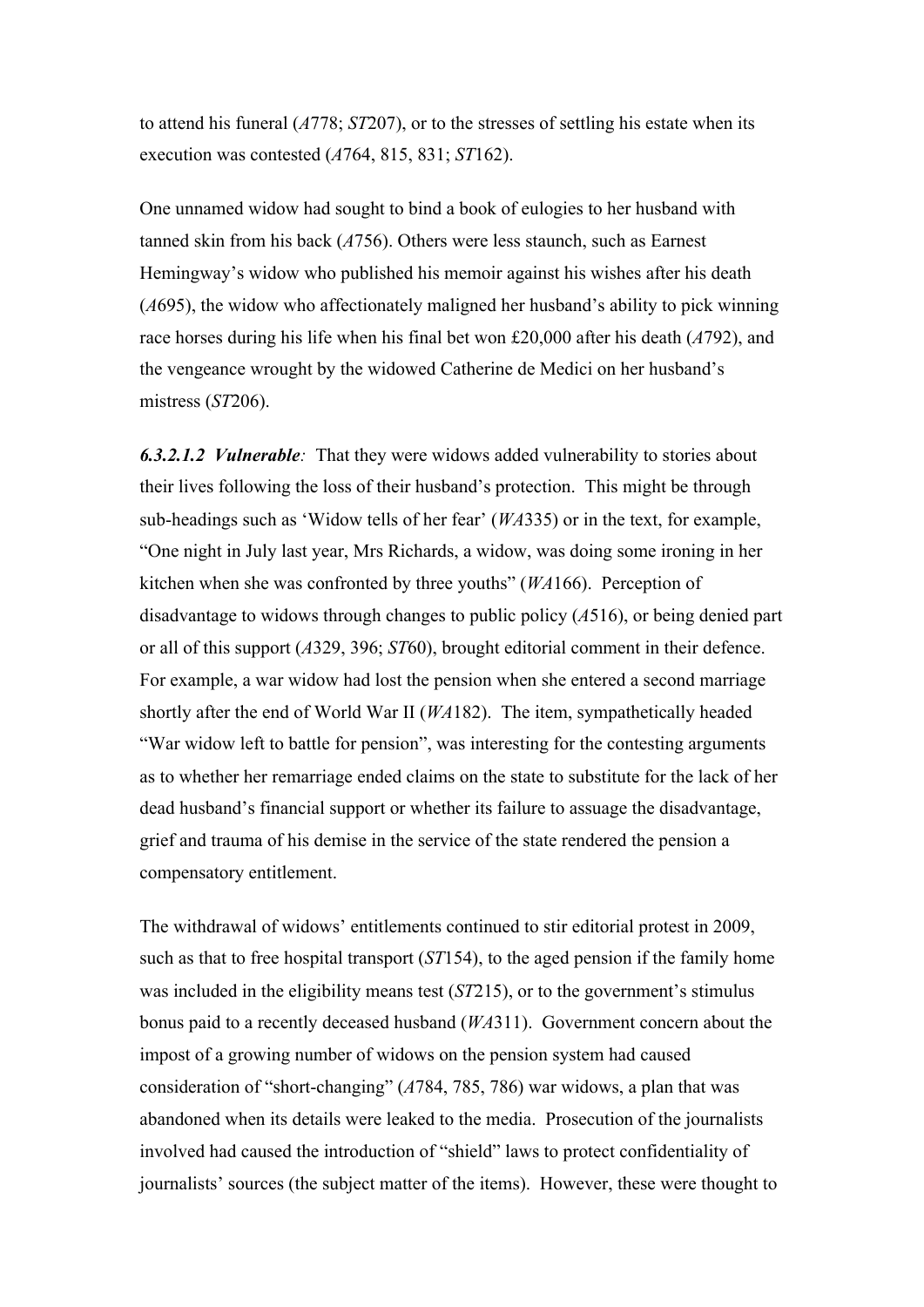to attend his funeral (*A*778; *ST*207), or to the stresses of settling his estate when its execution was contested (*A*764, 815, 831; *ST*162).

One unnamed widow had sought to bind a book of eulogies to her husband with tanned skin from his back (*A*756). Others were less staunch, such as Earnest Hemingway's widow who published his memoir against his wishes after his death (*A*695), the widow who affectionately maligned her husband's ability to pick winning race horses during his life when his final bet won £20,000 after his death (*A*792), and the vengeance wrought by the widowed Catherine de Medici on her husband's mistress (*ST*206).

***6.3.2.1.2 Vulnerable****:* That they were widows added vulnerability to stories about their lives following the loss of their husband's protection. This might be through sub-headings such as 'Widow tells of her fear' (*WA*335) or in the text, for example, "One night in July last year, Mrs Richards, a widow, was doing some ironing in her kitchen when she was confronted by three youths" (*WA*166). Perception of disadvantage to widows through changes to public policy (*A*516), or being denied part or all of this support (*A*329, 396; *ST*60), brought editorial comment in their defence. For example, a war widow had lost the pension when she entered a second marriage shortly after the end of World War II (*WA*182). The item, sympathetically headed "War widow left to battle for pension", was interesting for the contesting arguments as to whether her remarriage ended claims on the state to substitute for the lack of her dead husband's financial support or whether its failure to assuage the disadvantage, grief and trauma of his demise in the service of the state rendered the pension a compensatory entitlement.

The withdrawal of widows' entitlements continued to stir editorial protest in 2009, such as that to free hospital transport (*ST*154), to the aged pension if the family home was included in the eligibility means test (*ST*215), or to the government's stimulus bonus paid to a recently deceased husband (*WA*311). Government concern about the impost of a growing number of widows on the pension system had caused consideration of "short-changing" (*A*784, 785, 786) war widows, a plan that was abandoned when its details were leaked to the media. Prosecution of the journalists involved had caused the introduction of "shield" laws to protect confidentiality of journalists' sources (the subject matter of the items). However, these were thought to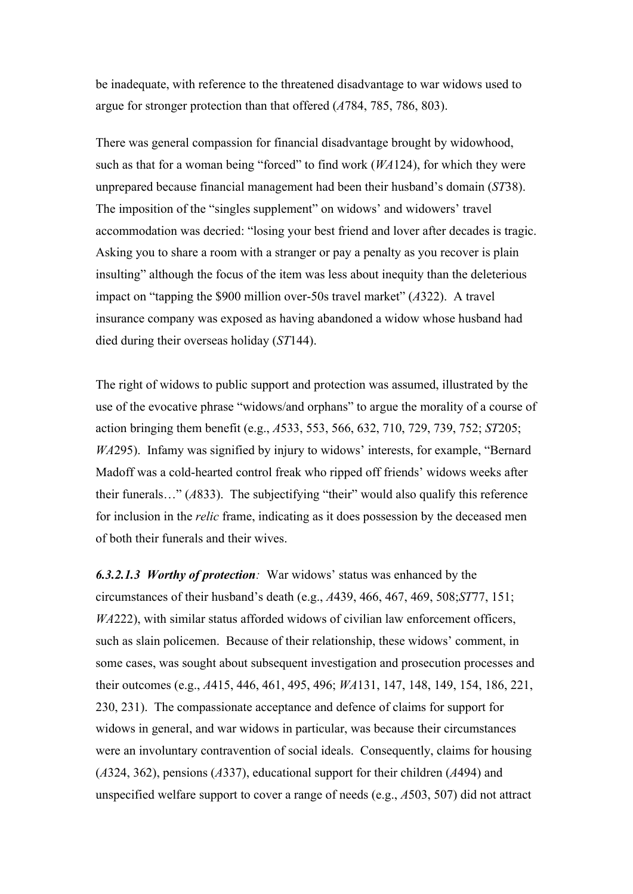be inadequate, with reference to the threatened disadvantage to war widows used to argue for stronger protection than that offered (*A*784, 785, 786, 803).

There was general compassion for financial disadvantage brought by widowhood, such as that for a woman being "forced" to find work (*WA*124), for which they were unprepared because financial management had been their husband's domain (*ST*38). The imposition of the "singles supplement" on widows' and widowers' travel accommodation was decried: "losing your best friend and lover after decades is tragic. Asking you to share a room with a stranger or pay a penalty as you recover is plain insulting" although the focus of the item was less about inequity than the deleterious impact on "tapping the $900 million over-50s travel market" (*A*322). A travel insurance company was exposed as having abandoned a widow whose husband had died during their overseas holiday (*ST*144).

The right of widows to public support and protection was assumed, illustrated by the use of the evocative phrase "widows/and orphans" to argue the morality of a course of action bringing them benefit (e.g., *A*533, 553, 566, 632, 710, 729, 739, 752; *ST*205; *WA*295). Infamy was signified by injury to widows' interests, for example, "Bernard Madoff was a cold-hearted control freak who ripped off friends' widows weeks after their funerals…" (*A*833). The subjectifying "their" would also qualify this reference for inclusion in the *relic* frame, indicating as it does possession by the deceased men of both their funerals and their wives.

***6.3.2.1.3 Worthy of protection**:* War widows' status was enhanced by the circumstances of their husband's death (e.g., *A*439, 466, 467, 469, 508;*ST*77, 151; *WA*222), with similar status afforded widows of civilian law enforcement officers, such as slain policemen. Because of their relationship, these widows' comment, in some cases, was sought about subsequent investigation and prosecution processes and their outcomes (e.g., *A*415, 446, 461, 495, 496; *WA*131, 147, 148, 149, 154, 186, 221, 230, 231). The compassionate acceptance and defence of claims for support for widows in general, and war widows in particular, was because their circumstances were an involuntary contravention of social ideals. Consequently, claims for housing (*A*324, 362), pensions (*A*337), educational support for their children (*A*494) and unspecified welfare support to cover a range of needs (e.g., *A*503, 507) did not attract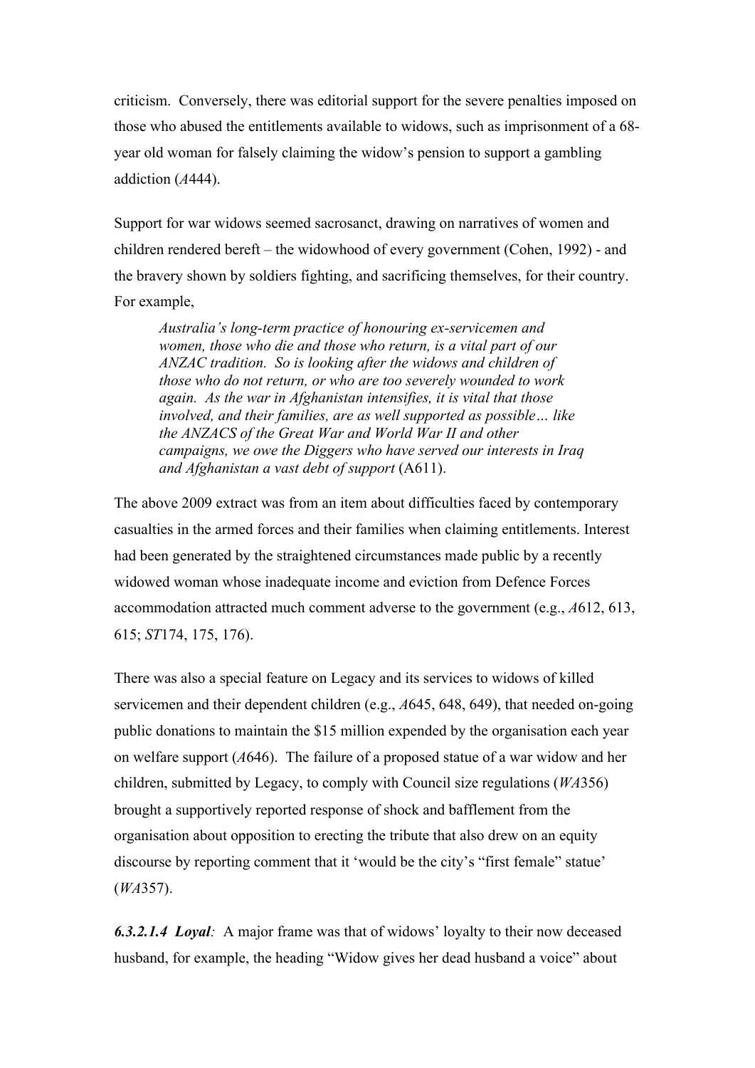criticism. Conversely, there was editorial support for the severe penalties imposed on those who abused the entitlements available to widows, such as imprisonment of a 68-year old woman for falsely claiming the widow's pension to support a gambling addiction (*A*444).

Support for war widows seemed sacrosanct, drawing on narratives of women and children rendered bereft – the widowhood of every government (Cohen, 1992) - and the bravery shown by soldiers fighting, and sacrificing themselves, for their country. For example,

> *Australia's long-term practice of honouring ex-servicemen and women, those who die and those who return, is a vital part of our ANZAC tradition. So is looking after the widows and children of those who do not return, or who are too severely wounded to work again. As the war in Afghanistan intensifies, it is vital that those involved, and their families, are as well supported as possible… like the ANZACS of the Great War and World War II and other campaigns, we owe the Diggers who have served our interests in Iraq and Afghanistan a vast debt of support* (A611).

The above 2009 extract was from an item about difficulties faced by contemporary casualties in the armed forces and their families when claiming entitlements. Interest had been generated by the straightened circumstances made public by a recently widowed woman whose inadequate income and eviction from Defence Forces accommodation attracted much comment adverse to the government (e.g., *A*612, 613, 615; *ST*174, 175, 176).

There was also a special feature on Legacy and its services to widows of killed servicemen and their dependent children (e.g., *A*645, 648, 649), that needed on-going public donations to maintain the $15 million expended by the organisation each year on welfare support (*A*646). The failure of a proposed statue of a war widow and her children, submitted by Legacy, to comply with Council size regulations (*WA*356) brought a supportively reported response of shock and bafflement from the organisation about opposition to erecting the tribute that also drew on an equity discourse by reporting comment that it 'would be the city's "first female" statue' (*WA*357).

***6.3.2.1.4 Loyal****:* A major frame was that of widows' loyalty to their now deceased husband, for example, the heading "Widow gives her dead husband a voice" about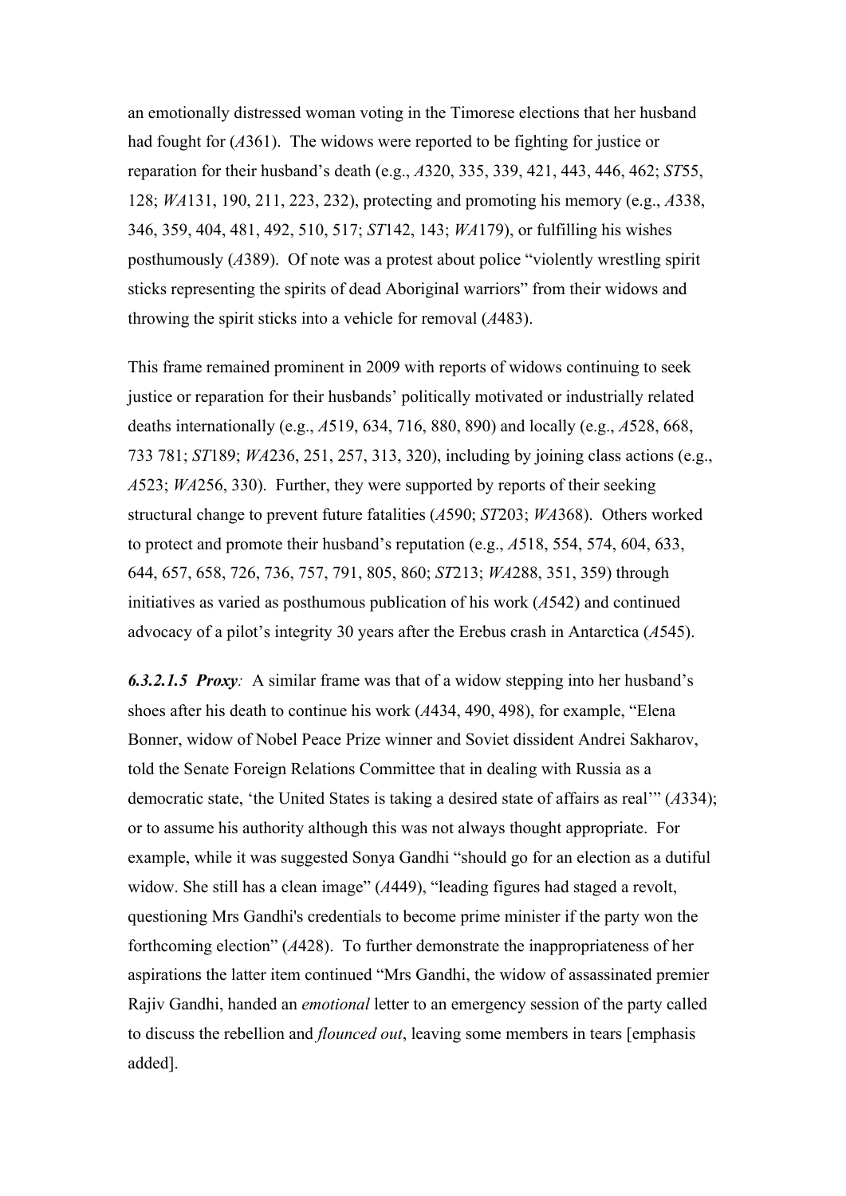an emotionally distressed woman voting in the Timorese elections that her husband had fought for (*A*361). The widows were reported to be fighting for justice or reparation for their husband's death (e.g., *A*320, 335, 339, 421, 443, 446, 462; *ST*55, 128; *WA*131, 190, 211, 223, 232), protecting and promoting his memory (e.g., *A*338, 346, 359, 404, 481, 492, 510, 517; *ST*142, 143; *WA*179), or fulfilling his wishes posthumously (*A*389). Of note was a protest about police "violently wrestling spirit sticks representing the spirits of dead Aboriginal warriors" from their widows and throwing the spirit sticks into a vehicle for removal (*A*483).

This frame remained prominent in 2009 with reports of widows continuing to seek justice or reparation for their husbands' politically motivated or industrially related deaths internationally (e.g., *A*519, 634, 716, 880, 890) and locally (e.g., *A*528, 668, 733 781; *ST*189; *WA*236, 251, 257, 313, 320), including by joining class actions (e.g., *A*523; *WA*256, 330). Further, they were supported by reports of their seeking structural change to prevent future fatalities (*A*590; *ST*203; *WA*368). Others worked to protect and promote their husband's reputation (e.g., *A*518, 554, 574, 604, 633, 644, 657, 658, 726, 736, 757, 791, 805, 860; *ST*213; *WA*288, 351, 359) through initiatives as varied as posthumous publication of his work (*A*542) and continued advocacy of a pilot's integrity 30 years after the Erebus crash in Antarctica (*A*545).

***6.3.2.1.5 Proxy****:* A similar frame was that of a widow stepping into her husband's shoes after his death to continue his work (*A*434, 490, 498), for example, "Elena Bonner, widow of Nobel Peace Prize winner and Soviet dissident Andrei Sakharov, told the Senate Foreign Relations Committee that in dealing with Russia as a democratic state, 'the United States is taking a desired state of affairs as real'" (*A*334); or to assume his authority although this was not always thought appropriate. For example, while it was suggested Sonya Gandhi "should go for an election as a dutiful widow. She still has a clean image" (*A*449), "leading figures had staged a revolt, questioning Mrs Gandhi's credentials to become prime minister if the party won the forthcoming election" (*A*428). To further demonstrate the inappropriateness of her aspirations the latter item continued "Mrs Gandhi, the widow of assassinated premier Rajiv Gandhi, handed an *emotional* letter to an emergency session of the party called to discuss the rebellion and *flounced out*, leaving some members in tears [emphasis added].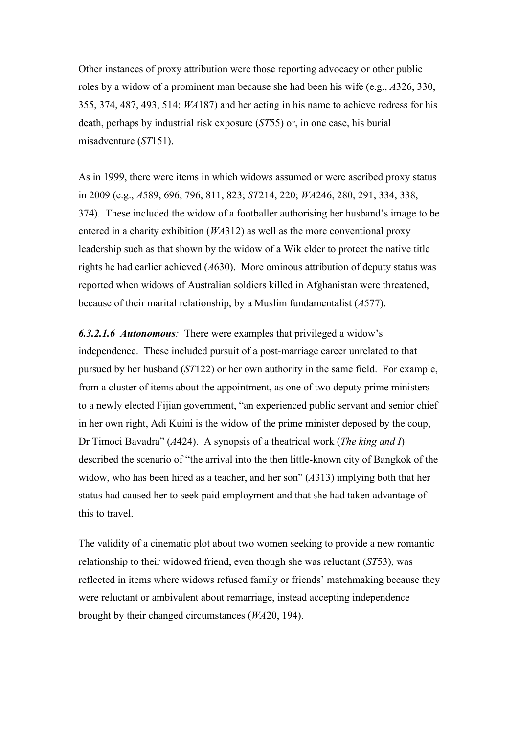Other instances of proxy attribution were those reporting advocacy or other public roles by a widow of a prominent man because she had been his wife (e.g., *A*326, 330, 355, 374, 487, 493, 514; *WA*187) and her acting in his name to achieve redress for his death, perhaps by industrial risk exposure (*ST*55) or, in one case, his burial misadventure (*ST*151).

As in 1999, there were items in which widows assumed or were ascribed proxy status in 2009 (e.g., *A*589, 696, 796, 811, 823; *ST*214, 220; *WA*246, 280, 291, 334, 338, 374). These included the widow of a footballer authorising her husband's image to be entered in a charity exhibition (*WA*312) as well as the more conventional proxy leadership such as that shown by the widow of a Wik elder to protect the native title rights he had earlier achieved (*A*630). More ominous attribution of deputy status was reported when widows of Australian soldiers killed in Afghanistan were threatened, because of their marital relationship, by a Muslim fundamentalist (*A*577).

***6.3.2.1.6 Autonomous**:* There were examples that privileged a widow's independence. These included pursuit of a post-marriage career unrelated to that pursued by her husband (*ST*122) or her own authority in the same field. For example, from a cluster of items about the appointment, as one of two deputy prime ministers to a newly elected Fijian government, "an experienced public servant and senior chief in her own right, Adi Kuini is the widow of the prime minister deposed by the coup, Dr Timoci Bavadra" (*A*424). A synopsis of a theatrical work (*The king and I*) described the scenario of "the arrival into the then little-known city of Bangkok of the widow, who has been hired as a teacher, and her son" (*A*313) implying both that her status had caused her to seek paid employment and that she had taken advantage of this to travel.

The validity of a cinematic plot about two women seeking to provide a new romantic relationship to their widowed friend, even though she was reluctant (*ST*53), was reflected in items where widows refused family or friends' matchmaking because they were reluctant or ambivalent about remarriage, instead accepting independence brought by their changed circumstances (*WA*20, 194).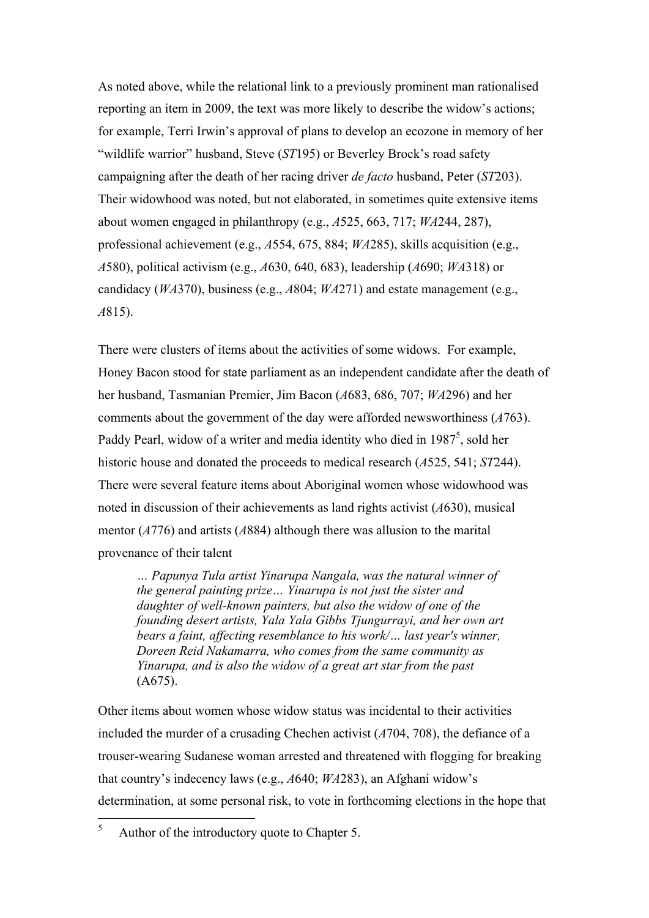As noted above, while the relational link to a previously prominent man rationalised reporting an item in 2009, the text was more likely to describe the widow's actions; for example, Terri Irwin's approval of plans to develop an ecozone in memory of her "wildlife warrior" husband, Steve (*ST*195) or Beverley Brock's road safety campaigning after the death of her racing driver *de facto* husband, Peter (*ST*203). Their widowhood was noted, but not elaborated, in sometimes quite extensive items about women engaged in philanthropy (e.g., *A*525, 663, 717; *WA*244, 287), professional achievement (e.g., *A*554, 675, 884; *WA*285), skills acquisition (e.g., *A*580), political activism (e.g., *A*630, 640, 683), leadership (*A*690; *WA*318) or candidacy (*WA*370), business (e.g., *A*804; *WA*271) and estate management (e.g., *A*815).

There were clusters of items about the activities of some widows. For example, Honey Bacon stood for state parliament as an independent candidate after the death of her husband, Tasmanian Premier, Jim Bacon (*A*683, 686, 707; *WA*296) and her comments about the government of the day were afforded newsworthiness (*A*763). Paddy Pearl, widow of a writer and media identity who died in 1987[5], sold her historic house and donated the proceeds to medical research (*A*525, 541; *ST*244). There were several feature items about Aboriginal women whose widowhood was noted in discussion of their achievements as land rights activist (*A*630), musical mentor (*A*776) and artists (*A*884) although there was allusion to the marital provenance of their talent

> *… Papunya Tula artist Yinarupa Nangala, was the natural winner of the general painting prize… Yinarupa is not just the sister and daughter of well-known painters, but also the widow of one of the founding desert artists, Yala Yala Gibbs Tjungurrayi, and her own art bears a faint, affecting resemblance to his work/… last year's winner, Doreen Reid Nakamarra, who comes from the same community as Yinarupa, and is also the widow of a great art star from the past* (A675).

Other items about women whose widow status was incidental to their activities included the murder of a crusading Chechen activist (*A*704, 708), the defiance of a trouser-wearing Sudanese woman arrested and threatened with flogging for breaking that country's indecency laws (e.g., *A*640; *WA*283), an Afghani widow's determination, at some personal risk, to vote in forthcoming elections in the hope that

[5] Author of the introductory quote to Chapter 5.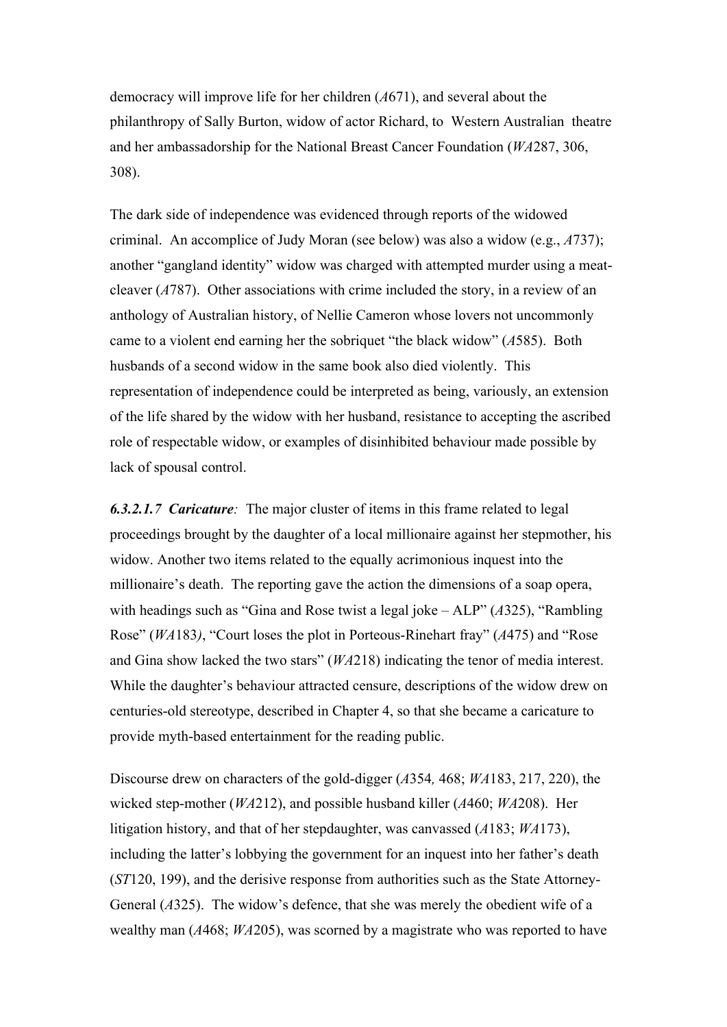democracy will improve life for her children (*A*671), and several about the philanthropy of Sally Burton, widow of actor Richard, to Western Australian theatre and her ambassadorship for the National Breast Cancer Foundation (*WA*287, 306, 308).

The dark side of independence was evidenced through reports of the widowed criminal. An accomplice of Judy Moran (see below) was also a widow (e.g., *A*737); another "gangland identity" widow was charged with attempted murder using a meat-cleaver (*A*787). Other associations with crime included the story, in a review of an anthology of Australian history, of Nellie Cameron whose lovers not uncommonly came to a violent end earning her the sobriquet "the black widow" (*A*585). Both husbands of a second widow in the same book also died violently. This representation of independence could be interpreted as being, variously, an extension of the life shared by the widow with her husband, resistance to accepting the ascribed role of respectable widow, or examples of disinhibited behaviour made possible by lack of spousal control.

***6.3.2.1.7 Caricature****:* The major cluster of items in this frame related to legal proceedings brought by the daughter of a local millionaire against her stepmother, his widow. Another two items related to the equally acrimonious inquest into the millionaire's death. The reporting gave the action the dimensions of a soap opera, with headings such as "Gina and Rose twist a legal joke – ALP" (*A*325), "Rambling Rose" (*WA*183), "Court loses the plot in Porteous-Rinehart fray" (*A*475) and "Rose and Gina show lacked the two stars" (*WA*218) indicating the tenor of media interest. While the daughter's behaviour attracted censure, descriptions of the widow drew on centuries-old stereotype, described in Chapter 4, so that she became a caricature to provide myth-based entertainment for the reading public.

Discourse drew on characters of the gold-digger (*A*354, 468; *WA*183, 217, 220), the wicked step-mother (*WA*212), and possible husband killer (*A*460; *WA*208). Her litigation history, and that of her stepdaughter, was canvassed (*A*183; *WA*173), including the latter's lobbying the government for an inquest into her father's death (*ST*120, 199), and the derisive response from authorities such as the State Attorney-General (*A*325). The widow's defence, that she was merely the obedient wife of a wealthy man (*A*468; *WA*205), was scorned by a magistrate who was reported to have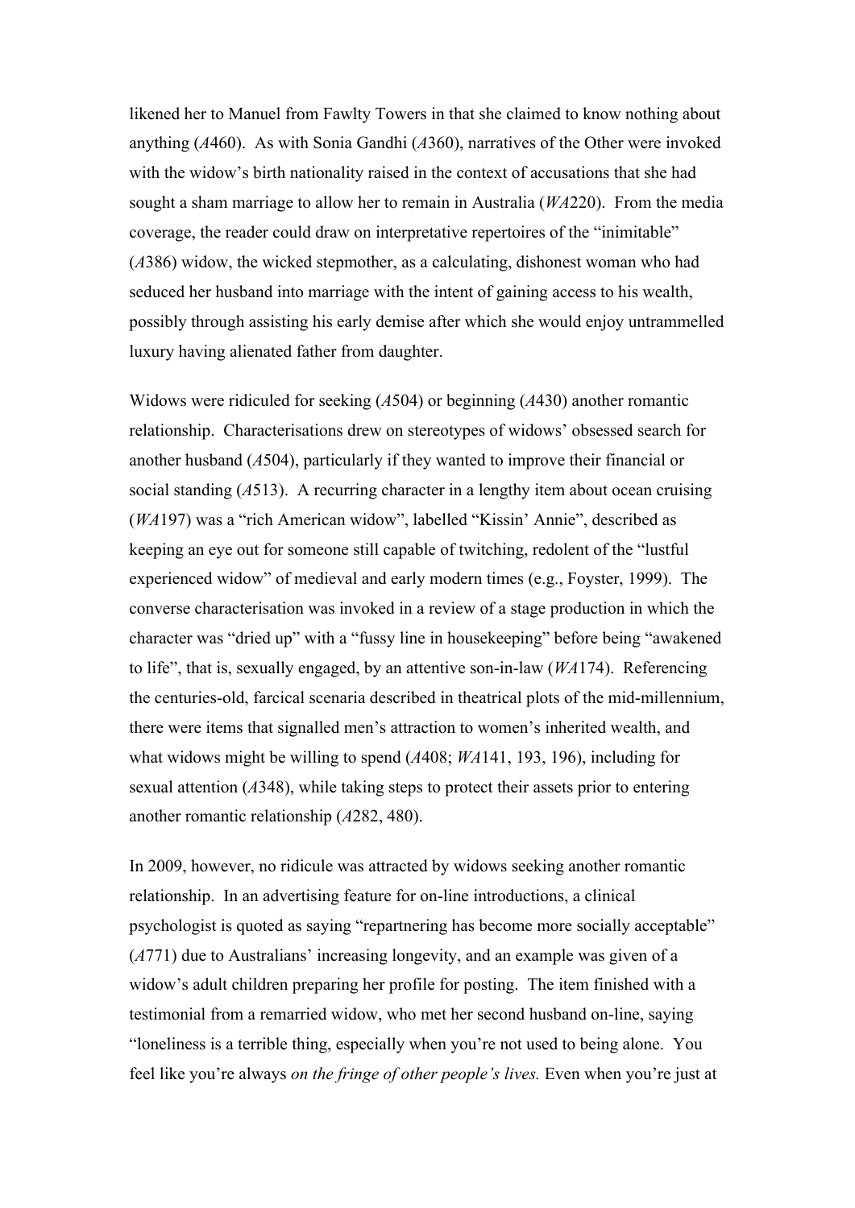likened her to Manuel from Fawlty Towers in that she claimed to know nothing about anything (*A*460). As with Sonia Gandhi (*A*360), narratives of the Other were invoked with the widow's birth nationality raised in the context of accusations that she had sought a sham marriage to allow her to remain in Australia (*WA*220). From the media coverage, the reader could draw on interpretative repertoires of the "inimitable" (*A*386) widow, the wicked stepmother, as a calculating, dishonest woman who had seduced her husband into marriage with the intent of gaining access to his wealth, possibly through assisting his early demise after which she would enjoy untrammelled luxury having alienated father from daughter.

Widows were ridiculed for seeking (*A*504) or beginning (*A*430) another romantic relationship. Characterisations drew on stereotypes of widows' obsessed search for another husband (*A*504), particularly if they wanted to improve their financial or social standing (*A*513). A recurring character in a lengthy item about ocean cruising (*WA*197) was a "rich American widow", labelled "Kissin' Annie", described as keeping an eye out for someone still capable of twitching, redolent of the "lustful experienced widow" of medieval and early modern times (e.g., Foyster, 1999). The converse characterisation was invoked in a review of a stage production in which the character was "dried up" with a "fussy line in housekeeping" before being "awakened to life", that is, sexually engaged, by an attentive son-in-law (*WA*174). Referencing the centuries-old, farcical scenaria described in theatrical plots of the mid-millennium, there were items that signalled men's attraction to women's inherited wealth, and what widows might be willing to spend (*A*408; *WA*141, 193, 196), including for sexual attention (*A*348), while taking steps to protect their assets prior to entering another romantic relationship (*A*282, 480).

In 2009, however, no ridicule was attracted by widows seeking another romantic relationship. In an advertising feature for on-line introductions, a clinical psychologist is quoted as saying "repartnering has become more socially acceptable" (*A*771) due to Australians' increasing longevity, and an example was given of a widow's adult children preparing her profile for posting. The item finished with a testimonial from a remarried widow, who met her second husband on-line, saying "loneliness is a terrible thing, especially when you're not used to being alone. You feel like you're always *on the fringe of other people's lives.* Even when you're just at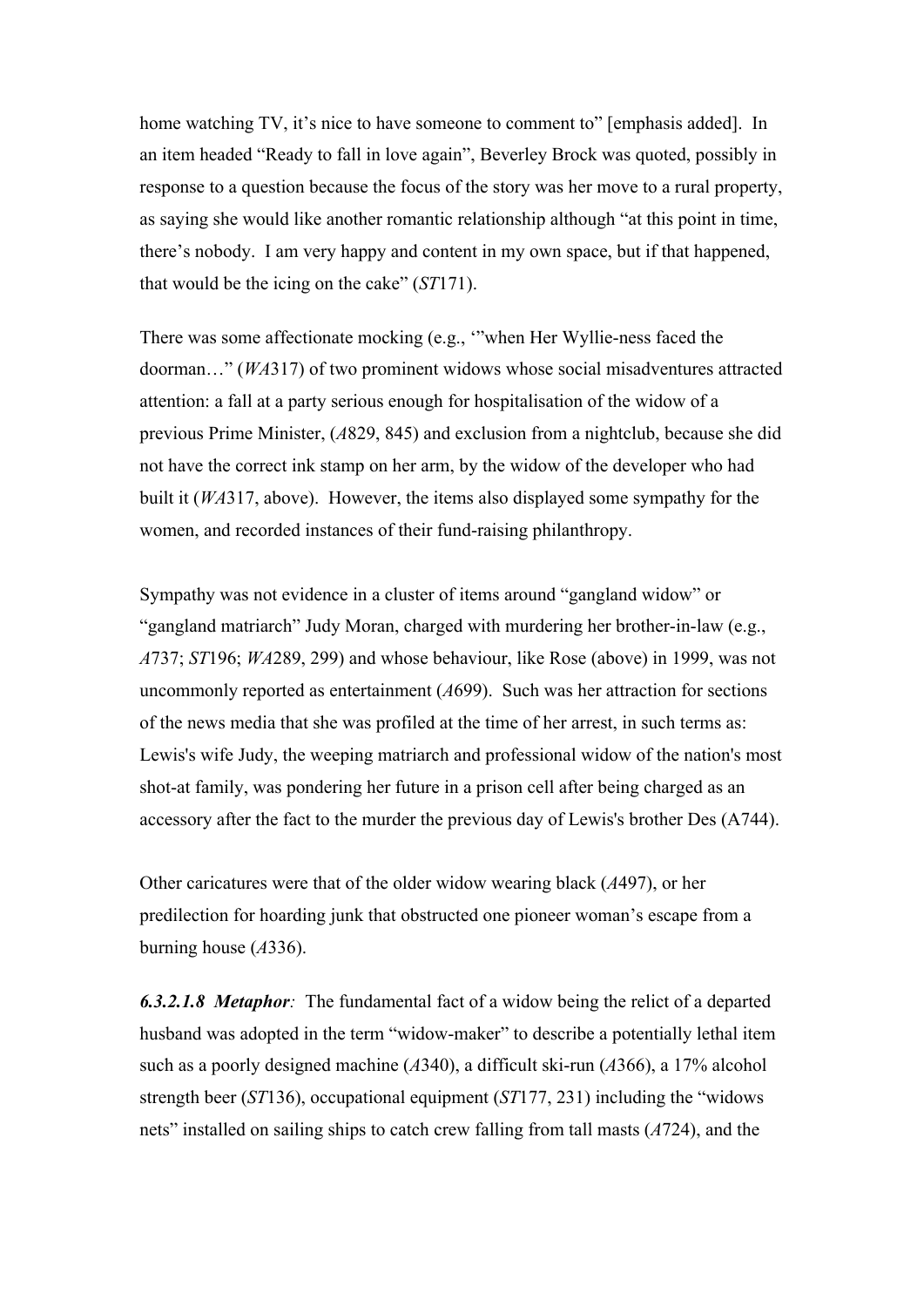home watching TV, it's nice to have someone to comment to" [emphasis added]. In an item headed "Ready to fall in love again", Beverley Brock was quoted, possibly in response to a question because the focus of the story was her move to a rural property, as saying she would like another romantic relationship although "at this point in time, there's nobody. I am very happy and content in my own space, but if that happened, that would be the icing on the cake" (*ST*171).

There was some affectionate mocking (e.g., '"when Her Wyllie-ness faced the doorman…" (*WA*317) of two prominent widows whose social misadventures attracted attention: a fall at a party serious enough for hospitalisation of the widow of a previous Prime Minister, (*A*829, 845) and exclusion from a nightclub, because she did not have the correct ink stamp on her arm, by the widow of the developer who had built it (*WA*317, above). However, the items also displayed some sympathy for the women, and recorded instances of their fund-raising philanthropy.

Sympathy was not evidence in a cluster of items around "gangland widow" or "gangland matriarch" Judy Moran, charged with murdering her brother-in-law (e.g., *A*737; *ST*196; *WA*289, 299) and whose behaviour, like Rose (above) in 1999, was not uncommonly reported as entertainment (*A*699). Such was her attraction for sections of the news media that she was profiled at the time of her arrest, in such terms as: Lewis's wife Judy, the weeping matriarch and professional widow of the nation's most shot-at family, was pondering her future in a prison cell after being charged as an accessory after the fact to the murder the previous day of Lewis's brother Des (A744).

Other caricatures were that of the older widow wearing black (*A*497), or her predilection for hoarding junk that obstructed one pioneer woman's escape from a burning house (*A*336).

***6.3.2.1.8 Metaphor:*** The fundamental fact of a widow being the relict of a departed husband was adopted in the term "widow-maker" to describe a potentially lethal item such as a poorly designed machine (*A*340), a difficult ski-run (*A*366), a 17% alcohol strength beer (*ST*136), occupational equipment (*ST*177, 231) including the "widows nets" installed on sailing ships to catch crew falling from tall masts (*A*724), and the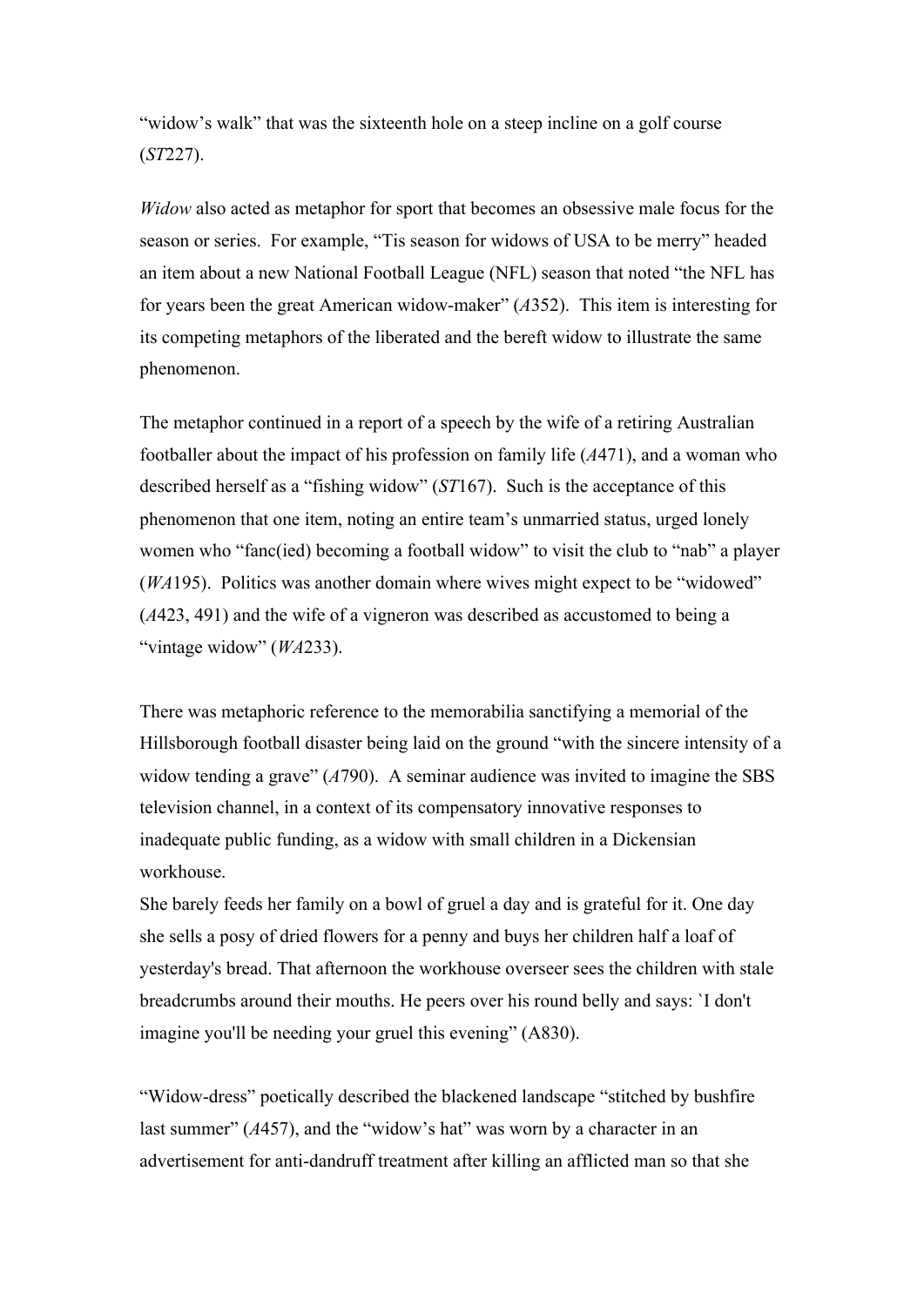"widow's walk" that was the sixteenth hole on a steep incline on a golf course (*ST*227).

*Widow* also acted as metaphor for sport that becomes an obsessive male focus for the season or series. For example, "Tis season for widows of USA to be merry" headed an item about a new National Football League (NFL) season that noted "the NFL has for years been the great American widow-maker" (*A*352). This item is interesting for its competing metaphors of the liberated and the bereft widow to illustrate the same phenomenon.

The metaphor continued in a report of a speech by the wife of a retiring Australian footballer about the impact of his profession on family life (*A*471), and a woman who described herself as a "fishing widow" (*ST*167). Such is the acceptance of this phenomenon that one item, noting an entire team's unmarried status, urged lonely women who "fanc(ied) becoming a football widow" to visit the club to "nab" a player (*WA*195). Politics was another domain where wives might expect to be "widowed" (*A*423, 491) and the wife of a vigneron was described as accustomed to being a "vintage widow" (*WA*233).

There was metaphoric reference to the memorabilia sanctifying a memorial of the Hillsborough football disaster being laid on the ground "with the sincere intensity of a widow tending a grave" (*A*790). A seminar audience was invited to imagine the SBS television channel, in a context of its compensatory innovative responses to inadequate public funding, as a widow with small children in a Dickensian workhouse.

She barely feeds her family on a bowl of gruel a day and is grateful for it. One day she sells a posy of dried flowers for a penny and buys her children half a loaf of yesterday's bread. That afternoon the workhouse overseer sees the children with stale breadcrumbs around their mouths. He peers over his round belly and says: `I don't imagine you'll be needing your gruel this evening" (A830).

"Widow-dress" poetically described the blackened landscape "stitched by bushfire last summer" (*A*457), and the "widow's hat" was worn by a character in an advertisement for anti-dandruff treatment after killing an afflicted man so that she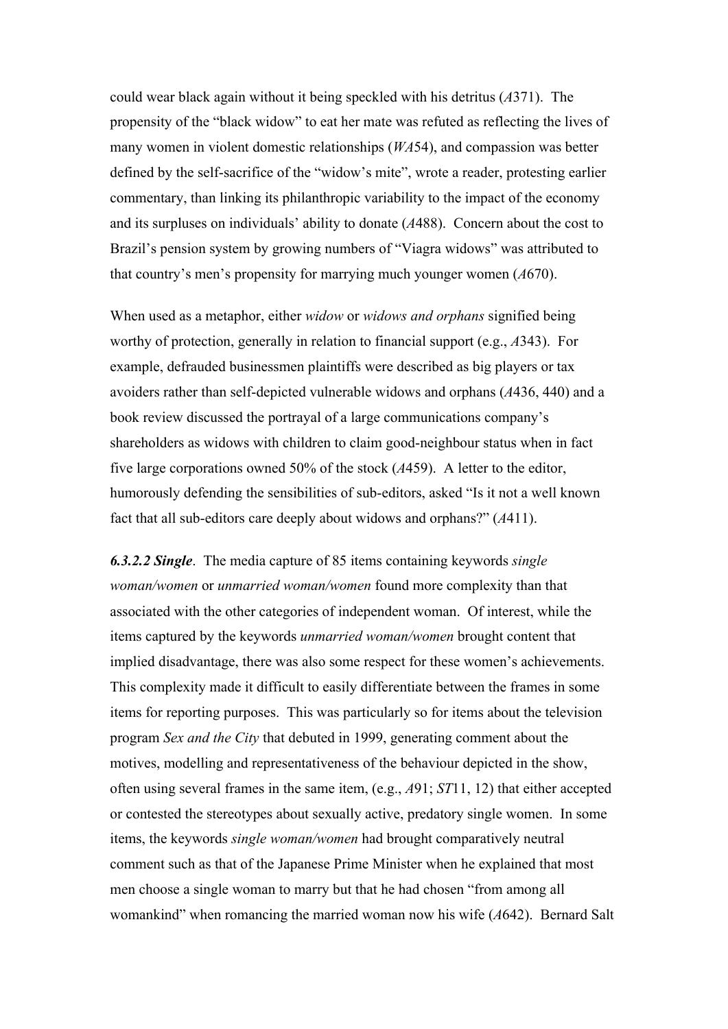could wear black again without it being speckled with his detritus (*A*371). The propensity of the "black widow" to eat her mate was refuted as reflecting the lives of many women in violent domestic relationships (*WA*54), and compassion was better defined by the self-sacrifice of the "widow's mite", wrote a reader, protesting earlier commentary, than linking its philanthropic variability to the impact of the economy and its surpluses on individuals' ability to donate (*A*488). Concern about the cost to Brazil's pension system by growing numbers of "Viagra widows" was attributed to that country's men's propensity for marrying much younger women (*A*670).

When used as a metaphor, either *widow* or *widows and orphans* signified being worthy of protection, generally in relation to financial support (e.g., *A*343). For example, defrauded businessmen plaintiffs were described as big players or tax avoiders rather than self-depicted vulnerable widows and orphans (*A*436, 440) and a book review discussed the portrayal of a large communications company's shareholders as widows with children to claim good-neighbour status when in fact five large corporations owned 50% of the stock (*A*459). A letter to the editor, humorously defending the sensibilities of sub-editors, asked "Is it not a well known fact that all sub-editors care deeply about widows and orphans?" (*A*411).

***6.3.2.2 Single***. The media capture of 85 items containing keywords *single woman/women* or *unmarried woman/women* found more complexity than that associated with the other categories of independent woman. Of interest, while the items captured by the keywords *unmarried woman/women* brought content that implied disadvantage, there was also some respect for these women's achievements. This complexity made it difficult to easily differentiate between the frames in some items for reporting purposes. This was particularly so for items about the television program *Sex and the City* that debuted in 1999, generating comment about the motives, modelling and representativeness of the behaviour depicted in the show, often using several frames in the same item, (e.g., *A*91; *ST*11, 12) that either accepted or contested the stereotypes about sexually active, predatory single women. In some items, the keywords *single woman/women* had brought comparatively neutral comment such as that of the Japanese Prime Minister when he explained that most men choose a single woman to marry but that he had chosen "from among all womankind" when romancing the married woman now his wife (*A*642). Bernard Salt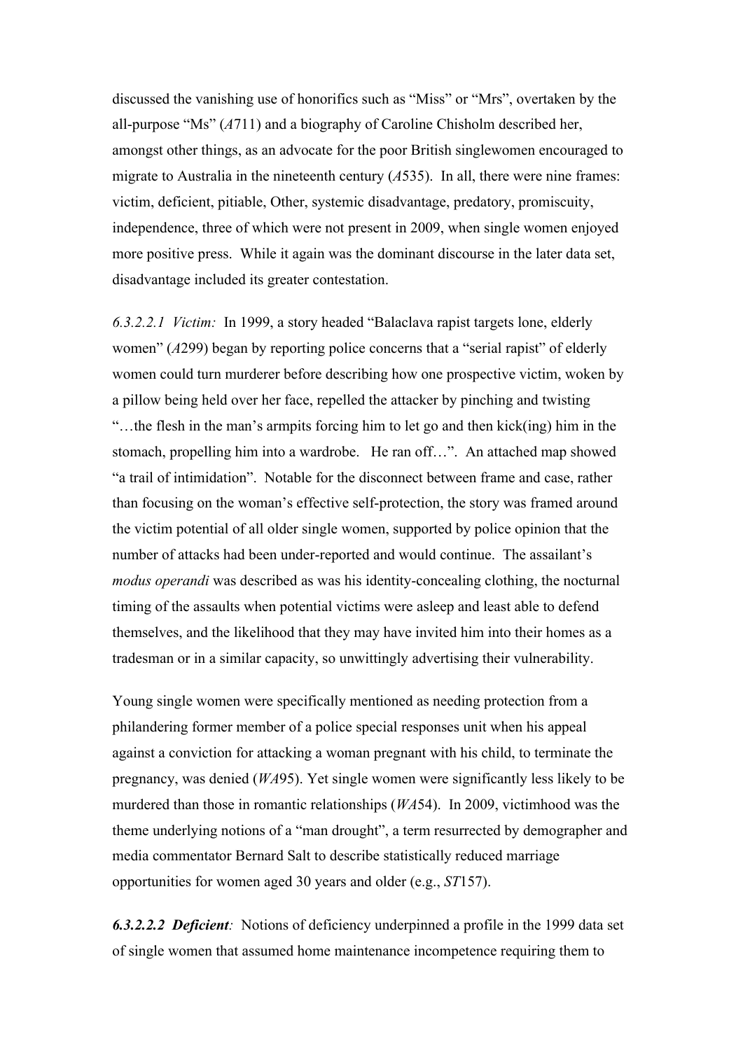discussed the vanishing use of honorifics such as "Miss" or "Mrs", overtaken by the all-purpose "Ms" (*A*711) and a biography of Caroline Chisholm described her, amongst other things, as an advocate for the poor British singlewomen encouraged to migrate to Australia in the nineteenth century (*A*535). In all, there were nine frames: victim, deficient, pitiable, Other, systemic disadvantage, predatory, promiscuity, independence, three of which were not present in 2009, when single women enjoyed more positive press. While it again was the dominant discourse in the later data set, disadvantage included its greater contestation.

*6.3.2.2.1 Victim:* In 1999, a story headed "Balaclava rapist targets lone, elderly women" (*A*299) began by reporting police concerns that a "serial rapist" of elderly women could turn murderer before describing how one prospective victim, woken by a pillow being held over her face, repelled the attacker by pinching and twisting "…the flesh in the man's armpits forcing him to let go and then kick(ing) him in the stomach, propelling him into a wardrobe. He ran off…". An attached map showed "a trail of intimidation". Notable for the disconnect between frame and case, rather than focusing on the woman's effective self-protection, the story was framed around the victim potential of all older single women, supported by police opinion that the number of attacks had been under-reported and would continue. The assailant's *modus operandi* was described as was his identity-concealing clothing, the nocturnal timing of the assaults when potential victims were asleep and least able to defend themselves, and the likelihood that they may have invited him into their homes as a tradesman or in a similar capacity, so unwittingly advertising their vulnerability.

Young single women were specifically mentioned as needing protection from a philandering former member of a police special responses unit when his appeal against a conviction for attacking a woman pregnant with his child, to terminate the pregnancy, was denied (*WA*95). Yet single women were significantly less likely to be murdered than those in romantic relationships (*WA*54). In 2009, victimhood was the theme underlying notions of a "man drought", a term resurrected by demographer and media commentator Bernard Salt to describe statistically reduced marriage opportunities for women aged 30 years and older (e.g., *ST*157).

***6.3.2.2.2 Deficient:*** Notions of deficiency underpinned a profile in the 1999 data set of single women that assumed home maintenance incompetence requiring them to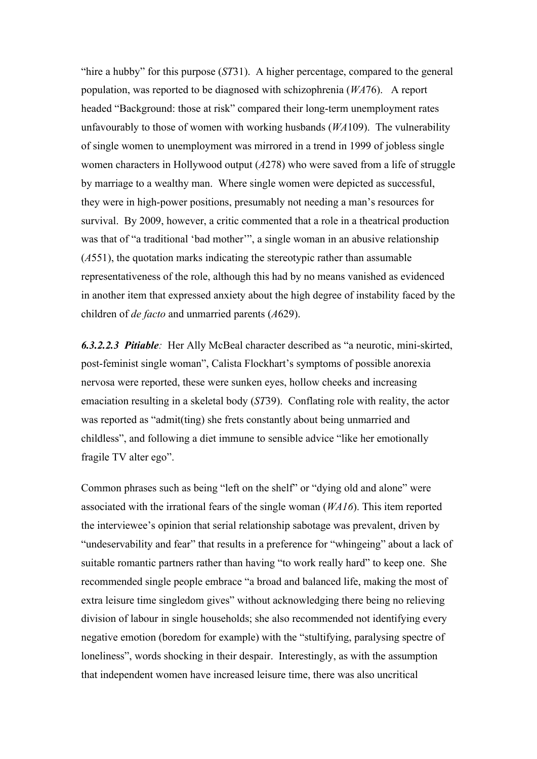"hire a hubby" for this purpose (*ST*31). A higher percentage, compared to the general population, was reported to be diagnosed with schizophrenia (*WA*76). A report headed "Background: those at risk" compared their long-term unemployment rates unfavourably to those of women with working husbands (*WA*109). The vulnerability of single women to unemployment was mirrored in a trend in 1999 of jobless single women characters in Hollywood output (*A*278) who were saved from a life of struggle by marriage to a wealthy man. Where single women were depicted as successful, they were in high-power positions, presumably not needing a man's resources for survival. By 2009, however, a critic commented that a role in a theatrical production was that of "a traditional 'bad mother'", a single woman in an abusive relationship (*A*551), the quotation marks indicating the stereotypic rather than assumable representativeness of the role, although this had by no means vanished as evidenced in another item that expressed anxiety about the high degree of instability faced by the children of *de facto* and unmarried parents (*A*629).

***6.3.2.2.3 Pitiable**:* Her Ally McBeal character described as "a neurotic, mini-skirted, post-feminist single woman", Calista Flockhart's symptoms of possible anorexia nervosa were reported, these were sunken eyes, hollow cheeks and increasing emaciation resulting in a skeletal body (*ST*39). Conflating role with reality, the actor was reported as "admit(ting) she frets constantly about being unmarried and childless", and following a diet immune to sensible advice "like her emotionally fragile TV alter ego".

Common phrases such as being "left on the shelf" or "dying old and alone" were associated with the irrational fears of the single woman (*WA16*). This item reported the interviewee's opinion that serial relationship sabotage was prevalent, driven by "undeservability and fear" that results in a preference for "whingeing" about a lack of suitable romantic partners rather than having "to work really hard" to keep one. She recommended single people embrace "a broad and balanced life, making the most of extra leisure time singledom gives" without acknowledging there being no relieving division of labour in single households; she also recommended not identifying every negative emotion (boredom for example) with the "stultifying, paralysing spectre of loneliness", words shocking in their despair. Interestingly, as with the assumption that independent women have increased leisure time, there was also uncritical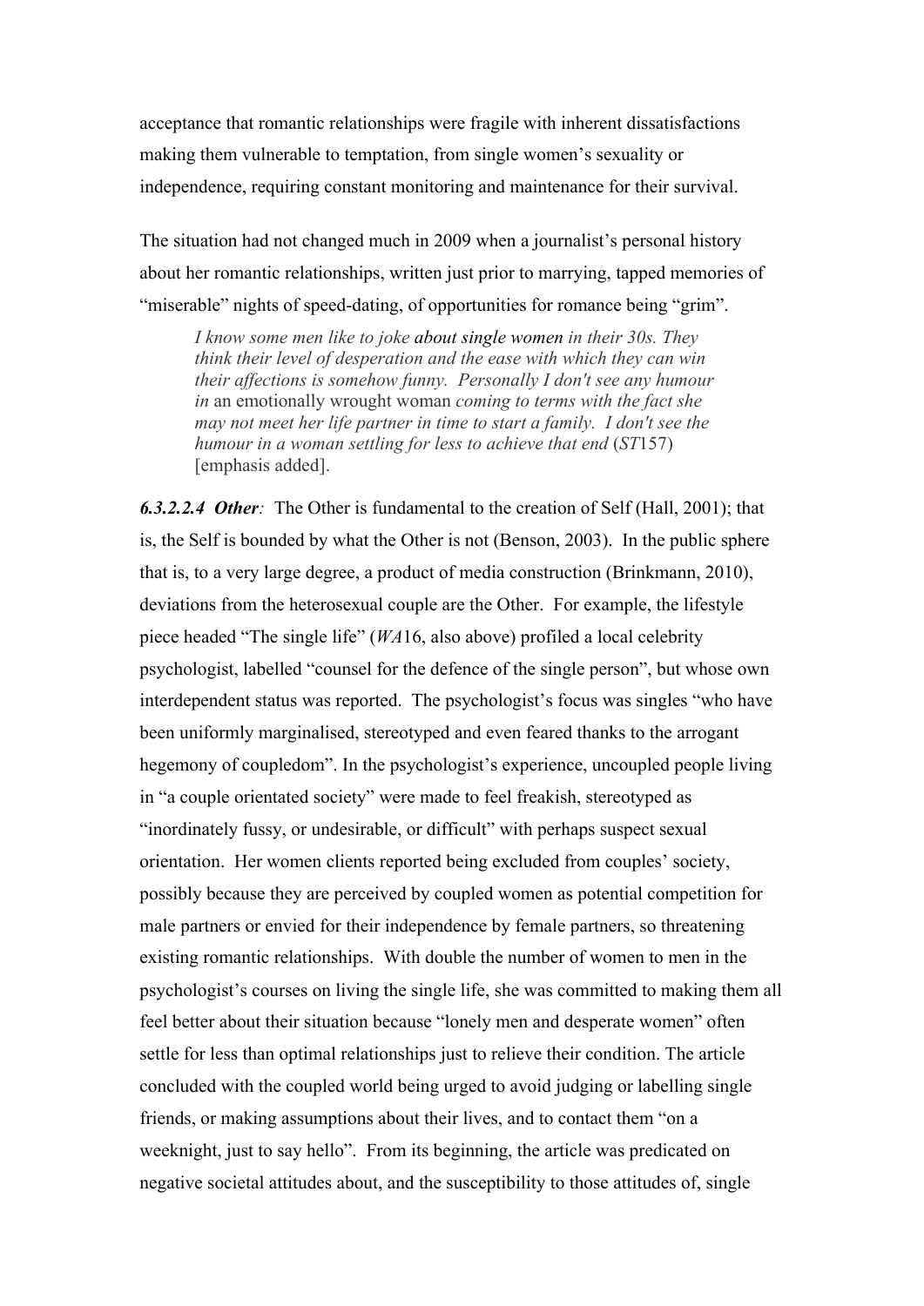acceptance that romantic relationships were fragile with inherent dissatisfactions making them vulnerable to temptation, from single women's sexuality or independence, requiring constant monitoring and maintenance for their survival.

The situation had not changed much in 2009 when a journalist's personal history about her romantic relationships, written just prior to marrying, tapped memories of "miserable" nights of speed-dating, of opportunities for romance being "grim".

> *I know some men like to joke* about single women *in their 30s. They think their level of desperation and the ease with which they can win their affections is somehow funny. Personally I don't see any humour in* an emotionally wrought woman *coming to terms with the fact she may not meet her life partner in time to start a family. I don't see the humour in a woman settling for less to achieve that end* (*ST*157) [emphasis added].

***6.3.2.2.4 Other**:* The Other is fundamental to the creation of Self (Hall, 2001); that is, the Self is bounded by what the Other is not (Benson, 2003). In the public sphere that is, to a very large degree, a product of media construction (Brinkmann, 2010), deviations from the heterosexual couple are the Other. For example, the lifestyle piece headed "The single life" (*WA*16, also above) profiled a local celebrity psychologist, labelled "counsel for the defence of the single person", but whose own interdependent status was reported. The psychologist's focus was singles "who have been uniformly marginalised, stereotyped and even feared thanks to the arrogant hegemony of coupledom". In the psychologist's experience, uncoupled people living in "a couple orientated society" were made to feel freakish, stereotyped as "inordinately fussy, or undesirable, or difficult" with perhaps suspect sexual orientation. Her women clients reported being excluded from couples' society, possibly because they are perceived by coupled women as potential competition for male partners or envied for their independence by female partners, so threatening existing romantic relationships. With double the number of women to men in the psychologist's courses on living the single life, she was committed to making them all feel better about their situation because "lonely men and desperate women" often settle for less than optimal relationships just to relieve their condition. The article concluded with the coupled world being urged to avoid judging or labelling single friends, or making assumptions about their lives, and to contact them "on a weeknight, just to say hello". From its beginning, the article was predicated on negative societal attitudes about, and the susceptibility to those attitudes of, single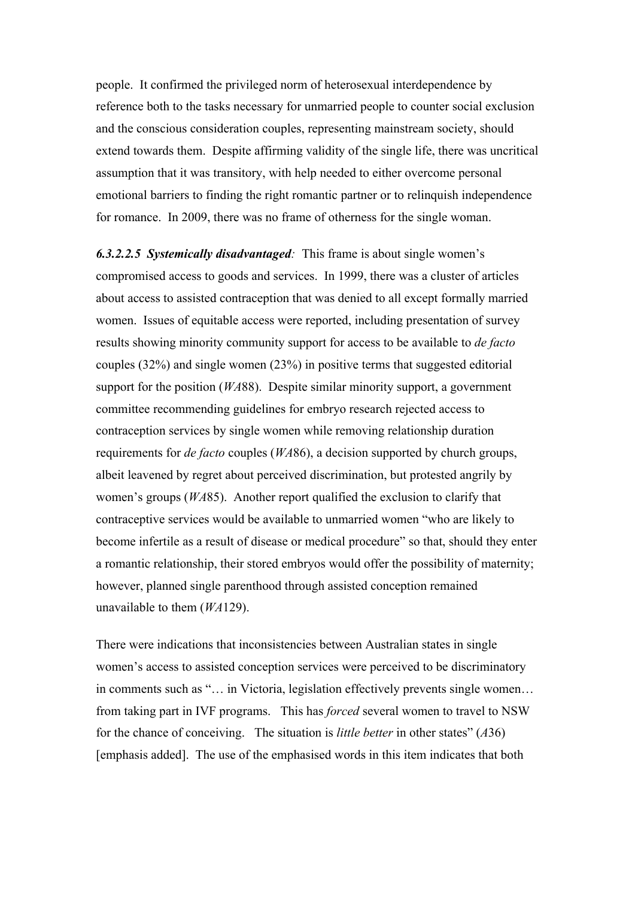people. It confirmed the privileged norm of heterosexual interdependence by reference both to the tasks necessary for unmarried people to counter social exclusion and the conscious consideration couples, representing mainstream society, should extend towards them. Despite affirming validity of the single life, there was uncritical assumption that it was transitory, with help needed to either overcome personal emotional barriers to finding the right romantic partner or to relinquish independence for romance. In 2009, there was no frame of otherness for the single woman.

***6.3.2.2.5 Systemically disadvantaged**:* This frame is about single women's compromised access to goods and services. In 1999, there was a cluster of articles about access to assisted contraception that was denied to all except formally married women. Issues of equitable access were reported, including presentation of survey results showing minority community support for access to be available to *de facto* couples (32%) and single women (23%) in positive terms that suggested editorial support for the position (*WA*88). Despite similar minority support, a government committee recommending guidelines for embryo research rejected access to contraception services by single women while removing relationship duration requirements for *de facto* couples (*WA*86), a decision supported by church groups, albeit leavened by regret about perceived discrimination, but protested angrily by women's groups (*WA*85). Another report qualified the exclusion to clarify that contraceptive services would be available to unmarried women "who are likely to become infertile as a result of disease or medical procedure" so that, should they enter a romantic relationship, their stored embryos would offer the possibility of maternity; however, planned single parenthood through assisted conception remained unavailable to them (*WA*129).

There were indications that inconsistencies between Australian states in single women's access to assisted conception services were perceived to be discriminatory in comments such as "… in Victoria, legislation effectively prevents single women… from taking part in IVF programs. This has *forced* several women to travel to NSW for the chance of conceiving. The situation is *little better* in other states" (*A*36) [emphasis added]. The use of the emphasised words in this item indicates that both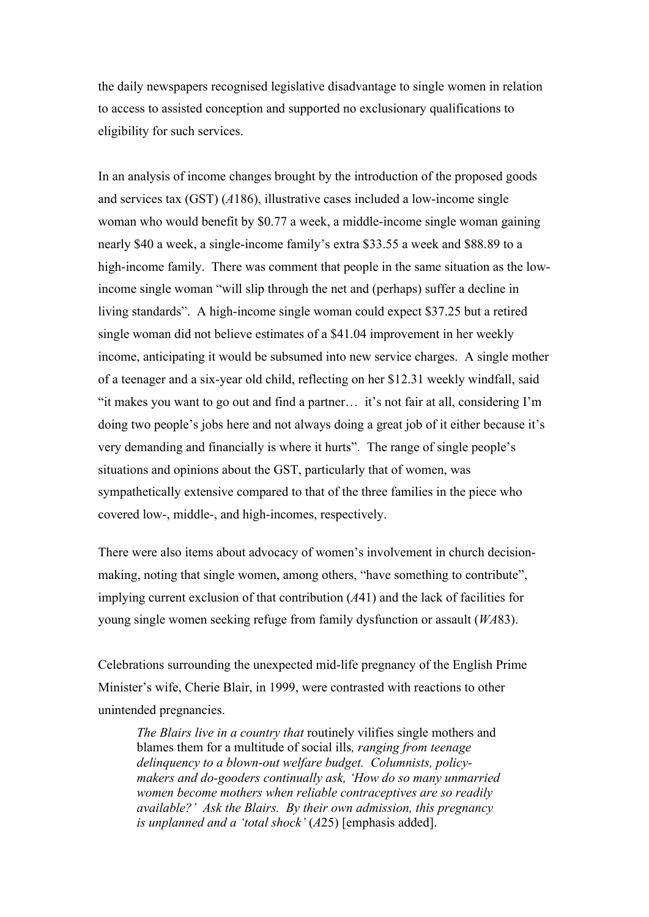the daily newspapers recognised legislative disadvantage to single women in relation to access to assisted conception and supported no exclusionary qualifications to eligibility for such services.

In an analysis of income changes brought by the introduction of the proposed goods and services tax (GST) (*A*186), illustrative cases included a low-income single woman who would benefit by $0.77 a week, a middle-income single woman gaining nearly $40 a week, a single-income family's extra $33.55 a week and $88.89 to a high-income family. There was comment that people in the same situation as the low-income single woman "will slip through the net and (perhaps) suffer a decline in living standards". A high-income single woman could expect $37.25 but a retired single woman did not believe estimates of a $41.04 improvement in her weekly income, anticipating it would be subsumed into new service charges. A single mother of a teenager and a six-year old child, reflecting on her $12.31 weekly windfall, said "it makes you want to go out and find a partner… it's not fair at all, considering I'm doing two people's jobs here and not always doing a great job of it either because it's very demanding and financially is where it hurts". The range of single people's situations and opinions about the GST, particularly that of women, was sympathetically extensive compared to that of the three families in the piece who covered low-, middle-, and high-incomes, respectively.

There were also items about advocacy of women's involvement in church decision-making, noting that single women, among others, "have something to contribute", implying current exclusion of that contribution (*A*41) and the lack of facilities for young single women seeking refuge from family dysfunction or assault (*WA*83).

Celebrations surrounding the unexpected mid-life pregnancy of the English Prime Minister's wife, Cherie Blair, in 1999, were contrasted with reactions to other unintended pregnancies.

> *The Blairs live in a country that* routinely vilifies single mothers and blames them for a multitude of social ills*, ranging from teenage delinquency to a blown-out welfare budget. Columnists, policy-makers and do-gooders continually ask, 'How do so many unmarried women become mothers when reliable contraceptives are so readily available?' Ask the Blairs. By their own admission, this pregnancy is unplanned and a 'total shock'* (*A*25) [emphasis added].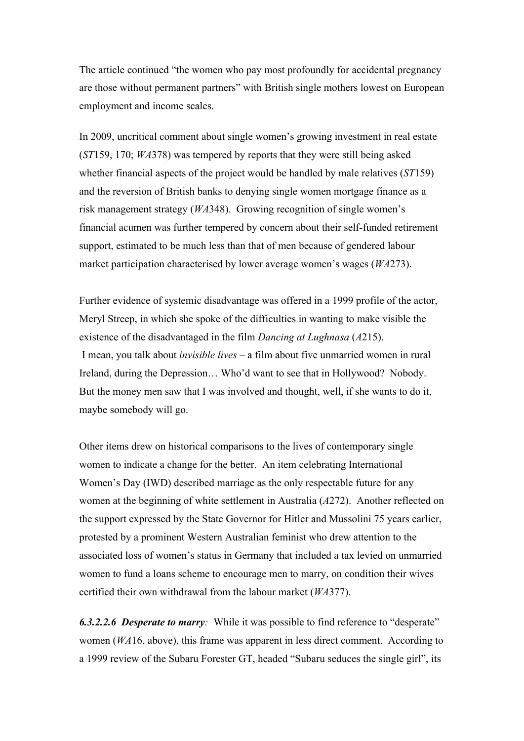The article continued “the women who pay most profoundly for accidental pregnancy are those without permanent partners” with British single mothers lowest on European employment and income scales.

In 2009, uncritical comment about single women’s growing investment in real estate (*ST*159, 170; *WA*378) was tempered by reports that they were still being asked whether financial aspects of the project would be handled by male relatives (*ST*159) and the reversion of British banks to denying single women mortgage finance as a risk management strategy (*WA*348). Growing recognition of single women’s financial acumen was further tempered by concern about their self-funded retirement support, estimated to be much less than that of men because of gendered labour market participation characterised by lower average women’s wages (*WA*273).

Further evidence of systemic disadvantage was offered in a 1999 profile of the actor, Meryl Streep, in which she spoke of the difficulties in wanting to make visible the existence of the disadvantaged in the film *Dancing at Lughnasa* (*A*215).

I mean, you talk about *invisible lives* – a film about five unmarried women in rural Ireland, during the Depression… Who’d want to see that in Hollywood? Nobody. But the money men saw that I was involved and thought, well, if she wants to do it, maybe somebody will go.

Other items drew on historical comparisons to the lives of contemporary single women to indicate a change for the better. An item celebrating International Women’s Day (IWD) described marriage as the only respectable future for any women at the beginning of white settlement in Australia (*A*272). Another reflected on the support expressed by the State Governor for Hitler and Mussolini 75 years earlier, protested by a prominent Western Australian feminist who drew attention to the associated loss of women’s status in Germany that included a tax levied on unmarried women to fund a loans scheme to encourage men to marry, on condition their wives certified their own withdrawal from the labour market (*WA*377).

***6.3.2.2.6 Desperate to marry**:* While it was possible to find reference to “desperate” women (*WA*16, above), this frame was apparent in less direct comment. According to a 1999 review of the Subaru Forester GT, headed “Subaru seduces the single girl”, its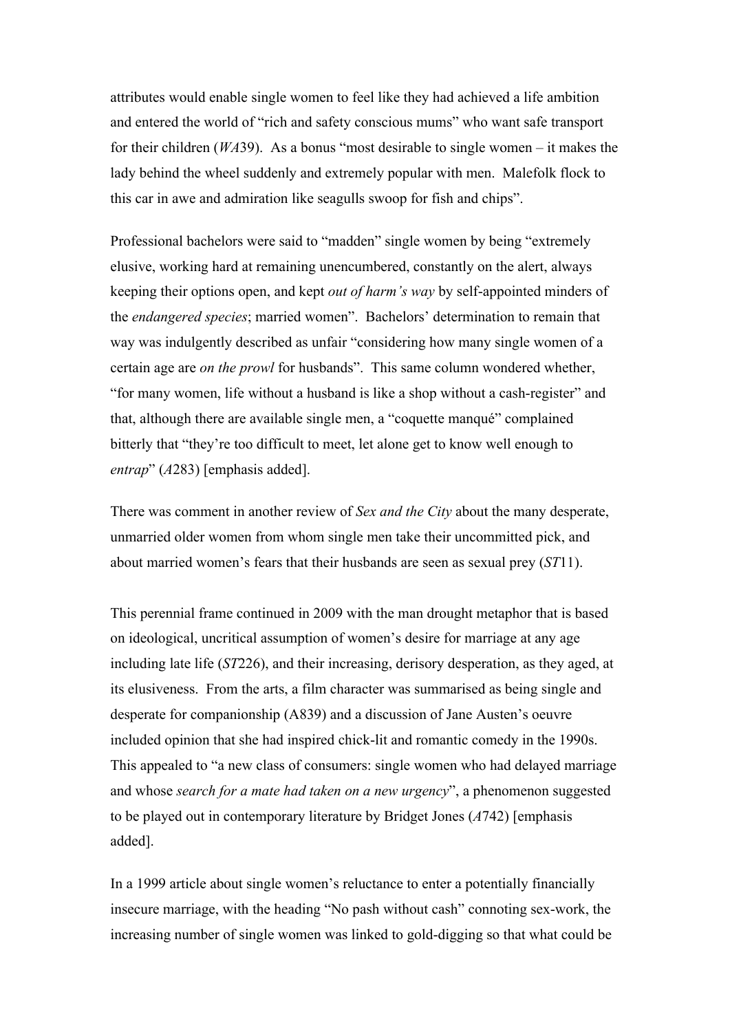attributes would enable single women to feel like they had achieved a life ambition and entered the world of "rich and safety conscious mums" who want safe transport for their children (*WA*39). As a bonus "most desirable to single women – it makes the lady behind the wheel suddenly and extremely popular with men. Malefolk flock to this car in awe and admiration like seagulls swoop for fish and chips".

Professional bachelors were said to "madden" single women by being "extremely elusive, working hard at remaining unencumbered, constantly on the alert, always keeping their options open, and kept *out of harm's way* by self-appointed minders of the *endangered species*; married women". Bachelors' determination to remain that way was indulgently described as unfair "considering how many single women of a certain age are *on the prowl* for husbands". This same column wondered whether, "for many women, life without a husband is like a shop without a cash-register" and that, although there are available single men, a "coquette manqué" complained bitterly that "they're too difficult to meet, let alone get to know well enough to *entrap*" (*A*283) [emphasis added].

There was comment in another review of *Sex and the City* about the many desperate, unmarried older women from whom single men take their uncommitted pick, and about married women's fears that their husbands are seen as sexual prey (*ST*11).

This perennial frame continued in 2009 with the man drought metaphor that is based on ideological, uncritical assumption of women's desire for marriage at any age including late life (*ST*226), and their increasing, derisory desperation, as they aged, at its elusiveness. From the arts, a film character was summarised as being single and desperate for companionship (A839) and a discussion of Jane Austen's oeuvre included opinion that she had inspired chick-lit and romantic comedy in the 1990s. This appealed to "a new class of consumers: single women who had delayed marriage and whose *search for a mate had taken on a new urgency*", a phenomenon suggested to be played out in contemporary literature by Bridget Jones (*A*742) [emphasis added].

In a 1999 article about single women's reluctance to enter a potentially financially insecure marriage, with the heading "No pash without cash" connoting sex-work, the increasing number of single women was linked to gold-digging so that what could be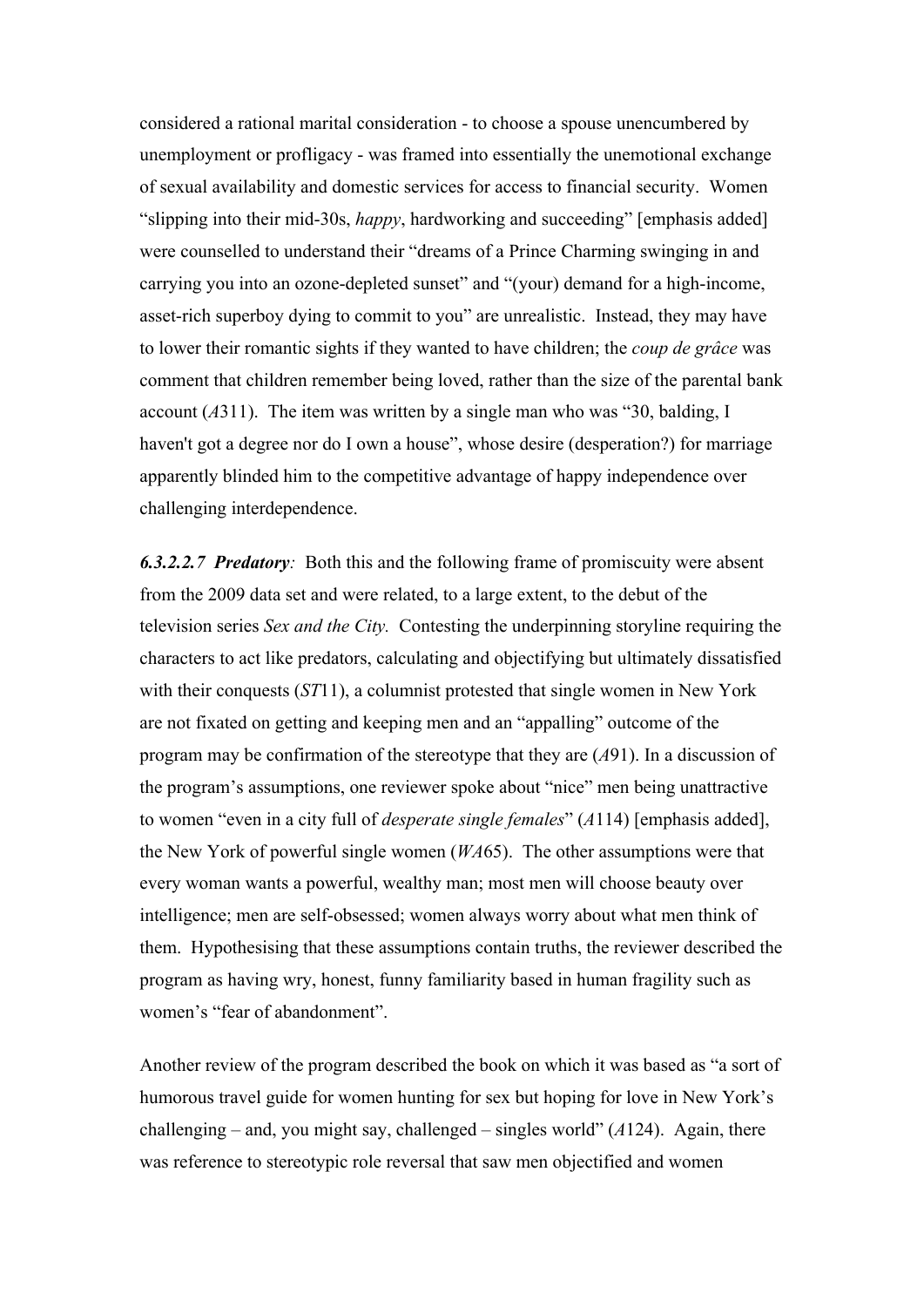considered a rational marital consideration - to choose a spouse unencumbered by unemployment or profligacy - was framed into essentially the unemotional exchange of sexual availability and domestic services for access to financial security. Women "slipping into their mid-30s, *happy*, hardworking and succeeding" [emphasis added] were counselled to understand their "dreams of a Prince Charming swinging in and carrying you into an ozone-depleted sunset" and "(your) demand for a high-income, asset-rich superboy dying to commit to you" are unrealistic. Instead, they may have to lower their romantic sights if they wanted to have children; the *coup de grâce* was comment that children remember being loved, rather than the size of the parental bank account (*A*311). The item was written by a single man who was "30, balding, I haven't got a degree nor do I own a house", whose desire (desperation?) for marriage apparently blinded him to the competitive advantage of happy independence over challenging interdependence.

***6.3.2.2.7 Predatory**:* Both this and the following frame of promiscuity were absent from the 2009 data set and were related, to a large extent, to the debut of the television series *Sex and the City.* Contesting the underpinning storyline requiring the characters to act like predators, calculating and objectifying but ultimately dissatisfied with their conquests (*ST*11), a columnist protested that single women in New York are not fixated on getting and keeping men and an "appalling" outcome of the program may be confirmation of the stereotype that they are (*A*91). In a discussion of the program's assumptions, one reviewer spoke about "nice" men being unattractive to women "even in a city full of *desperate single females*" (*A*114) [emphasis added], the New York of powerful single women (*WA*65). The other assumptions were that every woman wants a powerful, wealthy man; most men will choose beauty over intelligence; men are self-obsessed; women always worry about what men think of them. Hypothesising that these assumptions contain truths, the reviewer described the program as having wry, honest, funny familiarity based in human fragility such as women's "fear of abandonment".

Another review of the program described the book on which it was based as "a sort of humorous travel guide for women hunting for sex but hoping for love in New York's challenging – and, you might say, challenged – singles world" (*A*124). Again, there was reference to stereotypic role reversal that saw men objectified and women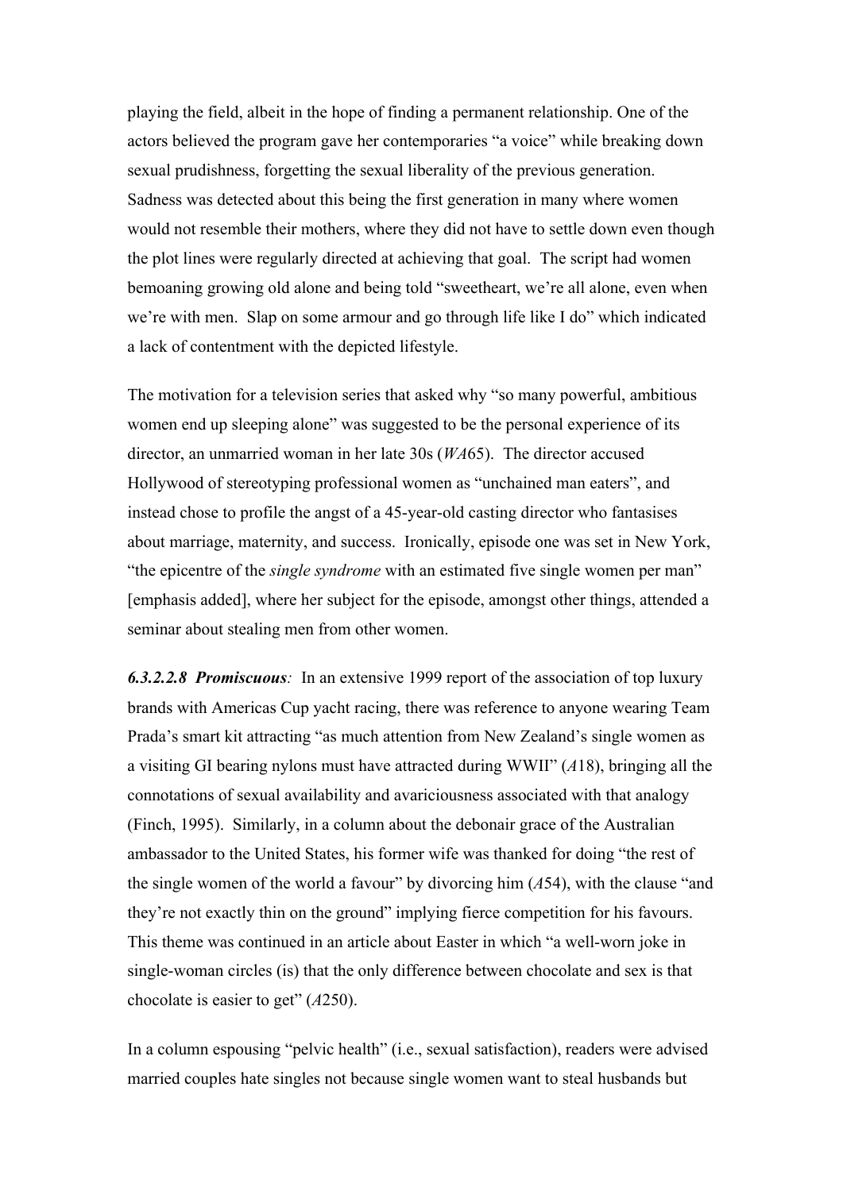playing the field, albeit in the hope of finding a permanent relationship. One of the actors believed the program gave her contemporaries "a voice" while breaking down sexual prudishness, forgetting the sexual liberality of the previous generation. Sadness was detected about this being the first generation in many where women would not resemble their mothers, where they did not have to settle down even though the plot lines were regularly directed at achieving that goal. The script had women bemoaning growing old alone and being told "sweetheart, we're all alone, even when we're with men. Slap on some armour and go through life like I do" which indicated a lack of contentment with the depicted lifestyle.

The motivation for a television series that asked why "so many powerful, ambitious women end up sleeping alone" was suggested to be the personal experience of its director, an unmarried woman in her late 30s (*WA*65). The director accused Hollywood of stereotyping professional women as "unchained man eaters", and instead chose to profile the angst of a 45-year-old casting director who fantasises about marriage, maternity, and success. Ironically, episode one was set in New York, "the epicentre of the *single syndrome* with an estimated five single women per man" [emphasis added], where her subject for the episode, amongst other things, attended a seminar about stealing men from other women.

***6.3.2.2.8 Promiscuous****:* In an extensive 1999 report of the association of top luxury brands with Americas Cup yacht racing, there was reference to anyone wearing Team Prada's smart kit attracting "as much attention from New Zealand's single women as a visiting GI bearing nylons must have attracted during WWII" (*A*18), bringing all the connotations of sexual availability and avariciousness associated with that analogy (Finch, 1995). Similarly, in a column about the debonair grace of the Australian ambassador to the United States, his former wife was thanked for doing "the rest of the single women of the world a favour" by divorcing him (*A*54), with the clause "and they're not exactly thin on the ground" implying fierce competition for his favours. This theme was continued in an article about Easter in which "a well-worn joke in single-woman circles (is) that the only difference between chocolate and sex is that chocolate is easier to get" (*A*250).

In a column espousing "pelvic health" (i.e., sexual satisfaction), readers were advised married couples hate singles not because single women want to steal husbands but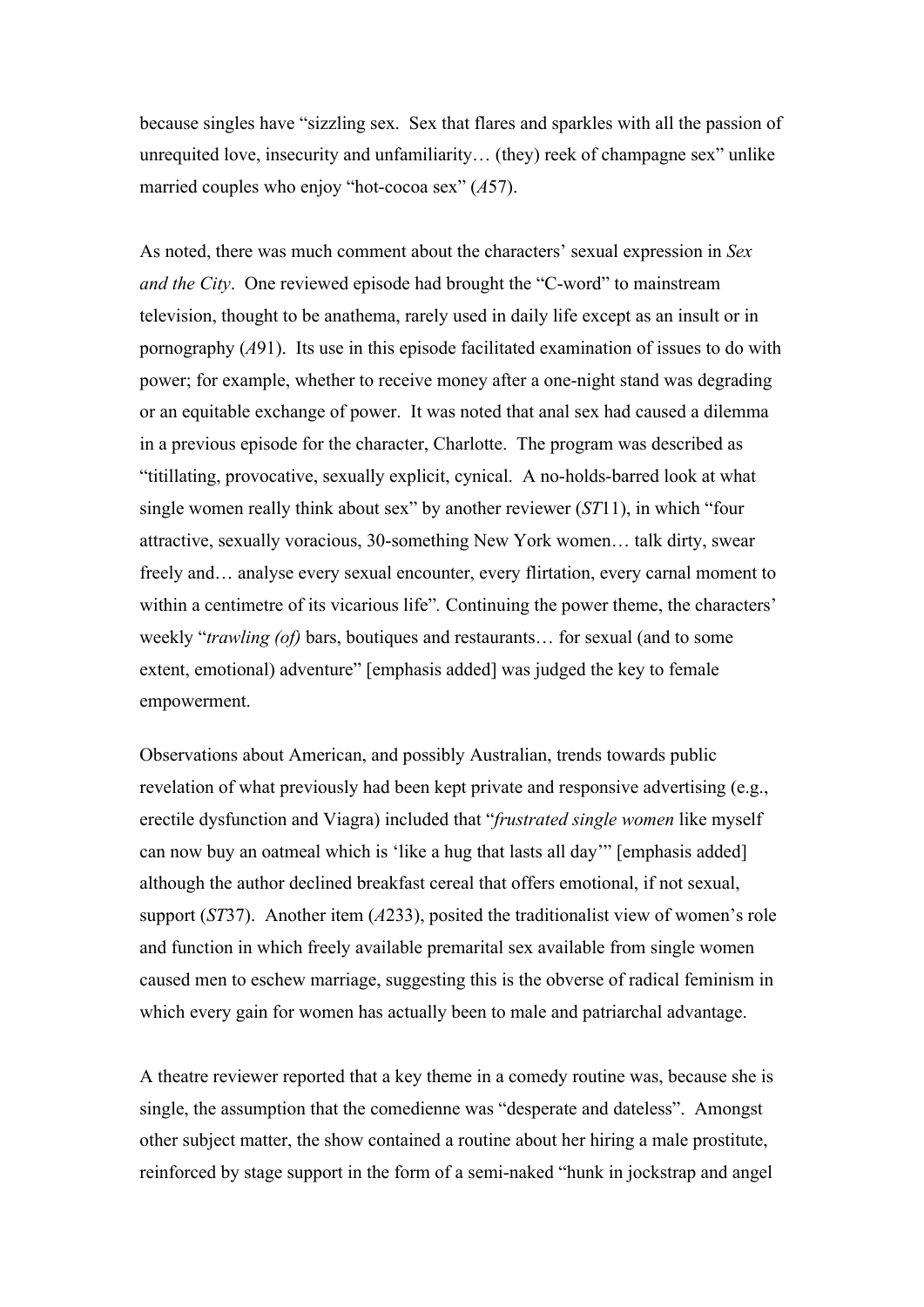because singles have "sizzling sex. Sex that flares and sparkles with all the passion of unrequited love, insecurity and unfamiliarity… (they) reek of champagne sex" unlike married couples who enjoy "hot-cocoa sex" (*A*57).

As noted, there was much comment about the characters' sexual expression in *Sex and the City*. One reviewed episode had brought the "C-word" to mainstream television, thought to be anathema, rarely used in daily life except as an insult or in pornography (*A*91). Its use in this episode facilitated examination of issues to do with power; for example, whether to receive money after a one-night stand was degrading or an equitable exchange of power. It was noted that anal sex had caused a dilemma in a previous episode for the character, Charlotte. The program was described as "titillating, provocative, sexually explicit, cynical. A no-holds-barred look at what single women really think about sex" by another reviewer (*ST*11), in which "four attractive, sexually voracious, 30-something New York women… talk dirty, swear freely and… analyse every sexual encounter, every flirtation, every carnal moment to within a centimetre of its vicarious life". Continuing the power theme, the characters' weekly "*trawling (of)* bars, boutiques and restaurants… for sexual (and to some extent, emotional) adventure" [emphasis added] was judged the key to female empowerment.

Observations about American, and possibly Australian, trends towards public revelation of what previously had been kept private and responsive advertising (e.g., erectile dysfunction and Viagra) included that "*frustrated single women* like myself can now buy an oatmeal which is 'like a hug that lasts all day'" [emphasis added] although the author declined breakfast cereal that offers emotional, if not sexual, support (*ST*37). Another item (*A*233), posited the traditionalist view of women's role and function in which freely available premarital sex available from single women caused men to eschew marriage, suggesting this is the obverse of radical feminism in which every gain for women has actually been to male and patriarchal advantage.

A theatre reviewer reported that a key theme in a comedy routine was, because she is single, the assumption that the comedienne was "desperate and dateless". Amongst other subject matter, the show contained a routine about her hiring a male prostitute, reinforced by stage support in the form of a semi-naked "hunk in jockstrap and angel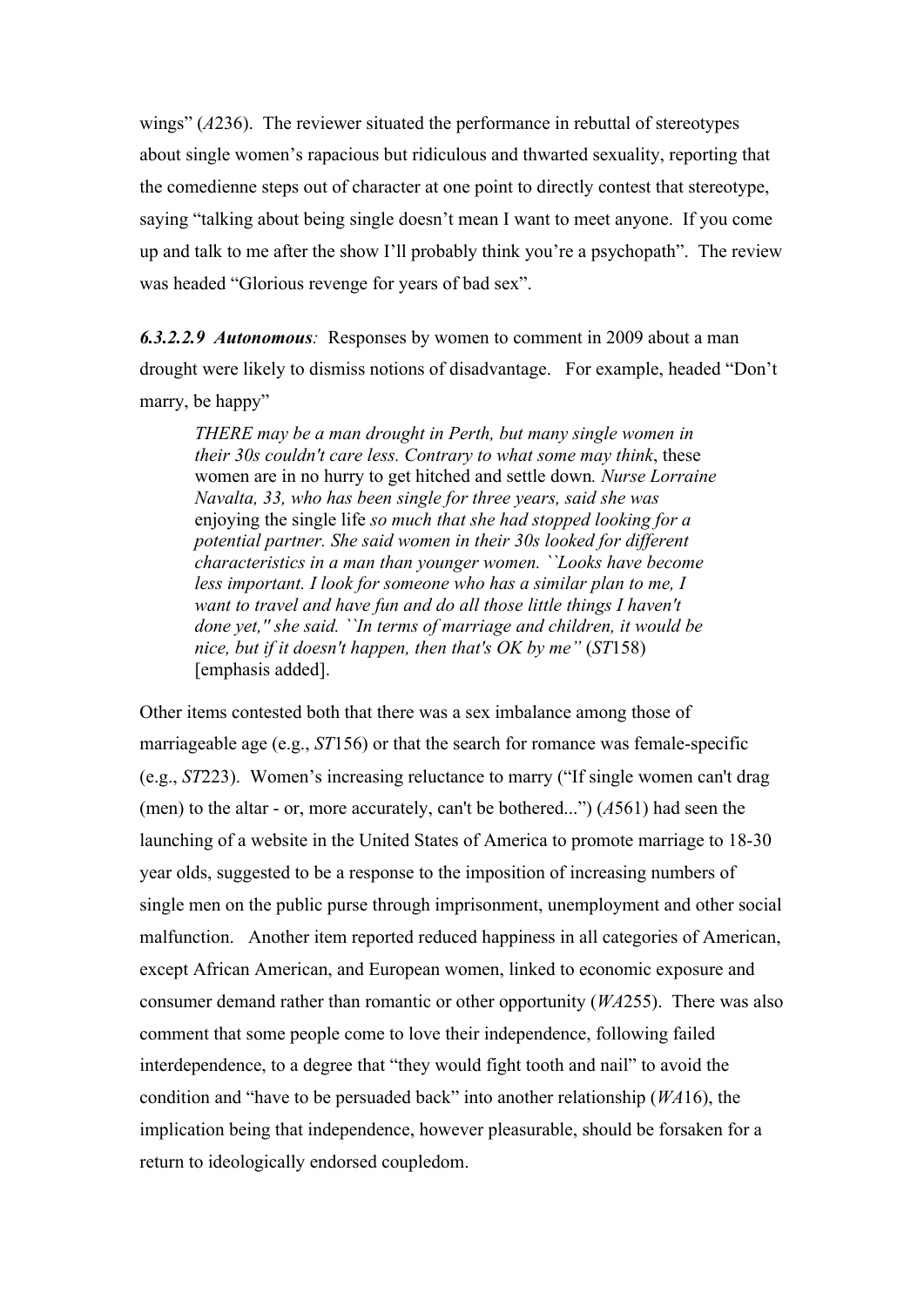wings" (*A*236). The reviewer situated the performance in rebuttal of stereotypes about single women's rapacious but ridiculous and thwarted sexuality, reporting that the comedienne steps out of character at one point to directly contest that stereotype, saying "talking about being single doesn't mean I want to meet anyone. If you come up and talk to me after the show I'll probably think you're a psychopath". The review was headed "Glorious revenge for years of bad sex".

***6.3.2.2.9 Autonomous**:* Responses by women to comment in 2009 about a man drought were likely to dismiss notions of disadvantage. For example, headed "Don't marry, be happy"

> *THERE may be a man drought in Perth, but many single women in their 30s couldn't care less. Contrary to what some may think*, these women are in no hurry to get hitched and settle down*. Nurse Lorraine Navalta, 33, who has been single for three years, said she was* enjoying the single life *so much that she had stopped looking for a potential partner. She said women in their 30s looked for different characteristics in a man than younger women. ``Looks have become less important. I look for someone who has a similar plan to me, I want to travel and have fun and do all those little things I haven't done yet,'' she said. ``In terms of marriage and children, it would be nice, but if it doesn't happen, then that's OK by me"* (*ST*158) [emphasis added].

Other items contested both that there was a sex imbalance among those of marriageable age (e.g., *ST*156) or that the search for romance was female-specific (e.g., *ST*223). Women's increasing reluctance to marry ("If single women can't drag (men) to the altar - or, more accurately, can't be bothered...") (*A*561) had seen the launching of a website in the United States of America to promote marriage to 18-30 year olds, suggested to be a response to the imposition of increasing numbers of single men on the public purse through imprisonment, unemployment and other social malfunction. Another item reported reduced happiness in all categories of American, except African American, and European women, linked to economic exposure and consumer demand rather than romantic or other opportunity (*WA*255). There was also comment that some people come to love their independence, following failed interdependence, to a degree that "they would fight tooth and nail" to avoid the condition and "have to be persuaded back" into another relationship (*WA*16), the implication being that independence, however pleasurable, should be forsaken for a return to ideologically endorsed coupledom.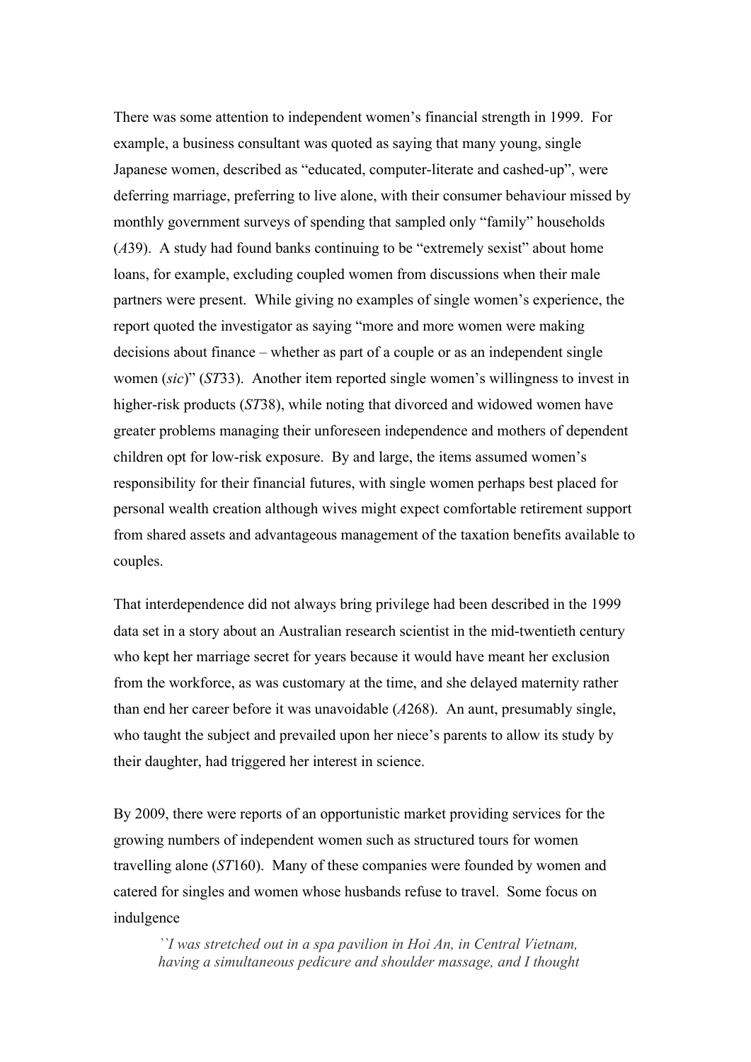There was some attention to independent women's financial strength in 1999. For example, a business consultant was quoted as saying that many young, single Japanese women, described as "educated, computer-literate and cashed-up", were deferring marriage, preferring to live alone, with their consumer behaviour missed by monthly government surveys of spending that sampled only "family" households (*A*39). A study had found banks continuing to be "extremely sexist" about home loans, for example, excluding coupled women from discussions when their male partners were present. While giving no examples of single women's experience, the report quoted the investigator as saying "more and more women were making decisions about finance – whether as part of a couple or as an independent single women (*sic*)" (*ST*33). Another item reported single women's willingness to invest in higher-risk products (*ST*38), while noting that divorced and widowed women have greater problems managing their unforeseen independence and mothers of dependent children opt for low-risk exposure. By and large, the items assumed women's responsibility for their financial futures, with single women perhaps best placed for personal wealth creation although wives might expect comfortable retirement support from shared assets and advantageous management of the taxation benefits available to couples.

That interdependence did not always bring privilege had been described in the 1999 data set in a story about an Australian research scientist in the mid-twentieth century who kept her marriage secret for years because it would have meant her exclusion from the workforce, as was customary at the time, and she delayed maternity rather than end her career before it was unavoidable (*A*268). An aunt, presumably single, who taught the subject and prevailed upon her niece's parents to allow its study by their daughter, had triggered her interest in science.

By 2009, there were reports of an opportunistic market providing services for the growing numbers of independent women such as structured tours for women travelling alone (*ST*160). Many of these companies were founded by women and catered for singles and women whose husbands refuse to travel. Some focus on indulgence

> *``I was stretched out in a spa pavilion in Hoi An, in Central Vietnam, having a simultaneous pedicure and shoulder massage, and I thought*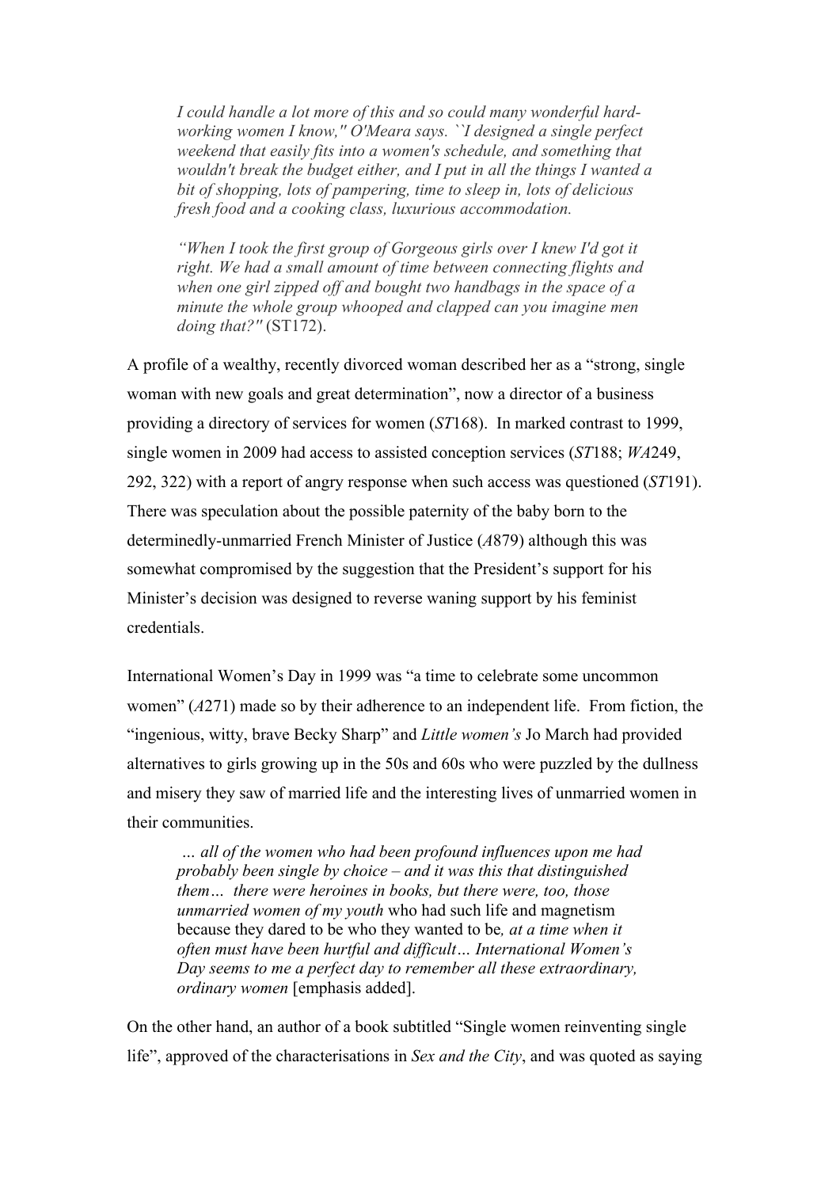> *I could handle a lot more of this and so could many wonderful hard-working women I know," O'Meara says. ``I designed a single perfect weekend that easily fits into a women's schedule, and something that wouldn't break the budget either, and I put in all the things I wanted a bit of shopping, lots of pampering, time to sleep in, lots of delicious fresh food and a cooking class, luxurious accommodation.*
>
> *"When I took the first group of Gorgeous girls over I knew I'd got it right. We had a small amount of time between connecting flights and when one girl zipped off and bought two handbags in the space of a minute the whole group whooped and clapped can you imagine men doing that?"* (ST172).

A profile of a wealthy, recently divorced woman described her as a "strong, single woman with new goals and great determination", now a director of a business providing a directory of services for women (*ST*168). In marked contrast to 1999, single women in 2009 had access to assisted conception services (*ST*188; *WA*249, 292, 322) with a report of angry response when such access was questioned (*ST*191). There was speculation about the possible paternity of the baby born to the determinedly-unmarried French Minister of Justice (*A*879) although this was somewhat compromised by the suggestion that the President's support for his Minister's decision was designed to reverse waning support by his feminist credentials.

International Women's Day in 1999 was "a time to celebrate some uncommon women" (*A*271) made so by their adherence to an independent life. From fiction, the "ingenious, witty, brave Becky Sharp" and *Little women's* Jo March had provided alternatives to girls growing up in the 50s and 60s who were puzzled by the dullness and misery they saw of married life and the interesting lives of unmarried women in their communities.

> *… all of the women who had been profound influences upon me had probably been single by choice – and it was this that distinguished them… there were heroines in books, but there were, too, those unmarried women of my youth* who had such life and magnetism because they dared to be who they wanted to be*, at a time when it often must have been hurtful and difficult… International Women's Day seems to me a perfect day to remember all these extraordinary, ordinary women* [emphasis added].

On the other hand, an author of a book subtitled "Single women reinventing single life", approved of the characterisations in *Sex and the City*, and was quoted as saying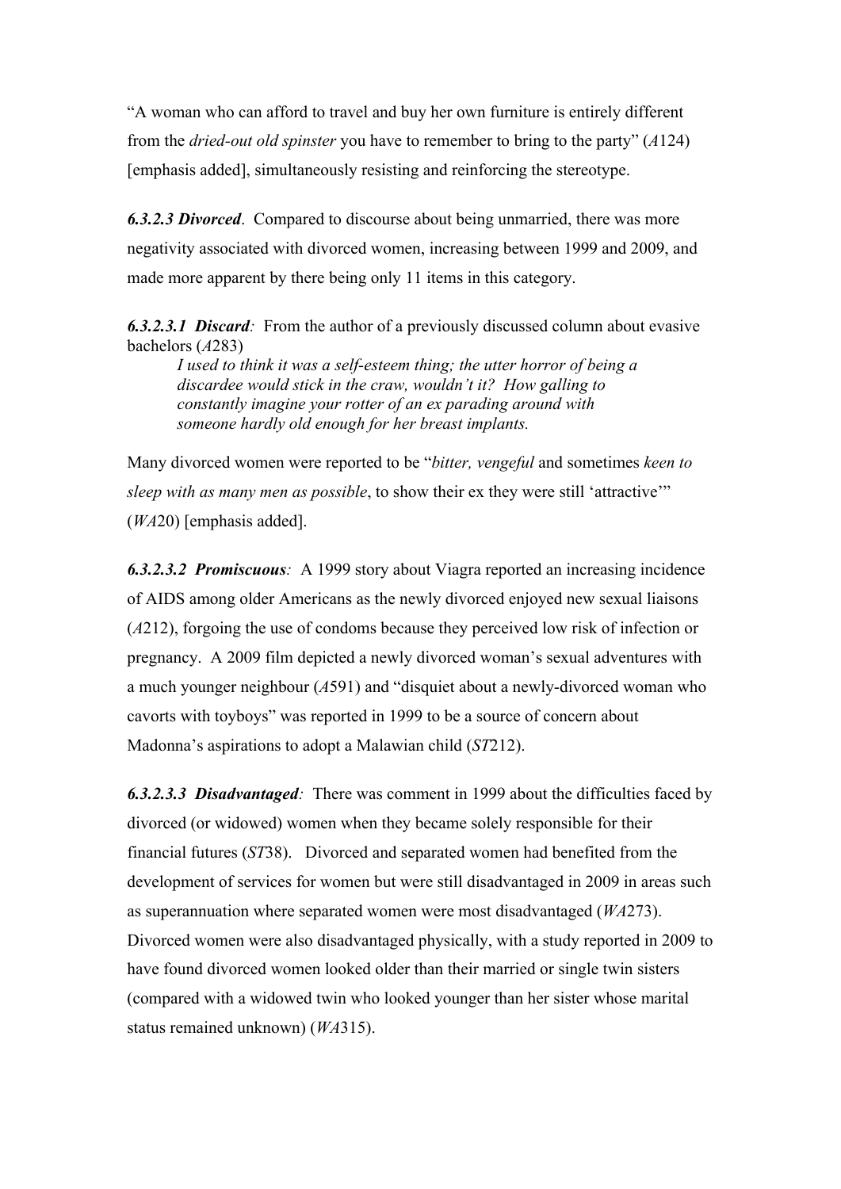"A woman who can afford to travel and buy her own furniture is entirely different from the *dried-out old spinster* you have to remember to bring to the party" (*A*124) [emphasis added], simultaneously resisting and reinforcing the stereotype.

***6.3.2.3 Divorced***. Compared to discourse about being unmarried, there was more negativity associated with divorced women, increasing between 1999 and 2009, and made more apparent by there being only 11 items in this category.

***6.3.2.3.1 Discard****:* From the author of a previously discussed column about evasive bachelors (*A*283)

> *I used to think it was a self-esteem thing; the utter horror of being a discardee would stick in the craw, wouldn't it? How galling to constantly imagine your rotter of an ex parading around with someone hardly old enough for her breast implants.*

Many divorced women were reported to be "*bitter, vengeful* and sometimes *keen to sleep with as many men as possible*, to show their ex they were still 'attractive'" (*WA*20) [emphasis added].

***6.3.2.3.2 Promiscuous****:* A 1999 story about Viagra reported an increasing incidence of AIDS among older Americans as the newly divorced enjoyed new sexual liaisons (*A*212), forgoing the use of condoms because they perceived low risk of infection or pregnancy. A 2009 film depicted a newly divorced woman's sexual adventures with a much younger neighbour (*A*591) and "disquiet about a newly-divorced woman who cavorts with toyboys" was reported in 1999 to be a source of concern about Madonna's aspirations to adopt a Malawian child (*ST*212).

***6.3.2.3.3 Disadvantaged****:* There was comment in 1999 about the difficulties faced by divorced (or widowed) women when they became solely responsible for their financial futures (*ST*38). Divorced and separated women had benefited from the development of services for women but were still disadvantaged in 2009 in areas such as superannuation where separated women were most disadvantaged (*WA*273). Divorced women were also disadvantaged physically, with a study reported in 2009 to have found divorced women looked older than their married or single twin sisters (compared with a widowed twin who looked younger than her sister whose marital status remained unknown) (*WA*315).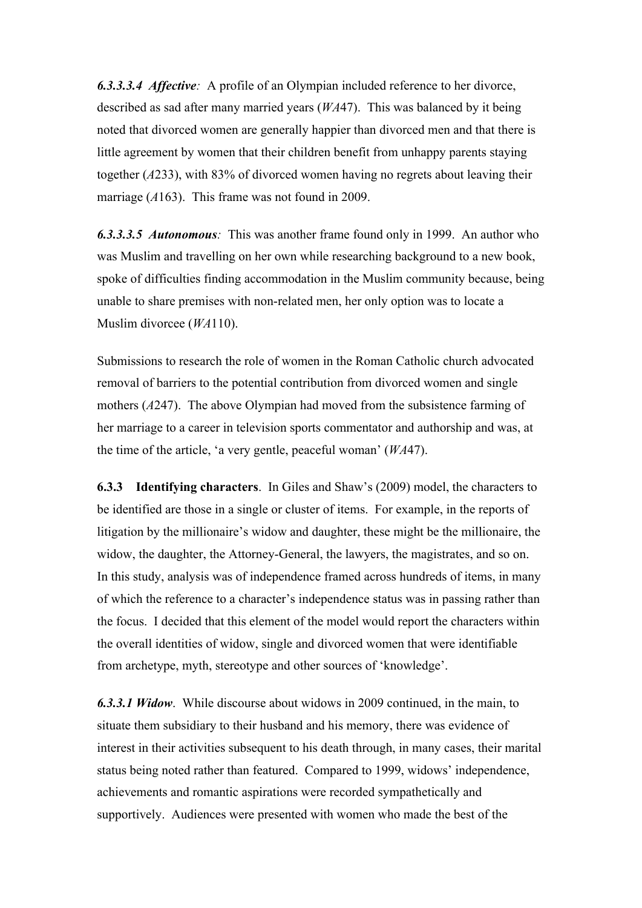***6.3.3.3.4 Affective**:* A profile of an Olympian included reference to her divorce, described as sad after many married years (*WA*47). This was balanced by it being noted that divorced women are generally happier than divorced men and that there is little agreement by women that their children benefit from unhappy parents staying together (*A*233), with 83% of divorced women having no regrets about leaving their marriage (*A*163). This frame was not found in 2009.

***6.3.3.3.5 Autonomous**:* This was another frame found only in 1999. An author who was Muslim and travelling on her own while researching background to a new book, spoke of difficulties finding accommodation in the Muslim community because, being unable to share premises with non-related men, her only option was to locate a Muslim divorcee (*WA*110).

Submissions to research the role of women in the Roman Catholic church advocated removal of barriers to the potential contribution from divorced women and single mothers (*A*247). The above Olympian had moved from the subsistence farming of her marriage to a career in television sports commentator and authorship and was, at the time of the article, 'a very gentle, peaceful woman' (*WA*47).

**6.3.3 Identifying characters**. In Giles and Shaw's (2009) model, the characters to be identified are those in a single or cluster of items. For example, in the reports of litigation by the millionaire's widow and daughter, these might be the millionaire, the widow, the daughter, the Attorney-General, the lawyers, the magistrates, and so on. In this study, analysis was of independence framed across hundreds of items, in many of which the reference to a character's independence status was in passing rather than the focus. I decided that this element of the model would report the characters within the overall identities of widow, single and divorced women that were identifiable from archetype, myth, stereotype and other sources of 'knowledge'.

***6.3.3.1 Widow***. While discourse about widows in 2009 continued, in the main, to situate them subsidiary to their husband and his memory, there was evidence of interest in their activities subsequent to his death through, in many cases, their marital status being noted rather than featured. Compared to 1999, widows' independence, achievements and romantic aspirations were recorded sympathetically and supportively. Audiences were presented with women who made the best of the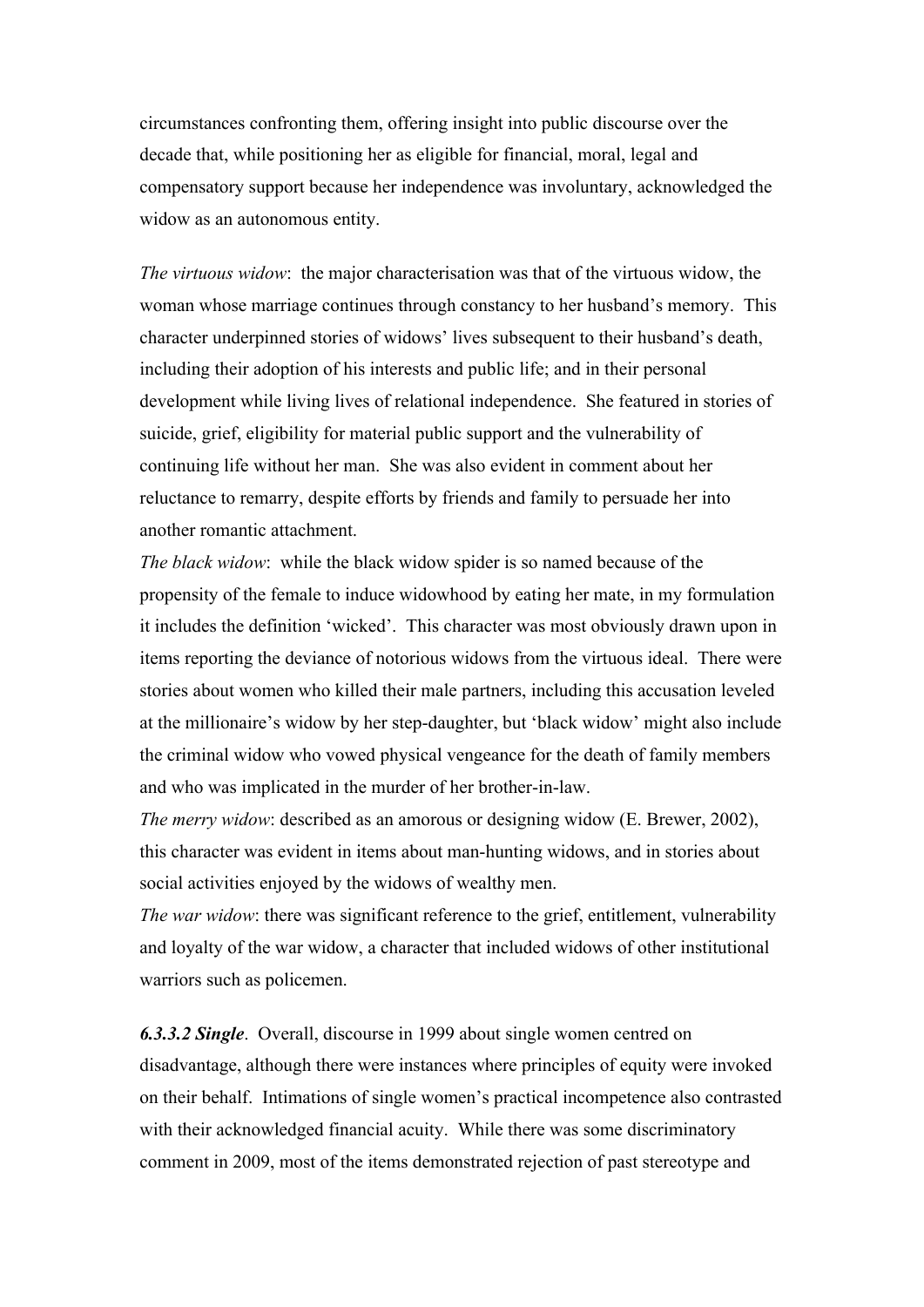circumstances confronting them, offering insight into public discourse over the decade that, while positioning her as eligible for financial, moral, legal and compensatory support because her independence was involuntary, acknowledged the widow as an autonomous entity.

*The virtuous widow*: the major characterisation was that of the virtuous widow, the woman whose marriage continues through constancy to her husband's memory. This character underpinned stories of widows' lives subsequent to their husband's death, including their adoption of his interests and public life; and in their personal development while living lives of relational independence. She featured in stories of suicide, grief, eligibility for material public support and the vulnerability of continuing life without her man. She was also evident in comment about her reluctance to remarry, despite efforts by friends and family to persuade her into another romantic attachment.

*The black widow*: while the black widow spider is so named because of the propensity of the female to induce widowhood by eating her mate, in my formulation it includes the definition 'wicked'. This character was most obviously drawn upon in items reporting the deviance of notorious widows from the virtuous ideal. There were stories about women who killed their male partners, including this accusation leveled at the millionaire's widow by her step-daughter, but 'black widow' might also include the criminal widow who vowed physical vengeance for the death of family members and who was implicated in the murder of her brother-in-law.

*The merry widow*: described as an amorous or designing widow (E. Brewer, 2002), this character was evident in items about man-hunting widows, and in stories about social activities enjoyed by the widows of wealthy men.

*The war widow*: there was significant reference to the grief, entitlement, vulnerability and loyalty of the war widow, a character that included widows of other institutional warriors such as policemen.

***6.3.3.2 Single***. Overall, discourse in 1999 about single women centred on disadvantage, although there were instances where principles of equity were invoked on their behalf. Intimations of single women's practical incompetence also contrasted with their acknowledged financial acuity. While there was some discriminatory comment in 2009, most of the items demonstrated rejection of past stereotype and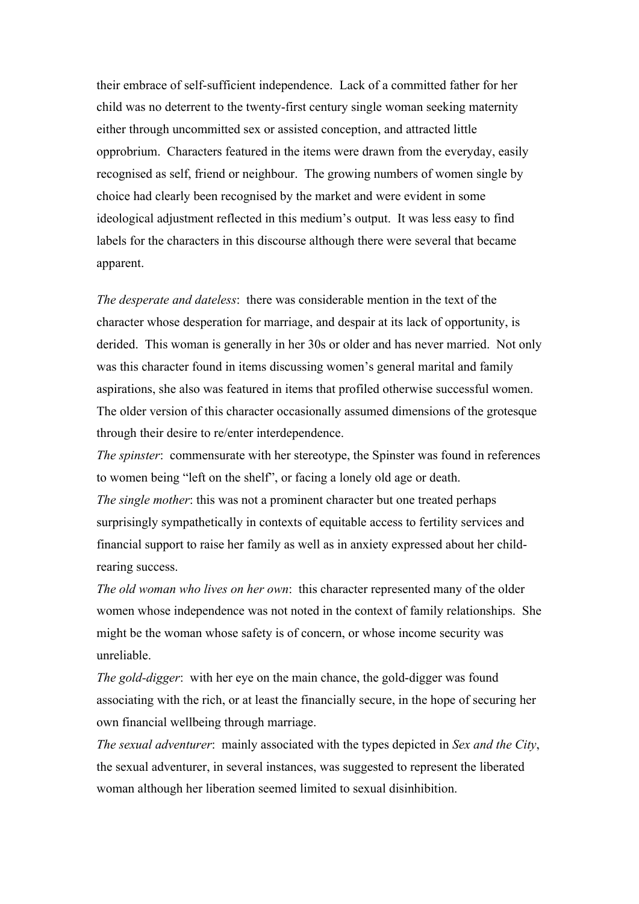their embrace of self-sufficient independence. Lack of a committed father for her child was no deterrent to the twenty-first century single woman seeking maternity either through uncommitted sex or assisted conception, and attracted little opprobrium. Characters featured in the items were drawn from the everyday, easily recognised as self, friend or neighbour. The growing numbers of women single by choice had clearly been recognised by the market and were evident in some ideological adjustment reflected in this medium's output. It was less easy to find labels for the characters in this discourse although there were several that became apparent.

*The desperate and dateless*: there was considerable mention in the text of the character whose desperation for marriage, and despair at its lack of opportunity, is derided. This woman is generally in her 30s or older and has never married. Not only was this character found in items discussing women's general marital and family aspirations, she also was featured in items that profiled otherwise successful women. The older version of this character occasionally assumed dimensions of the grotesque through their desire to re/enter interdependence.

*The spinster*: commensurate with her stereotype, the Spinster was found in references to women being "left on the shelf", or facing a lonely old age or death.

*The single mother*: this was not a prominent character but one treated perhaps surprisingly sympathetically in contexts of equitable access to fertility services and financial support to raise her family as well as in anxiety expressed about her child-rearing success.

*The old woman who lives on her own*: this character represented many of the older women whose independence was not noted in the context of family relationships. She might be the woman whose safety is of concern, or whose income security was unreliable.

*The gold-digger*: with her eye on the main chance, the gold-digger was found associating with the rich, or at least the financially secure, in the hope of securing her own financial wellbeing through marriage.

*The sexual adventurer*: mainly associated with the types depicted in *Sex and the City*, the sexual adventurer, in several instances, was suggested to represent the liberated woman although her liberation seemed limited to sexual disinhibition.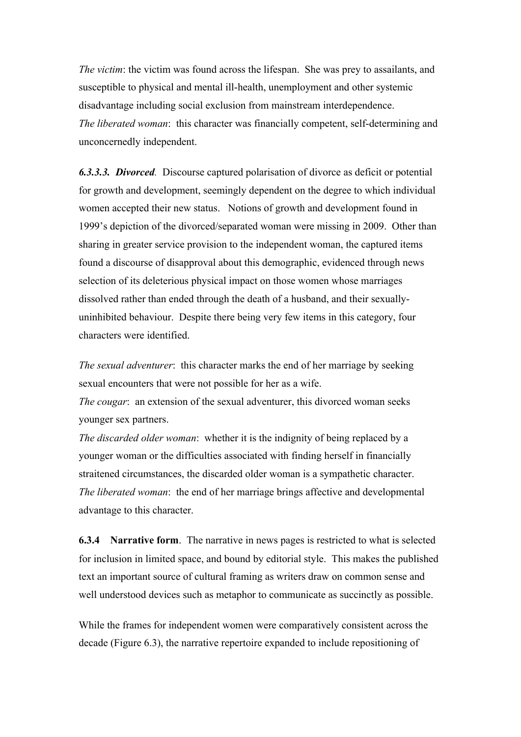*The victim*: the victim was found across the lifespan. She was prey to assailants, and susceptible to physical and mental ill-health, unemployment and other systemic disadvantage including social exclusion from mainstream interdependence.
*The liberated woman*: this character was financially competent, self-determining and unconcernedly independent.

***6.3.3.3. Divorced****.* Discourse captured polarisation of divorce as deficit or potential for growth and development, seemingly dependent on the degree to which individual women accepted their new status. Notions of growth and development found in 1999's depiction of the divorced/separated woman were missing in 2009. Other than sharing in greater service provision to the independent woman, the captured items found a discourse of disapproval about this demographic, evidenced through news selection of its deleterious physical impact on those women whose marriages dissolved rather than ended through the death of a husband, and their sexually-uninhibited behaviour. Despite there being very few items in this category, four characters were identified.

*The sexual adventurer*: this character marks the end of her marriage by seeking sexual encounters that were not possible for her as a wife.
*The cougar*: an extension of the sexual adventurer, this divorced woman seeks younger sex partners.
*The discarded older woman*: whether it is the indignity of being replaced by a younger woman or the difficulties associated with finding herself in financially straitened circumstances, the discarded older woman is a sympathetic character.
*The liberated woman*: the end of her marriage brings affective and developmental advantage to this character.

**6.3.4 Narrative form**. The narrative in news pages is restricted to what is selected for inclusion in limited space, and bound by editorial style. This makes the published text an important source of cultural framing as writers draw on common sense and well understood devices such as metaphor to communicate as succinctly as possible.

While the frames for independent women were comparatively consistent across the decade (Figure 6.3), the narrative repertoire expanded to include repositioning of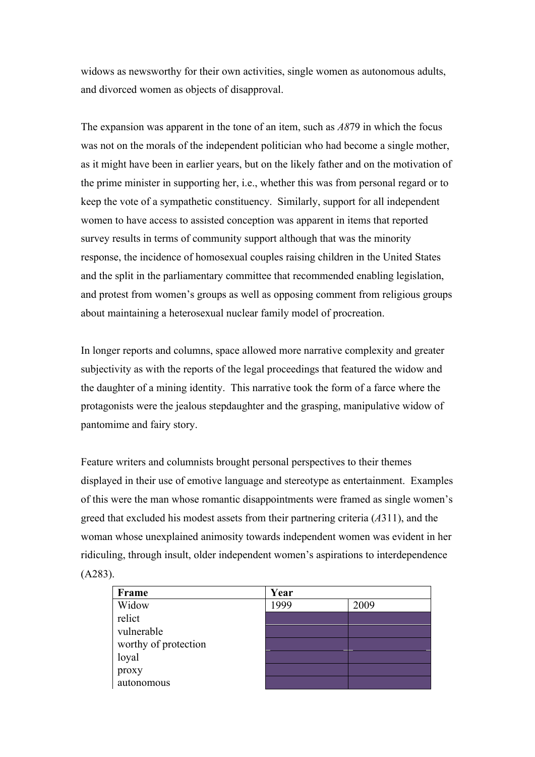widows as newsworthy for their own activities, single women as autonomous adults, and divorced women as objects of disapproval.

The expansion was apparent in the tone of an item, such as *A8*79 in which the focus was not on the morals of the independent politician who had become a single mother, as it might have been in earlier years, but on the likely father and on the motivation of the prime minister in supporting her, i.e., whether this was from personal regard or to keep the vote of a sympathetic constituency. Similarly, support for all independent women to have access to assisted conception was apparent in items that reported survey results in terms of community support although that was the minority response, the incidence of homosexual couples raising children in the United States and the split in the parliamentary committee that recommended enabling legislation, and protest from women's groups as well as opposing comment from religious groups about maintaining a heterosexual nuclear family model of procreation.

In longer reports and columns, space allowed more narrative complexity and greater subjectivity as with the reports of the legal proceedings that featured the widow and the daughter of a mining identity. This narrative took the form of a farce where the protagonists were the jealous stepdaughter and the grasping, manipulative widow of pantomime and fairy story.

Feature writers and columnists brought personal perspectives to their themes displayed in their use of emotive language and stereotype as entertainment. Examples of this were the man whose romantic disappointments were framed as single women's greed that excluded his modest assets from their partnering criteria (*A*311), and the woman whose unexplained animosity towards independent women was evident in her ridiculing, through insult, older independent women's aspirations to interdependence (A283).

| **Frame** | **Year** | |
|---|---|---|
| Widow | 1999 | 2009 |
| relict | | |
| vulnerable | | |
| worthy of protection | | |
| loyal | | |
| proxy | | |
| autonomous | | |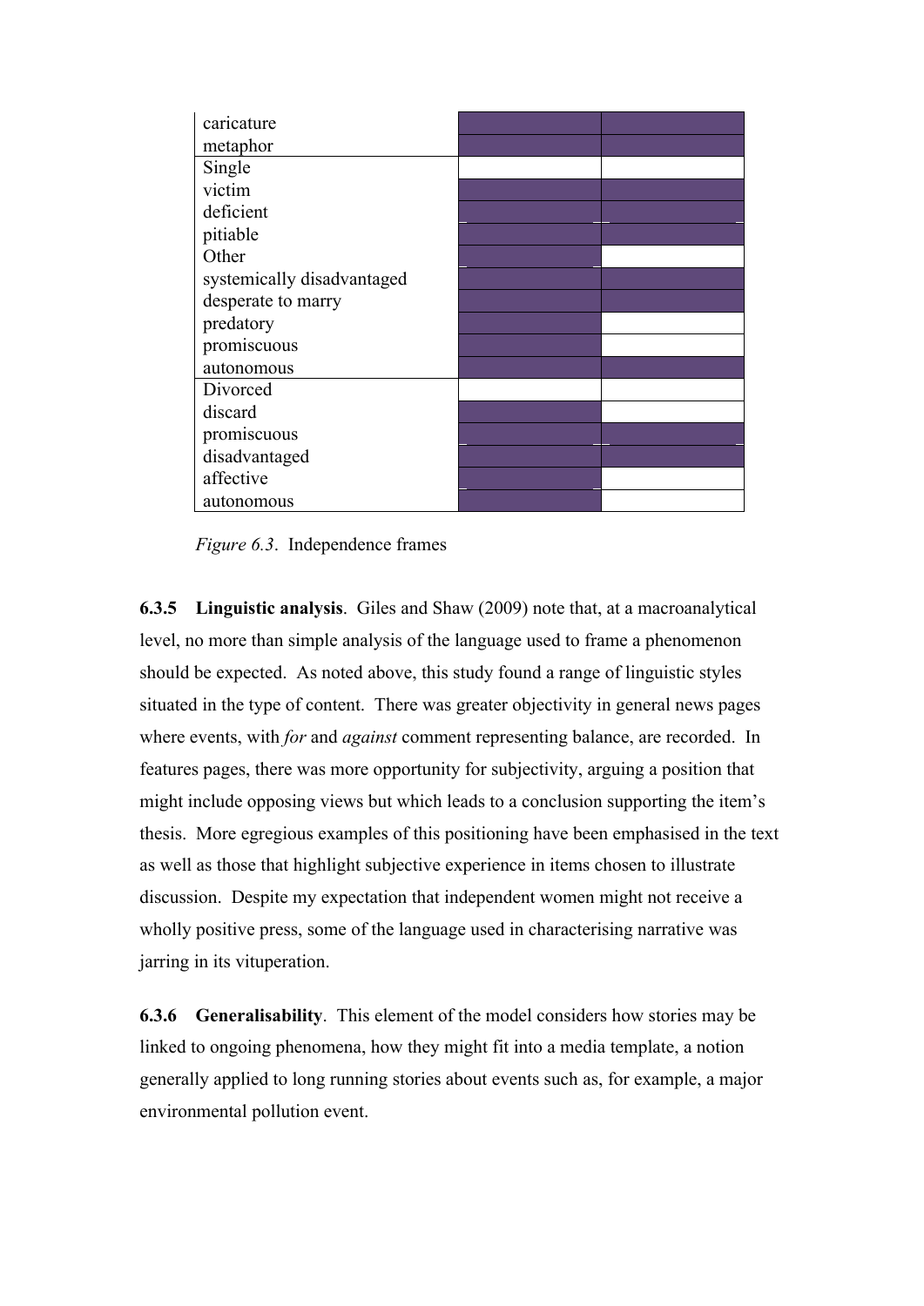| | | |
|---|---|---|
| caricature | ■ | ■ |
| metaphor | ■ | ■ |
| Single | | |
| victim | ■ | ■ |
| deficient | ■ | ■ |
| pitiable | ■ | ■ |
| Other | ■ | |
| systemically disadvantaged | ■ | ■ |
| desperate to marry | ■ | ■ |
| predatory | ■ | |
| promiscuous | ■ | |
| autonomous | ■ | ■ |
| Divorced | | |
| discard | ■ | |
| promiscuous | ■ | ■ |
| disadvantaged | ■ | ■ |
| affective | ■ | |
| autonomous | ■ | |

*Figure 6.3*. Independence frames

**6.3.5 Linguistic analysis**. Giles and Shaw (2009) note that, at a macroanalytical level, no more than simple analysis of the language used to frame a phenomenon should be expected. As noted above, this study found a range of linguistic styles situated in the type of content. There was greater objectivity in general news pages where events, with *for* and *against* comment representing balance, are recorded. In features pages, there was more opportunity for subjectivity, arguing a position that might include opposing views but which leads to a conclusion supporting the item's thesis. More egregious examples of this positioning have been emphasised in the text as well as those that highlight subjective experience in items chosen to illustrate discussion. Despite my expectation that independent women might not receive a wholly positive press, some of the language used in characterising narrative was jarring in its vituperation.

**6.3.6 Generalisability**. This element of the model considers how stories may be linked to ongoing phenomena, how they might fit into a media template, a notion generally applied to long running stories about events such as, for example, a major environmental pollution event.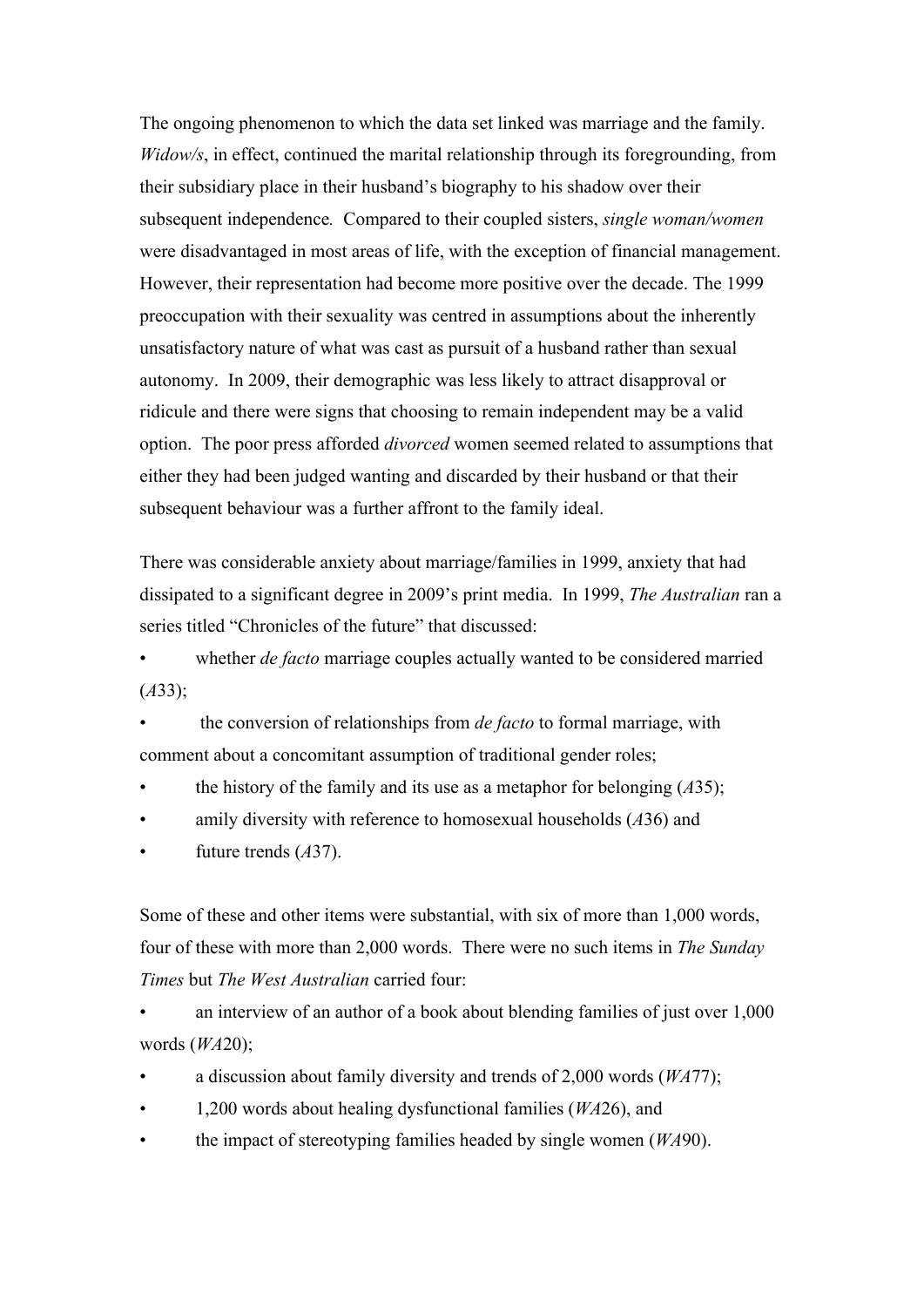The ongoing phenomenon to which the data set linked was marriage and the family. *Widow/s*, in effect, continued the marital relationship through its foregrounding, from their subsidiary place in their husband's biography to his shadow over their subsequent independence. Compared to their coupled sisters, *single woman/women* were disadvantaged in most areas of life, with the exception of financial management. However, their representation had become more positive over the decade. The 1999 preoccupation with their sexuality was centred in assumptions about the inherently unsatisfactory nature of what was cast as pursuit of a husband rather than sexual autonomy. In 2009, their demographic was less likely to attract disapproval or ridicule and there were signs that choosing to remain independent may be a valid option. The poor press afforded *divorced* women seemed related to assumptions that either they had been judged wanting and discarded by their husband or that their subsequent behaviour was a further affront to the family ideal.

There was considerable anxiety about marriage/families in 1999, anxiety that had dissipated to a significant degree in 2009's print media. In 1999, *The Australian* ran a series titled "Chronicles of the future" that discussed:

- whether *de facto* marriage couples actually wanted to be considered married (*A*33);
- the conversion of relationships from *de facto* to formal marriage, with comment about a concomitant assumption of traditional gender roles;
- the history of the family and its use as a metaphor for belonging (*A*35);
- amily diversity with reference to homosexual households (*A*36) and
- future trends (*A*37).

Some of these and other items were substantial, with six of more than 1,000 words, four of these with more than 2,000 words. There were no such items in *The Sunday Times* but *The West Australian* carried four:

- an interview of an author of a book about blending families of just over 1,000 words (*WA*20);
- a discussion about family diversity and trends of 2,000 words (*WA*77);
- 1,200 words about healing dysfunctional families (*WA*26), and
- the impact of stereotyping families headed by single women (*WA*90).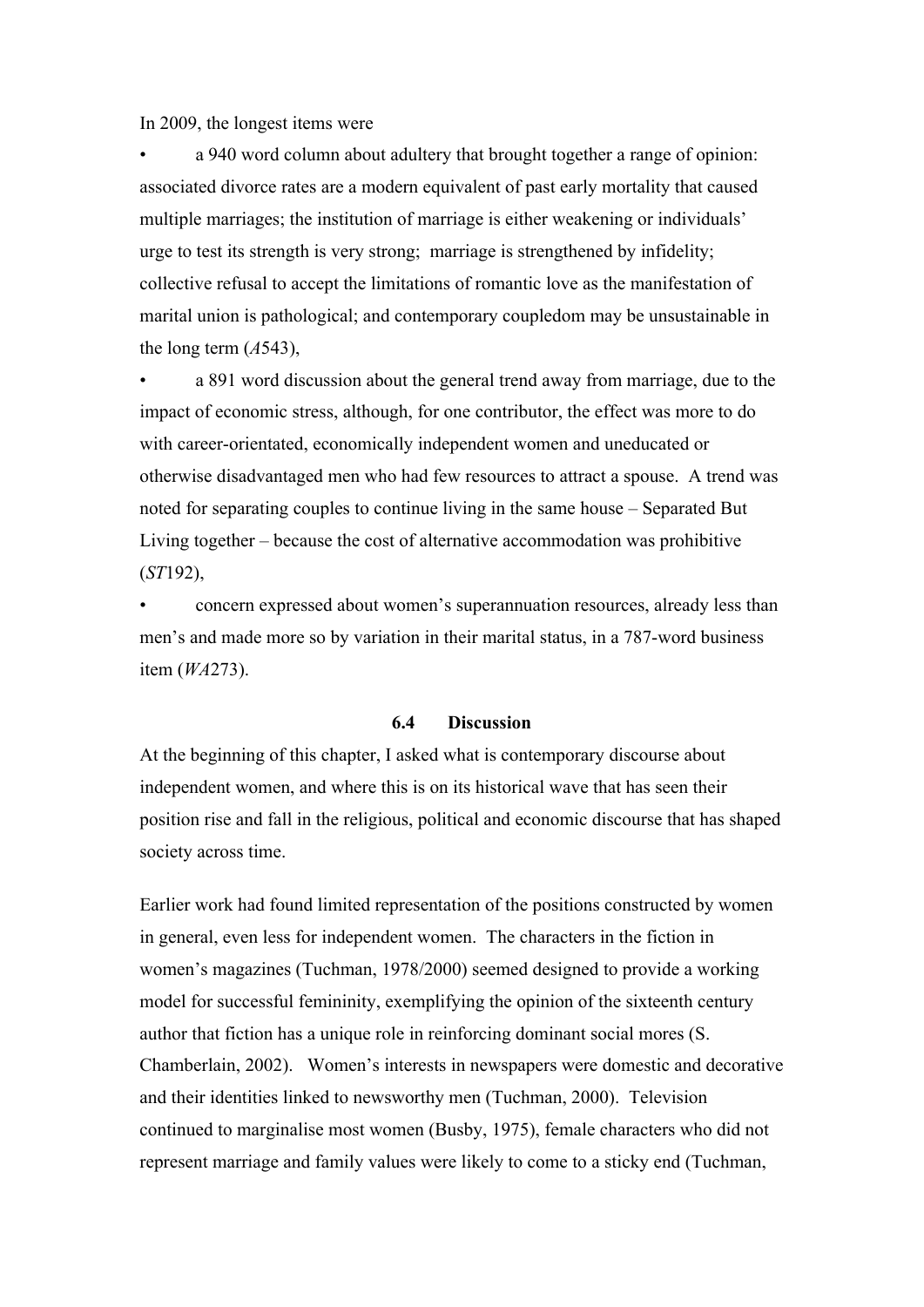In 2009, the longest items were

- a 940 word column about adultery that brought together a range of opinion: associated divorce rates are a modern equivalent of past early mortality that caused multiple marriages; the institution of marriage is either weakening or individuals' urge to test its strength is very strong; marriage is strengthened by infidelity; collective refusal to accept the limitations of romantic love as the manifestation of marital union is pathological; and contemporary coupledom may be unsustainable in the long term (*A*543),
- a 891 word discussion about the general trend away from marriage, due to the impact of economic stress, although, for one contributor, the effect was more to do with career-orientated, economically independent women and uneducated or otherwise disadvantaged men who had few resources to attract a spouse. A trend was noted for separating couples to continue living in the same house – Separated But Living together – because the cost of alternative accommodation was prohibitive (*ST*192),
- concern expressed about women's superannuation resources, already less than men's and made more so by variation in their marital status, in a 787-word business item (*WA*273).

### 6.4 Discussion

At the beginning of this chapter, I asked what is contemporary discourse about independent women, and where this is on its historical wave that has seen their position rise and fall in the religious, political and economic discourse that has shaped society across time.

Earlier work had found limited representation of the positions constructed by women in general, even less for independent women. The characters in the fiction in women's magazines (Tuchman, 1978/2000) seemed designed to provide a working model for successful femininity, exemplifying the opinion of the sixteenth century author that fiction has a unique role in reinforcing dominant social mores (S. Chamberlain, 2002). Women's interests in newspapers were domestic and decorative and their identities linked to newsworthy men (Tuchman, 2000). Television continued to marginalise most women (Busby, 1975), female characters who did not represent marriage and family values were likely to come to a sticky end (Tuchman,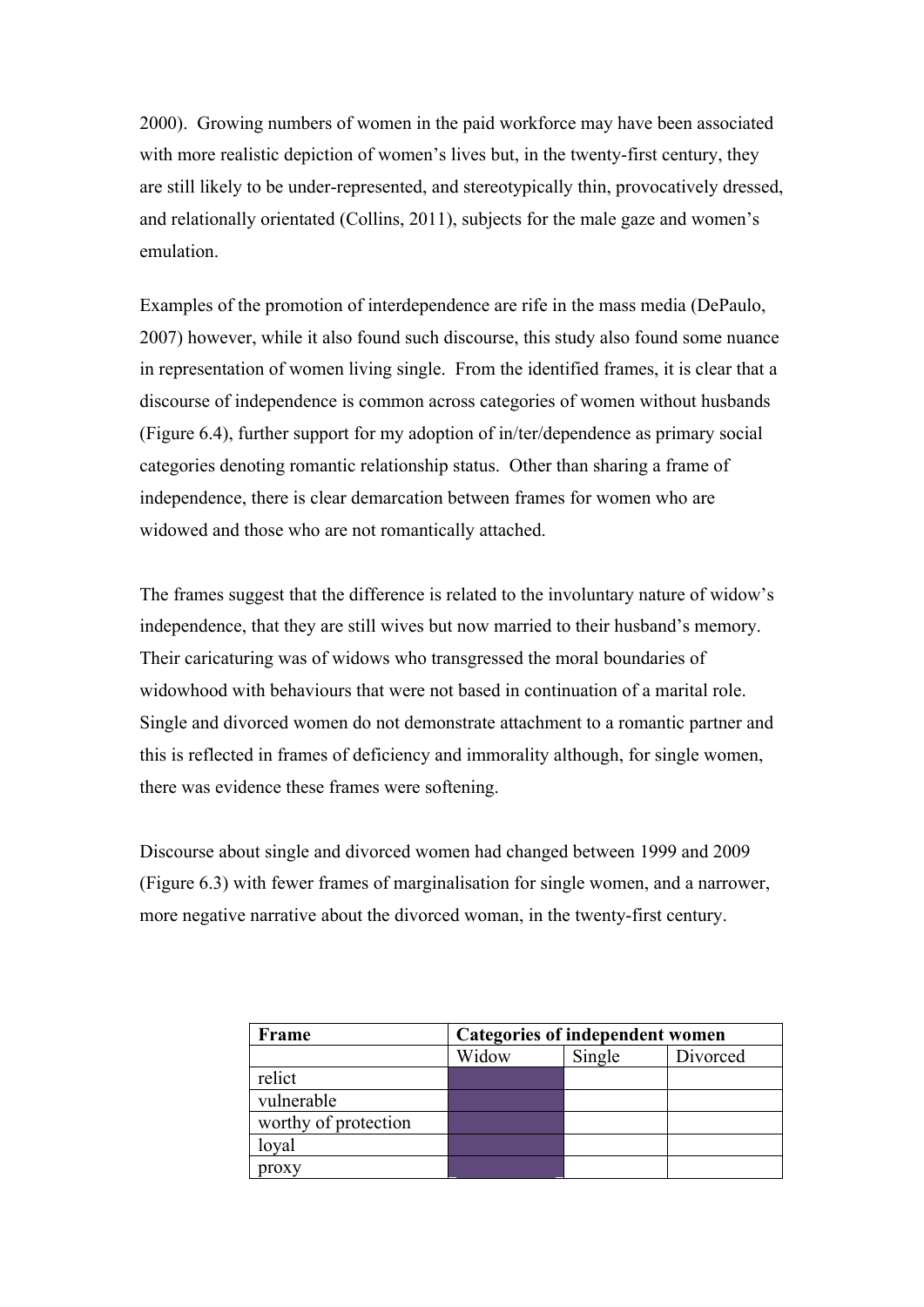2000). Growing numbers of women in the paid workforce may have been associated with more realistic depiction of women's lives but, in the twenty-first century, they are still likely to be under-represented, and stereotypically thin, provocatively dressed, and relationally orientated (Collins, 2011), subjects for the male gaze and women's emulation.

Examples of the promotion of interdependence are rife in the mass media (DePaulo, 2007) however, while it also found such discourse, this study also found some nuance in representation of women living single. From the identified frames, it is clear that a discourse of independence is common across categories of women without husbands (Figure 6.4), further support for my adoption of in/ter/dependence as primary social categories denoting romantic relationship status. Other than sharing a frame of independence, there is clear demarcation between frames for women who are widowed and those who are not romantically attached.

The frames suggest that the difference is related to the involuntary nature of widow's independence, that they are still wives but now married to their husband's memory. Their caricaturing was of widows who transgressed the moral boundaries of widowhood with behaviours that were not based in continuation of a marital role. Single and divorced women do not demonstrate attachment to a romantic partner and this is reflected in frames of deficiency and immorality although, for single women, there was evidence these frames were softening.

Discourse about single and divorced women had changed between 1999 and 2009 (Figure 6.3) with fewer frames of marginalisation for single women, and a narrower, more negative narrative about the divorced woman, in the twenty-first century.

| **Frame** | **Categories of independent women** | | |
|---|---|---|---|
| | Widow | Single | Divorced |
| relict | | | |
| vulnerable | | | |
| worthy of protection | | | |
| loyal | | | |
| proxy | | | |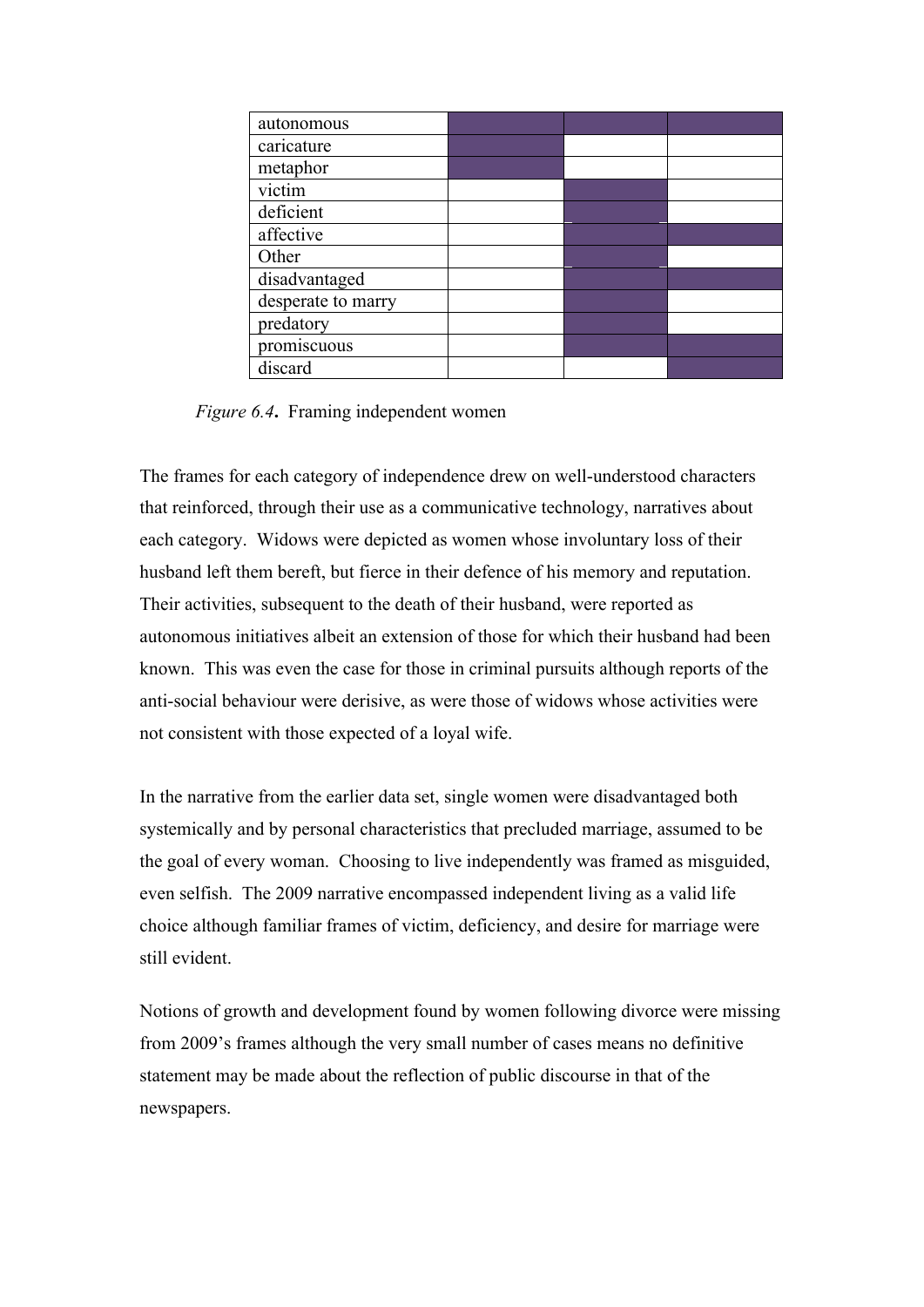| | | | |
|---|---|---|---|
| autonomous | ■ | ■ | ■ |
| caricature | ■ | | |
| metaphor | ■ | | |
| victim | | ■ | |
| deficient | | ■ | |
| affective | | ■ | ■ |
| Other | | ■ | |
| disadvantaged | | ■ | ■ |
| desperate to marry | | ■ | |
| predatory | | ■ | |
| promiscuous | | ■ | ■ |
| discard | | | ■ |

*Figure 6.4*. Framing independent women

The frames for each category of independence drew on well-understood characters that reinforced, through their use as a communicative technology, narratives about each category. Widows were depicted as women whose involuntary loss of their husband left them bereft, but fierce in their defence of his memory and reputation. Their activities, subsequent to the death of their husband, were reported as autonomous initiatives albeit an extension of those for which their husband had been known. This was even the case for those in criminal pursuits although reports of the anti-social behaviour were derisive, as were those of widows whose activities were not consistent with those expected of a loyal wife.

In the narrative from the earlier data set, single women were disadvantaged both systemically and by personal characteristics that precluded marriage, assumed to be the goal of every woman. Choosing to live independently was framed as misguided, even selfish. The 2009 narrative encompassed independent living as a valid life choice although familiar frames of victim, deficiency, and desire for marriage were still evident.

Notions of growth and development found by women following divorce were missing from 2009's frames although the very small number of cases means no definitive statement may be made about the reflection of public discourse in that of the newspapers.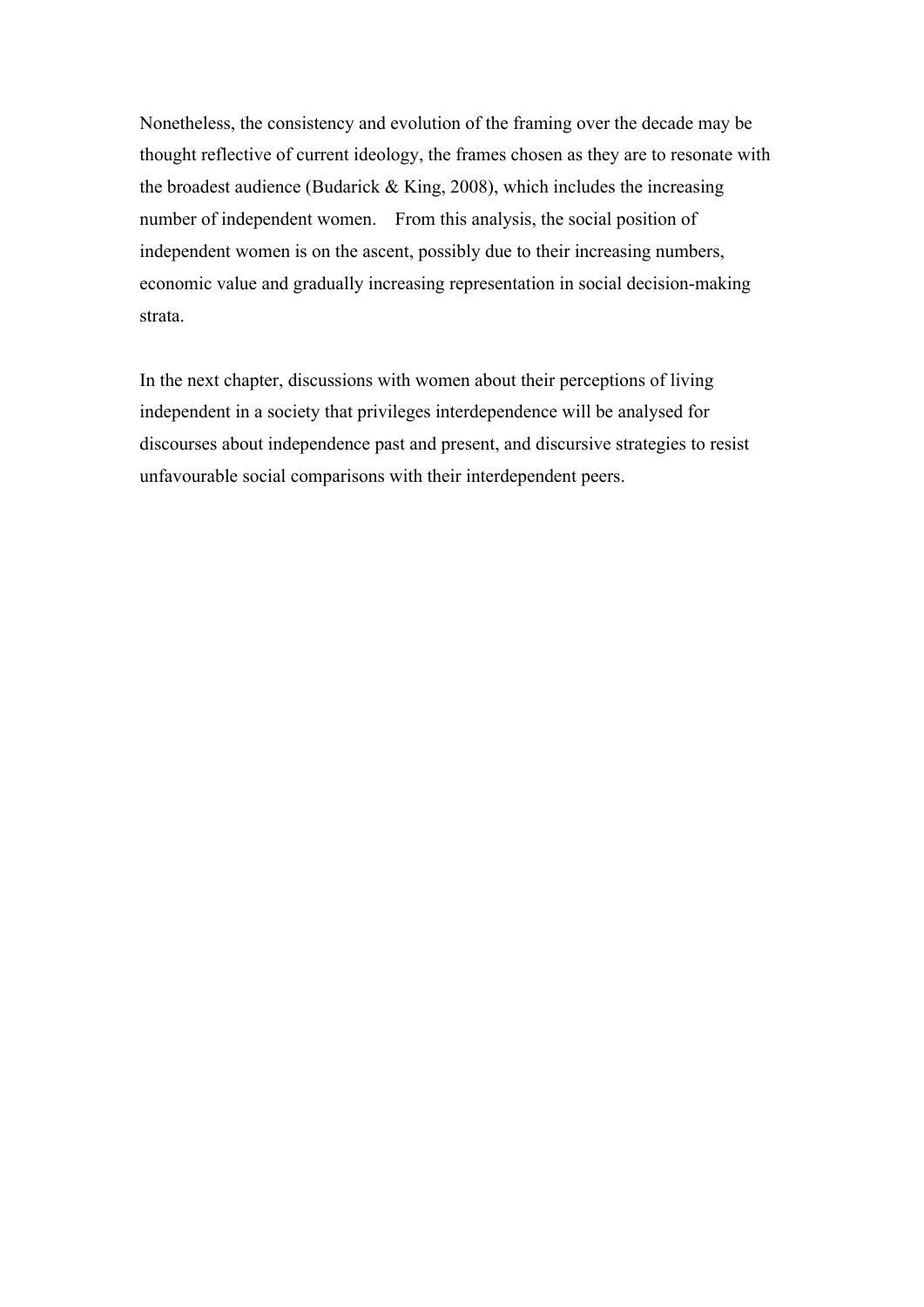Nonetheless, the consistency and evolution of the framing over the decade may be thought reflective of current ideology, the frames chosen as they are to resonate with the broadest audience (Budarick & King, 2008), which includes the increasing number of independent women. From this analysis, the social position of independent women is on the ascent, possibly due to their increasing numbers, economic value and gradually increasing representation in social decision-making strata.

In the next chapter, discussions with women about their perceptions of living independent in a society that privileges interdependence will be analysed for discourses about independence past and present, and discursive strategies to resist unfavourable social comparisons with their interdependent peers.